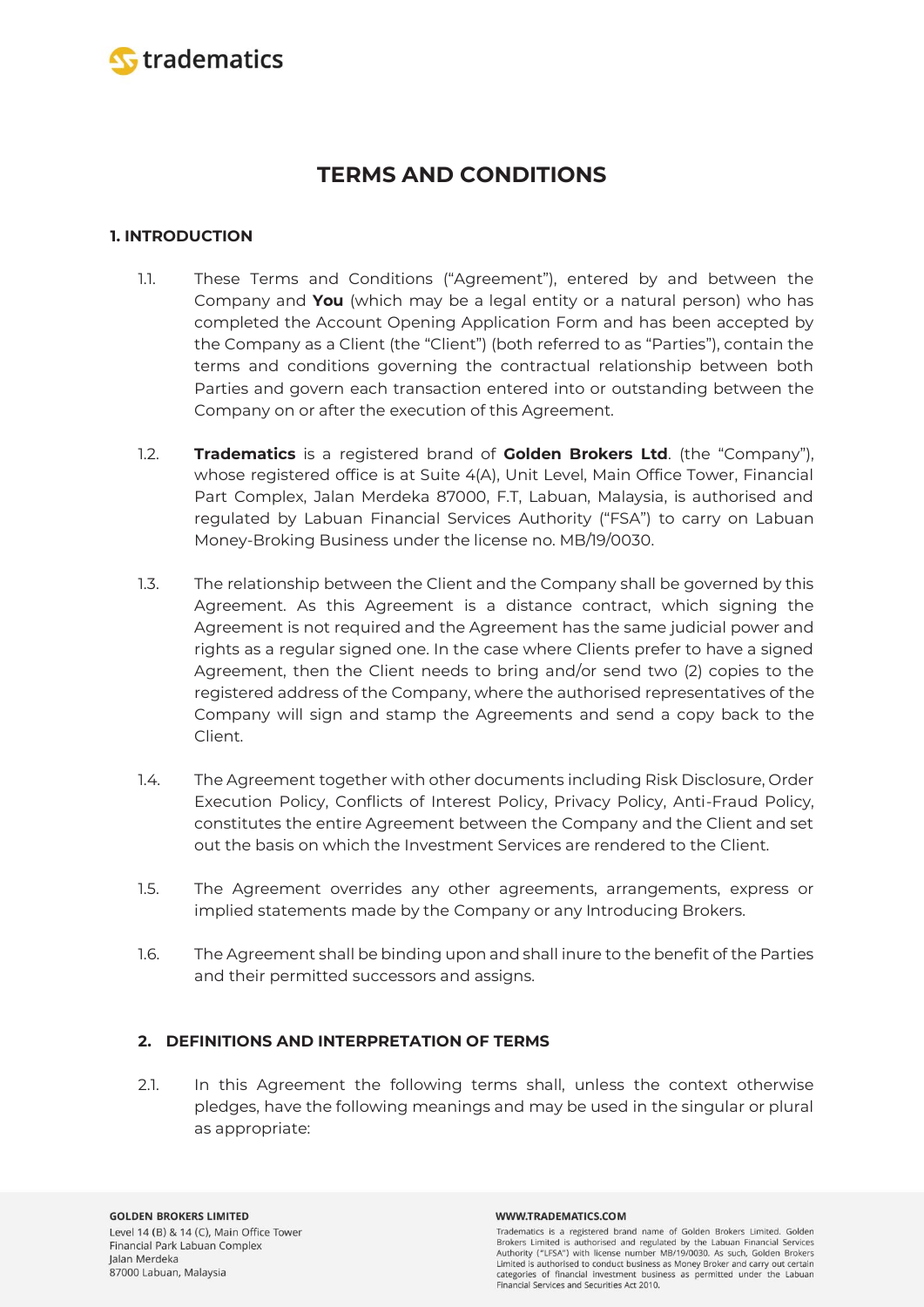# TERMS AND CONDITIONS

## 1. INTRODUCTION

1.1. These Terms and Conditions ("Agreement"), entered by and between the Company and **You** (which may be a legal entity or a natural person) who has completed the Account Opening Application Form and has been accepted by the Company as a Client (the "Client") (both referred to as "Parties"), contain the terms and conditions governing the contractual relationship between both Parties and govern each transaction entered into or outstanding between the Company on or after the execution of this Agreement.

1.2. **Tradematics** is a registered brand of **Golden Brokers Ltd**. (the "Company"), whose registered office is at Suite 4(A), Unit Level, Main Office Tower, Financial Part Complex, Jalan Merdeka 87000, F.T, Labuan, Malaysia, is authorised and regulated by Labuan Financial Services Authority ("FSA") to carry on Labuan Money-Broking Business under the license no. MB/19/0030.

1.3. The relationship between the Client and the Company shall be governed by this Agreement. As this Agreement is a distance contract, which signing the Agreement is not required and the Agreement has the same judicial power and rights as a regular signed one. In the case where Clients prefer to have a signed Agreement, then the Client needs to bring and/or send two (2) copies to the registered address of the Company, where the authorised representatives of the Company will sign and stamp the Agreements and send a copy back to the Client.

1.4. The Agreement together with other documents including Risk Disclosure, Order Execution Policy, Conflicts of Interest Policy, Privacy Policy, Anti-Fraud Policy, constitutes the entire Agreement between the Company and the Client and set out the basis on which the Investment Services are rendered to the Client.

1.5. The Agreement overrides any other agreements, arrangements, express or implied statements made by the Company or any Introducing Brokers.

1.6. The Agreement shall be binding upon and shall inure to the benefit of the Parties and their permitted successors and assigns.

## 2. DEFINITIONS AND INTERPRETATION OF TERMS

2.1. In this Agreement the following terms shall, unless the context otherwise pledges, have the following meanings and may be used in the singular or plural as appropriate: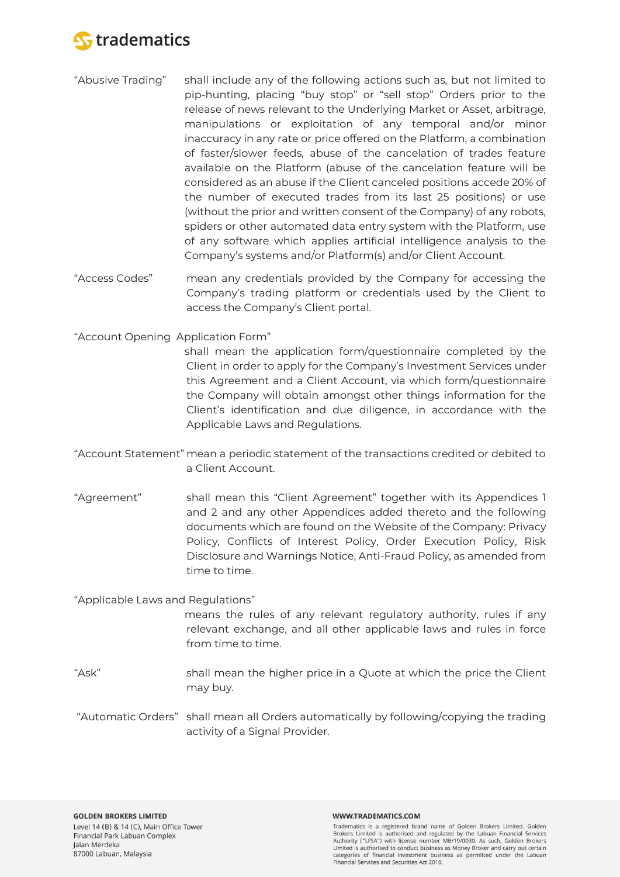"Abusive Trading" shall include any of the following actions such as, but not limited to pip-hunting, placing "buy stop" or "sell stop" Orders prior to the release of news relevant to the Underlying Market or Asset, arbitrage, manipulations or exploitation of any temporal and/or minor inaccuracy in any rate or price offered on the Platform, a combination of faster/slower feeds, abuse of the cancelation of trades feature available on the Platform (abuse of the cancelation feature will be considered as an abuse if the Client canceled positions accede 20% of the number of executed trades from its last 25 positions) or use (without the prior and written consent of the Company) of any robots, spiders or other automated data entry system with the Platform, use of any software which applies artificial intelligence analysis to the Company's systems and/or Platform(s) and/or Client Account.

"Access Codes" mean any credentials provided by the Company for accessing the Company's trading platform or credentials used by the Client to access the Company's Client portal.

"Account Opening Application Form" shall mean the application form/questionnaire completed by the Client in order to apply for the Company's Investment Services under this Agreement and a Client Account, via which form/questionnaire the Company will obtain amongst other things information for the Client's identification and due diligence, in accordance with the Applicable Laws and Regulations.

"Account Statement" mean a periodic statement of the transactions credited or debited to a Client Account.

"Agreement" shall mean this "Client Agreement" together with its Appendices 1 and 2 and any other Appendices added thereto and the following documents which are found on the Website of the Company: Privacy Policy, Conflicts of Interest Policy, Order Execution Policy, Risk Disclosure and Warnings Notice, Anti-Fraud Policy, as amended from time to time.

"Applicable Laws and Regulations" means the rules of any relevant regulatory authority, rules if any relevant exchange, and all other applicable laws and rules in force from time to time.

"Ask" shall mean the higher price in a Quote at which the price the Client may buy.

"Automatic Orders" shall mean all Orders automatically by following/copying the trading activity of a Signal Provider.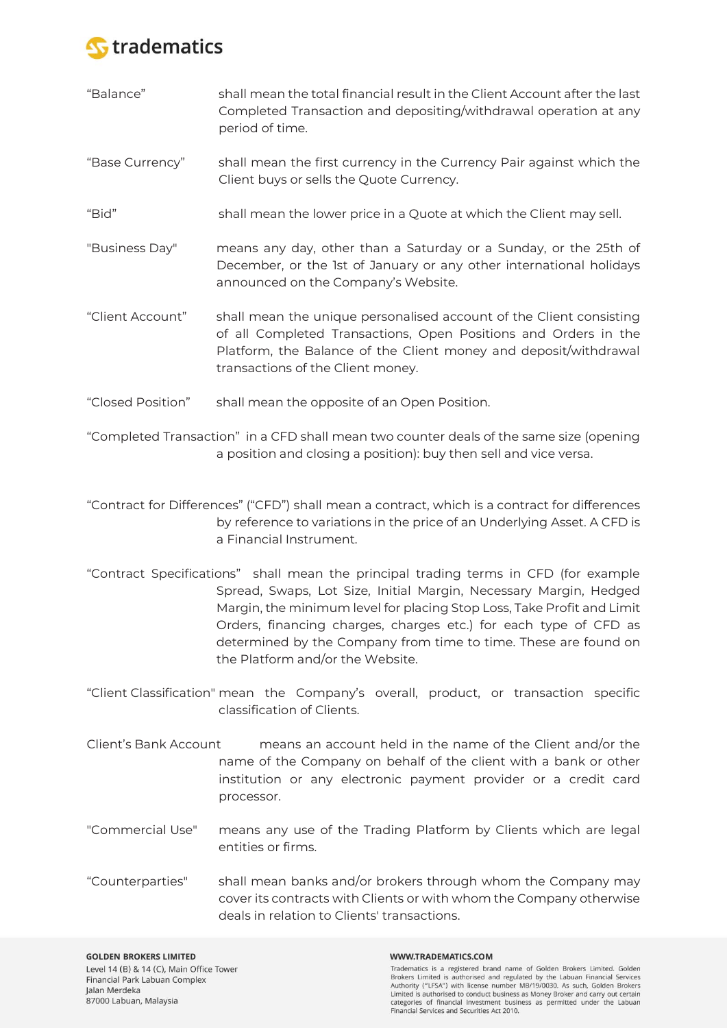"Balance" shall mean the total financial result in the Client Account after the last Completed Transaction and depositing/withdrawal operation at any period of time.

"Base Currency" shall mean the first currency in the Currency Pair against which the Client buys or sells the Quote Currency.

"Bid" shall mean the lower price in a Quote at which the Client may sell.

"Business Day" means any day, other than a Saturday or a Sunday, or the 25th of December, or the 1st of January or any other international holidays announced on the Company's Website.

"Client Account" shall mean the unique personalised account of the Client consisting of all Completed Transactions, Open Positions and Orders in the Platform, the Balance of the Client money and deposit/withdrawal transactions of the Client money.

"Closed Position" shall mean the opposite of an Open Position.

"Completed Transaction" in a CFD shall mean two counter deals of the same size (opening a position and closing a position): buy then sell and vice versa.

"Contract for Differences" ("CFD") shall mean a contract, which is a contract for differences by reference to variations in the price of an Underlying Asset. A CFD is a Financial Instrument.

"Contract Specifications" shall mean the principal trading terms in CFD (for example Spread, Swaps, Lot Size, Initial Margin, Necessary Margin, Hedged Margin, the minimum level for placing Stop Loss, Take Profit and Limit Orders, financing charges, charges etc.) for each type of CFD as determined by the Company from time to time. These are found on the Platform and/or the Website.

"Client Classification" mean the Company's overall, product, or transaction specific classification of Clients.

Client's Bank Account means an account held in the name of the Client and/or the name of the Company on behalf of the client with a bank or other institution or any electronic payment provider or a credit card processor.

"Commercial Use" means any use of the Trading Platform by Clients which are legal entities or firms.

"Counterparties" shall mean banks and/or brokers through whom the Company may cover its contracts with Clients or with whom the Company otherwise deals in relation to Clients' transactions.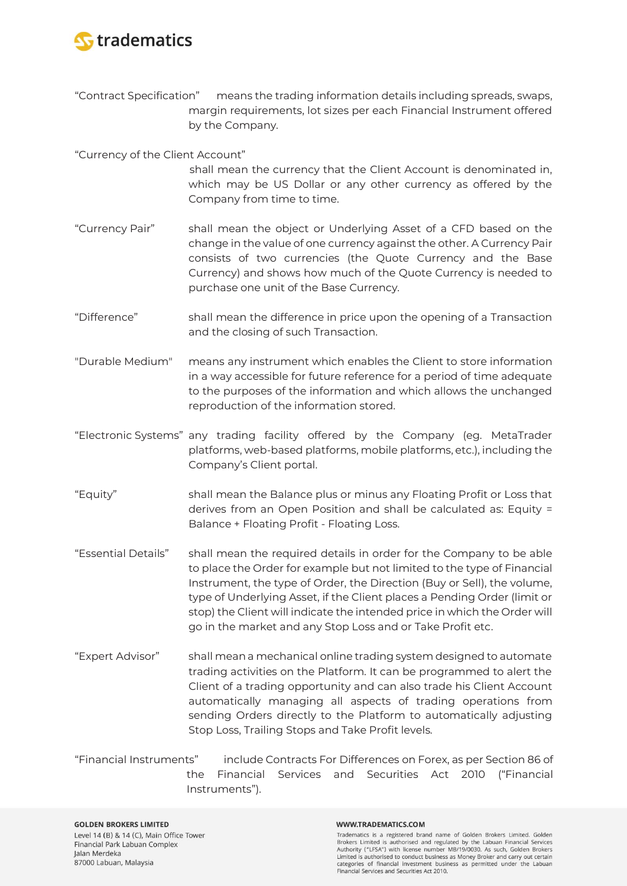"Contract Specification" means the trading information details including spreads, swaps, margin requirements, lot sizes per each Financial Instrument offered by the Company.

"Currency of the Client Account" shall mean the currency that the Client Account is denominated in, which may be US Dollar or any other currency as offered by the Company from time to time.

"Currency Pair" shall mean the object or Underlying Asset of a CFD based on the change in the value of one currency against the other. A Currency Pair consists of two currencies (the Quote Currency and the Base Currency) and shows how much of the Quote Currency is needed to purchase one unit of the Base Currency.

"Difference" shall mean the difference in price upon the opening of a Transaction and the closing of such Transaction.

"Durable Medium" means any instrument which enables the Client to store information in a way accessible for future reference for a period of time adequate to the purposes of the information and which allows the unchanged reproduction of the information stored.

"Electronic Systems" any trading facility offered by the Company (eg. MetaTrader platforms, web-based platforms, mobile platforms, etc.), including the Company's Client portal.

"Equity" shall mean the Balance plus or minus any Floating Profit or Loss that derives from an Open Position and shall be calculated as: Equity = Balance + Floating Profit - Floating Loss.

"Essential Details" shall mean the required details in order for the Company to be able to place the Order for example but not limited to the type of Financial Instrument, the type of Order, the Direction (Buy or Sell), the volume, type of Underlying Asset, if the Client places a Pending Order (limit or stop) the Client will indicate the intended price in which the Order will go in the market and any Stop Loss and or Take Profit etc.

"Expert Advisor" shall mean a mechanical online trading system designed to automate trading activities on the Platform. It can be programmed to alert the Client of a trading opportunity and can also trade his Client Account automatically managing all aspects of trading operations from sending Orders directly to the Platform to automatically adjusting Stop Loss, Trailing Stops and Take Profit levels.

"Financial Instruments" include Contracts For Differences on Forex, as per Section 86 of the Financial Services and Securities Act 2010 ("Financial Instruments").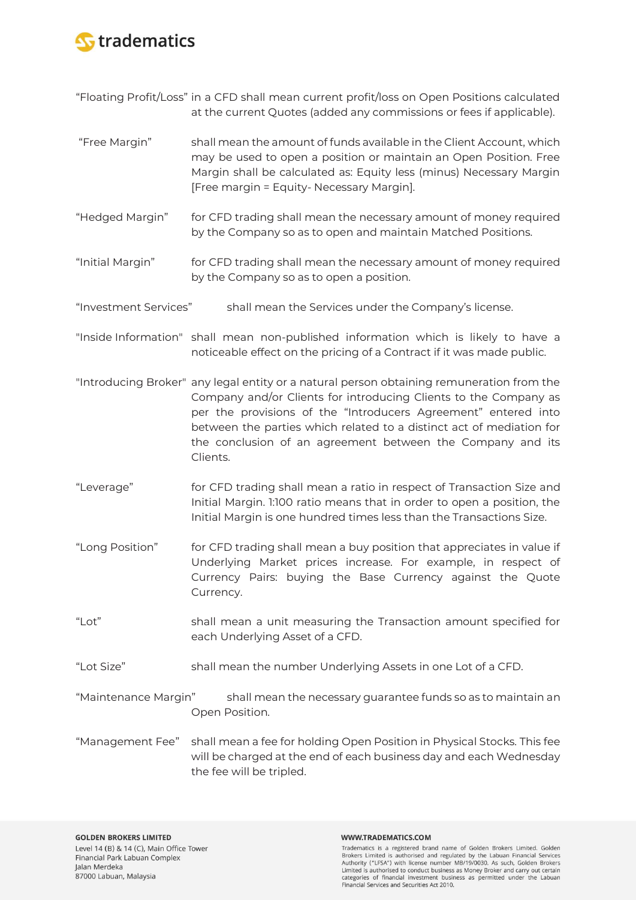"Floating Profit/Loss" in a CFD shall mean current profit/loss on Open Positions calculated at the current Quotes (added any commissions or fees if applicable).

"Free Margin" shall mean the amount of funds available in the Client Account, which may be used to open a position or maintain an Open Position. Free Margin shall be calculated as: Equity less (minus) Necessary Margin [Free margin = Equity- Necessary Margin].

"Hedged Margin" for CFD trading shall mean the necessary amount of money required by the Company so as to open and maintain Matched Positions.

"Initial Margin" for CFD trading shall mean the necessary amount of money required by the Company so as to open a position.

"Investment Services" shall mean the Services under the Company's license.

"Inside Information" shall mean non-published information which is likely to have a noticeable effect on the pricing of a Contract if it was made public.

"Introducing Broker" any legal entity or a natural person obtaining remuneration from the Company and/or Clients for introducing Clients to the Company as per the provisions of the "Introducers Agreement" entered into between the parties which related to a distinct act of mediation for the conclusion of an agreement between the Company and its Clients.

"Leverage" for CFD trading shall mean a ratio in respect of Transaction Size and Initial Margin. 1:100 ratio means that in order to open a position, the Initial Margin is one hundred times less than the Transactions Size.

"Long Position" for CFD trading shall mean a buy position that appreciates in value if Underlying Market prices increase. For example, in respect of Currency Pairs: buying the Base Currency against the Quote Currency.

"Lot" shall mean a unit measuring the Transaction amount specified for each Underlying Asset of a CFD.

"Lot Size" shall mean the number Underlying Assets in one Lot of a CFD.

"Maintenance Margin" shall mean the necessary guarantee funds so as to maintain an Open Position.

"Management Fee" shall mean a fee for holding Open Position in Physical Stocks. This fee will be charged at the end of each business day and each Wednesday the fee will be tripled.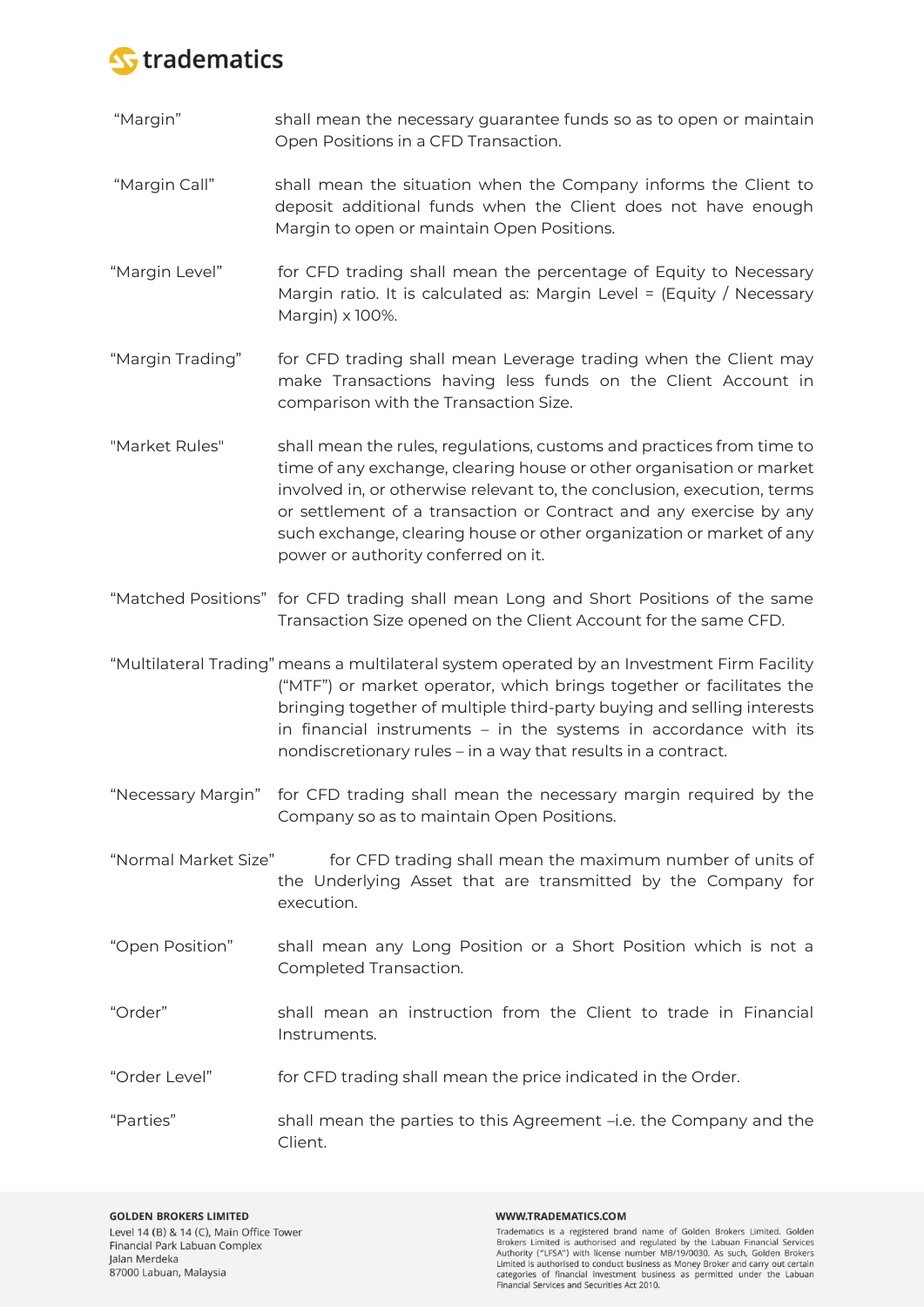“Margin” shall mean the necessary guarantee funds so as to open or maintain Open Positions in a CFD Transaction.

“Margin Call” shall mean the situation when the Company informs the Client to deposit additional funds when the Client does not have enough Margin to open or maintain Open Positions.

“Margin Level” for CFD trading shall mean the percentage of Equity to Necessary Margin ratio. It is calculated as: Margin Level = (Equity / Necessary Margin) x 100%.

“Margin Trading” for CFD trading shall mean Leverage trading when the Client may make Transactions having less funds on the Client Account in comparison with the Transaction Size.

"Market Rules" shall mean the rules, regulations, customs and practices from time to time of any exchange, clearing house or other organisation or market involved in, or otherwise relevant to, the conclusion, execution, terms or settlement of a transaction or Contract and any exercise by any such exchange, clearing house or other organization or market of any power or authority conferred on it.

“Matched Positions” for CFD trading shall mean Long and Short Positions of the same Transaction Size opened on the Client Account for the same CFD.

“Multilateral Trading” means a multilateral system operated by an Investment Firm Facility (“MTF”) or market operator, which brings together or facilitates the bringing together of multiple third-party buying and selling interests in financial instruments – in the systems in accordance with its nondiscretionary rules – in a way that results in a contract.

“Necessary Margin” for CFD trading shall mean the necessary margin required by the Company so as to maintain Open Positions.

“Normal Market Size” for CFD trading shall mean the maximum number of units of the Underlying Asset that are transmitted by the Company for execution.

“Open Position” shall mean any Long Position or a Short Position which is not a Completed Transaction.

“Order” shall mean an instruction from the Client to trade in Financial Instruments.

“Order Level” for CFD trading shall mean the price indicated in the Order.

“Parties” shall mean the parties to this Agreement –i.e. the Company and the Client.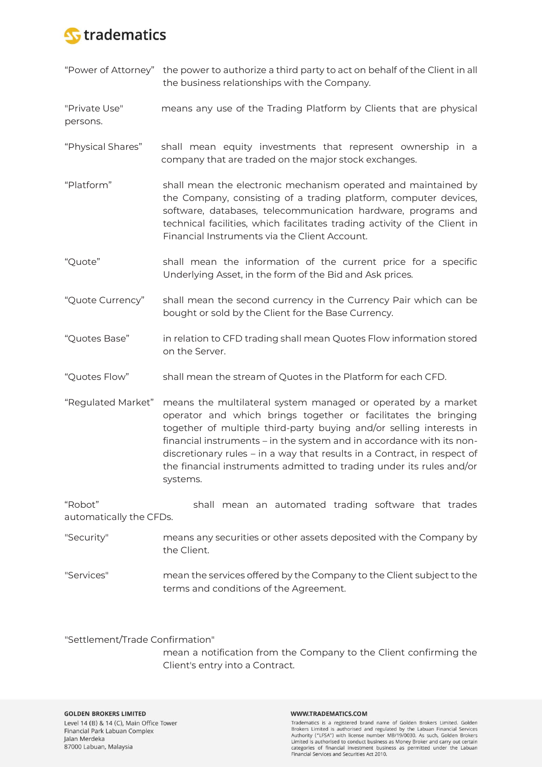"Power of Attorney" the power to authorize a third party to act on behalf of the Client in all the business relationships with the Company.

"Private Use" means any use of the Trading Platform by Clients that are physical persons.

"Physical Shares" shall mean equity investments that represent ownership in a company that are traded on the major stock exchanges.

"Platform" shall mean the electronic mechanism operated and maintained by the Company, consisting of a trading platform, computer devices, software, databases, telecommunication hardware, programs and technical facilities, which facilitates trading activity of the Client in Financial Instruments via the Client Account.

"Quote" shall mean the information of the current price for a specific Underlying Asset, in the form of the Bid and Ask prices.

"Quote Currency" shall mean the second currency in the Currency Pair which can be bought or sold by the Client for the Base Currency.

"Quotes Base" in relation to CFD trading shall mean Quotes Flow information stored on the Server.

"Quotes Flow" shall mean the stream of Quotes in the Platform for each CFD.

"Regulated Market" means the multilateral system managed or operated by a market operator and which brings together or facilitates the bringing together of multiple third-party buying and/or selling interests in financial instruments – in the system and in accordance with its non-discretionary rules – in a way that results in a Contract, in respect of the financial instruments admitted to trading under its rules and/or systems.

"Robot" shall mean an automated trading software that trades automatically the CFDs.

"Security" means any securities or other assets deposited with the Company by the Client.

"Services" mean the services offered by the Company to the Client subject to the terms and conditions of the Agreement.

"Settlement/Trade Confirmation" mean a notification from the Company to the Client confirming the Client's entry into a Contract.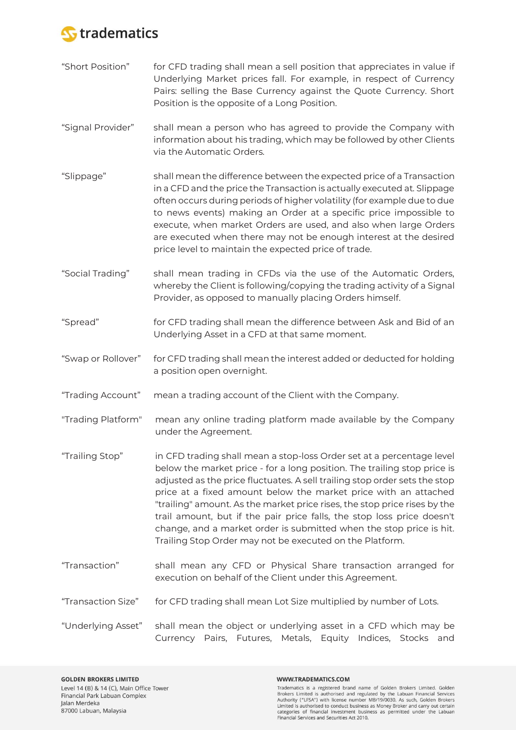"Short Position" for CFD trading shall mean a sell position that appreciates in value if Underlying Market prices fall. For example, in respect of Currency Pairs: selling the Base Currency against the Quote Currency. Short Position is the opposite of a Long Position.

"Signal Provider" shall mean a person who has agreed to provide the Company with information about his trading, which may be followed by other Clients via the Automatic Orders.

"Slippage" shall mean the difference between the expected price of a Transaction in a CFD and the price the Transaction is actually executed at. Slippage often occurs during periods of higher volatility (for example due to due to news events) making an Order at a specific price impossible to execute, when market Orders are used, and also when large Orders are executed when there may not be enough interest at the desired price level to maintain the expected price of trade.

"Social Trading" shall mean trading in CFDs via the use of the Automatic Orders, whereby the Client is following/copying the trading activity of a Signal Provider, as opposed to manually placing Orders himself.

"Spread" for CFD trading shall mean the difference between Ask and Bid of an Underlying Asset in a CFD at that same moment.

"Swap or Rollover" for CFD trading shall mean the interest added or deducted for holding a position open overnight.

"Trading Account" mean a trading account of the Client with the Company.

"Trading Platform" mean any online trading platform made available by the Company under the Agreement.

"Trailing Stop" in CFD trading shall mean a stop-loss Order set at a percentage level below the market price - for a long position. The trailing stop price is adjusted as the price fluctuates. A sell trailing stop order sets the stop price at a fixed amount below the market price with an attached "trailing" amount. As the market price rises, the stop price rises by the trail amount, but if the pair price falls, the stop loss price doesn't change, and a market order is submitted when the stop price is hit. Trailing Stop Order may not be executed on the Platform.

"Transaction" shall mean any CFD or Physical Share transaction arranged for execution on behalf of the Client under this Agreement.

"Transaction Size" for CFD trading shall mean Lot Size multiplied by number of Lots.

"Underlying Asset" shall mean the object or underlying asset in a CFD which may be Currency Pairs, Futures, Metals, Equity Indices, Stocks and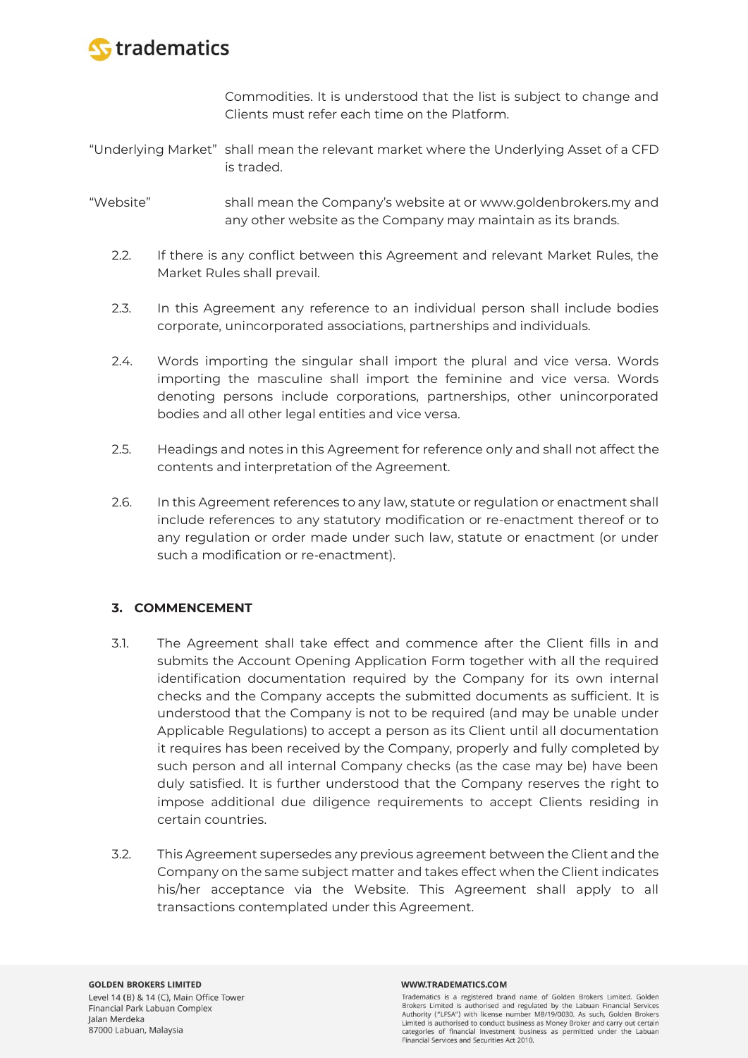Commodities. It is understood that the list is subject to change and Clients must refer each time on the Platform.

"Underlying Market" shall mean the relevant market where the Underlying Asset of a CFD is traded.

"Website" shall mean the Company's website at or www.goldenbrokers.my and any other website as the Company may maintain as its brands.

2.2. If there is any conflict between this Agreement and relevant Market Rules, the Market Rules shall prevail.

2.3. In this Agreement any reference to an individual person shall include bodies corporate, unincorporated associations, partnerships and individuals.

2.4. Words importing the singular shall import the plural and vice versa. Words importing the masculine shall import the feminine and vice versa. Words denoting persons include corporations, partnerships, other unincorporated bodies and all other legal entities and vice versa.

2.5. Headings and notes in this Agreement for reference only and shall not affect the contents and interpretation of the Agreement.

2.6. In this Agreement references to any law, statute or regulation or enactment shall include references to any statutory modification or re-enactment thereof or to any regulation or order made under such law, statute or enactment (or under such a modification or re-enactment).

### 3. COMMENCEMENT

3.1. The Agreement shall take effect and commence after the Client fills in and submits the Account Opening Application Form together with all the required identification documentation required by the Company for its own internal checks and the Company accepts the submitted documents as sufficient. It is understood that the Company is not to be required (and may be unable under Applicable Regulations) to accept a person as its Client until all documentation it requires has been received by the Company, properly and fully completed by such person and all internal Company checks (as the case may be) have been duly satisfied. It is further understood that the Company reserves the right to impose additional due diligence requirements to accept Clients residing in certain countries.

3.2. This Agreement supersedes any previous agreement between the Client and the Company on the same subject matter and takes effect when the Client indicates his/her acceptance via the Website. This Agreement shall apply to all transactions contemplated under this Agreement.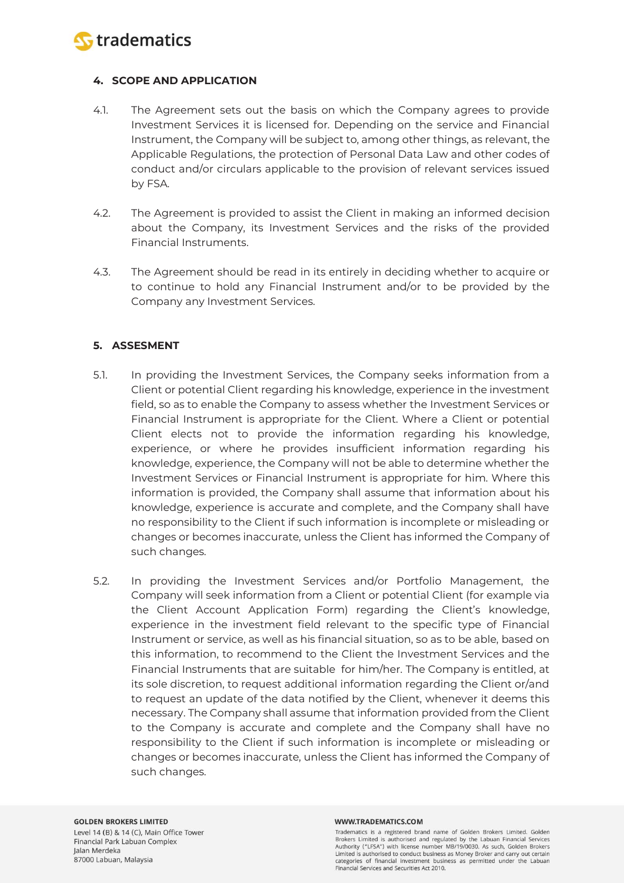## 4. SCOPE AND APPLICATION

4.1. The Agreement sets out the basis on which the Company agrees to provide Investment Services it is licensed for. Depending on the service and Financial Instrument, the Company will be subject to, among other things, as relevant, the Applicable Regulations, the protection of Personal Data Law and other codes of conduct and/or circulars applicable to the provision of relevant services issued by FSA.

4.2. The Agreement is provided to assist the Client in making an informed decision about the Company, its Investment Services and the risks of the provided Financial Instruments.

4.3. The Agreement should be read in its entirely in deciding whether to acquire or to continue to hold any Financial Instrument and/or to be provided by the Company any Investment Services.

## 5. ASSESMENT

5.1. In providing the Investment Services, the Company seeks information from a Client or potential Client regarding his knowledge, experience in the investment field, so as to enable the Company to assess whether the Investment Services or Financial Instrument is appropriate for the Client. Where a Client or potential Client elects not to provide the information regarding his knowledge, experience, or where he provides insufficient information regarding his knowledge, experience, the Company will not be able to determine whether the Investment Services or Financial Instrument is appropriate for him. Where this information is provided, the Company shall assume that information about his knowledge, experience is accurate and complete, and the Company shall have no responsibility to the Client if such information is incomplete or misleading or changes or becomes inaccurate, unless the Client has informed the Company of such changes.

5.2. In providing the Investment Services and/or Portfolio Management, the Company will seek information from a Client or potential Client (for example via the Client Account Application Form) regarding the Client's knowledge, experience in the investment field relevant to the specific type of Financial Instrument or service, as well as his financial situation, so as to be able, based on this information, to recommend to the Client the Investment Services and the Financial Instruments that are suitable for him/her. The Company is entitled, at its sole discretion, to request additional information regarding the Client or/and to request an update of the data notified by the Client, whenever it deems this necessary. The Company shall assume that information provided from the Client to the Company is accurate and complete and the Company shall have no responsibility to the Client if such information is incomplete or misleading or changes or becomes inaccurate, unless the Client has informed the Company of such changes.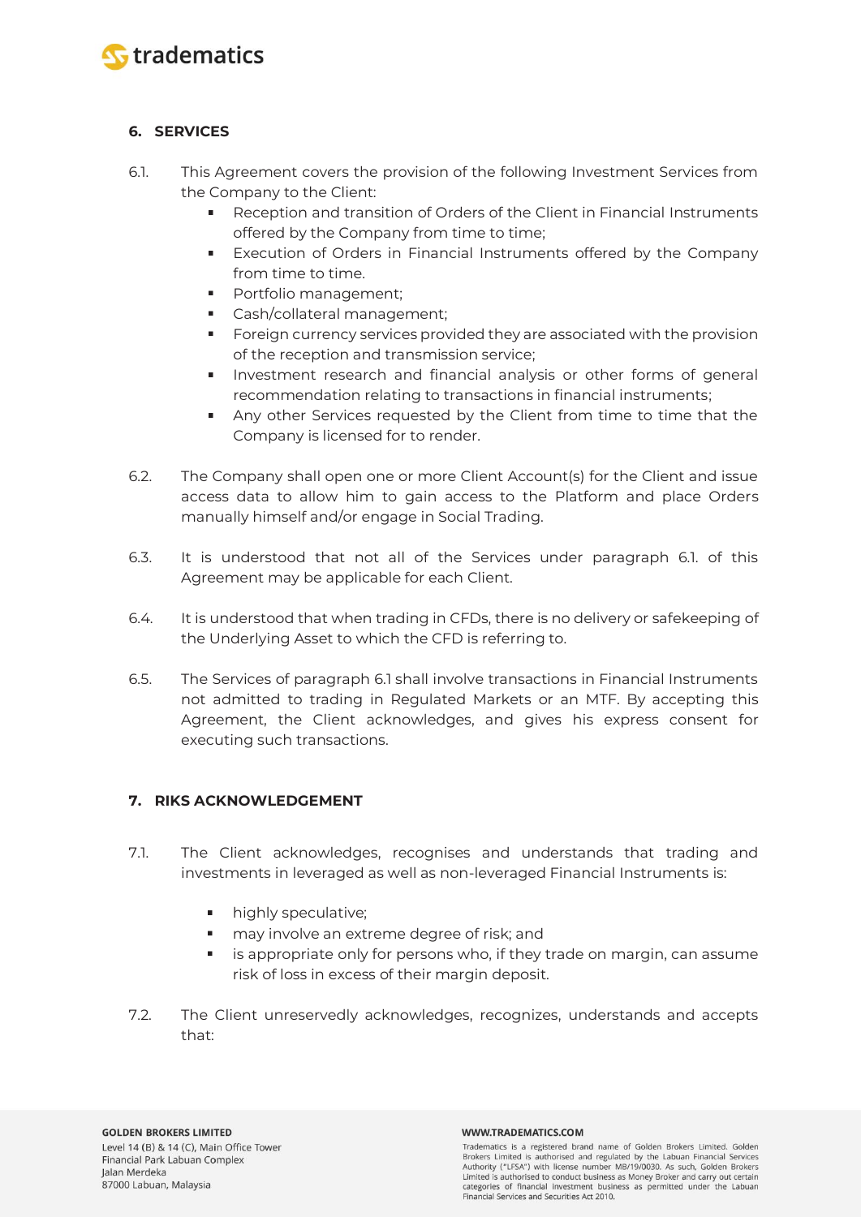## 6. SERVICES

6.1. This Agreement covers the provision of the following Investment Services from the Company to the Client:

- Reception and transition of Orders of the Client in Financial Instruments offered by the Company from time to time;
- Execution of Orders in Financial Instruments offered by the Company from time to time.
- Portfolio management;
- Cash/collateral management;
- Foreign currency services provided they are associated with the provision of the reception and transmission service;
- Investment research and financial analysis or other forms of general recommendation relating to transactions in financial instruments;
- Any other Services requested by the Client from time to time that the Company is licensed for to render.

6.2. The Company shall open one or more Client Account(s) for the Client and issue access data to allow him to gain access to the Platform and place Orders manually himself and/or engage in Social Trading.

6.3. It is understood that not all of the Services under paragraph 6.1. of this Agreement may be applicable for each Client.

6.4. It is understood that when trading in CFDs, there is no delivery or safekeeping of the Underlying Asset to which the CFD is referring to.

6.5. The Services of paragraph 6.1 shall involve transactions in Financial Instruments not admitted to trading in Regulated Markets or an MTF. By accepting this Agreement, the Client acknowledges, and gives his express consent for executing such transactions.

## 7. RIKS ACKNOWLEDGEMENT

7.1. The Client acknowledges, recognises and understands that trading and investments in leveraged as well as non-leveraged Financial Instruments is:

- highly speculative;
- may involve an extreme degree of risk; and
- is appropriate only for persons who, if they trade on margin, can assume risk of loss in excess of their margin deposit.

7.2. The Client unreservedly acknowledges, recognizes, understands and accepts that: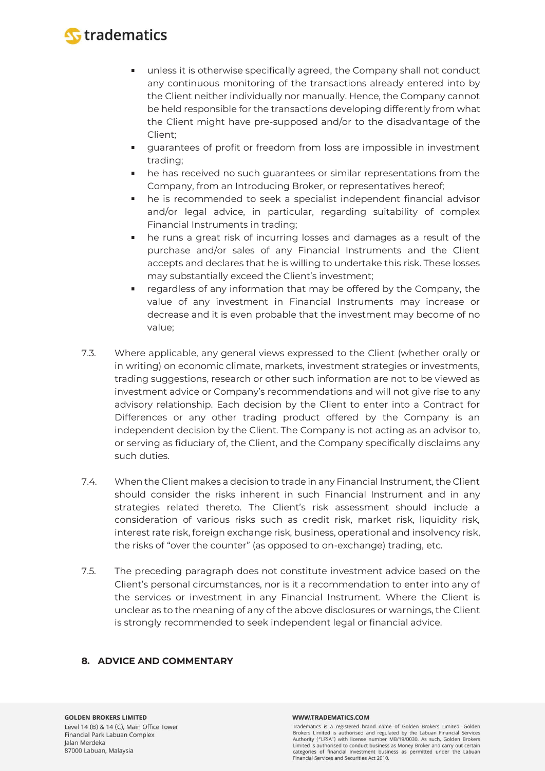- unless it is otherwise specifically agreed, the Company shall not conduct any continuous monitoring of the transactions already entered into by the Client neither individually nor manually. Hence, the Company cannot be held responsible for the transactions developing differently from what the Client might have pre-supposed and/or to the disadvantage of the Client;
- guarantees of profit or freedom from loss are impossible in investment trading;
- he has received no such guarantees or similar representations from the Company, from an Introducing Broker, or representatives hereof;
- he is recommended to seek a specialist independent financial advisor and/or legal advice, in particular, regarding suitability of complex Financial Instruments in trading;
- he runs a great risk of incurring losses and damages as a result of the purchase and/or sales of any Financial Instruments and the Client accepts and declares that he is willing to undertake this risk. These losses may substantially exceed the Client's investment;
- regardless of any information that may be offered by the Company, the value of any investment in Financial Instruments may increase or decrease and it is even probable that the investment may become of no value;

7.3. Where applicable, any general views expressed to the Client (whether orally or in writing) on economic climate, markets, investment strategies or investments, trading suggestions, research or other such information are not to be viewed as investment advice or Company's recommendations and will not give rise to any advisory relationship. Each decision by the Client to enter into a Contract for Differences or any other trading product offered by the Company is an independent decision by the Client. The Company is not acting as an advisor to, or serving as fiduciary of, the Client, and the Company specifically disclaims any such duties.

7.4. When the Client makes a decision to trade in any Financial Instrument, the Client should consider the risks inherent in such Financial Instrument and in any strategies related thereto. The Client's risk assessment should include a consideration of various risks such as credit risk, market risk, liquidity risk, interest rate risk, foreign exchange risk, business, operational and insolvency risk, the risks of "over the counter" (as opposed to on-exchange) trading, etc.

7.5. The preceding paragraph does not constitute investment advice based on the Client's personal circumstances, nor is it a recommendation to enter into any of the services or investment in any Financial Instrument. Where the Client is unclear as to the meaning of any of the above disclosures or warnings, the Client is strongly recommended to seek independent legal or financial advice.

## 8. ADVICE AND COMMENTARY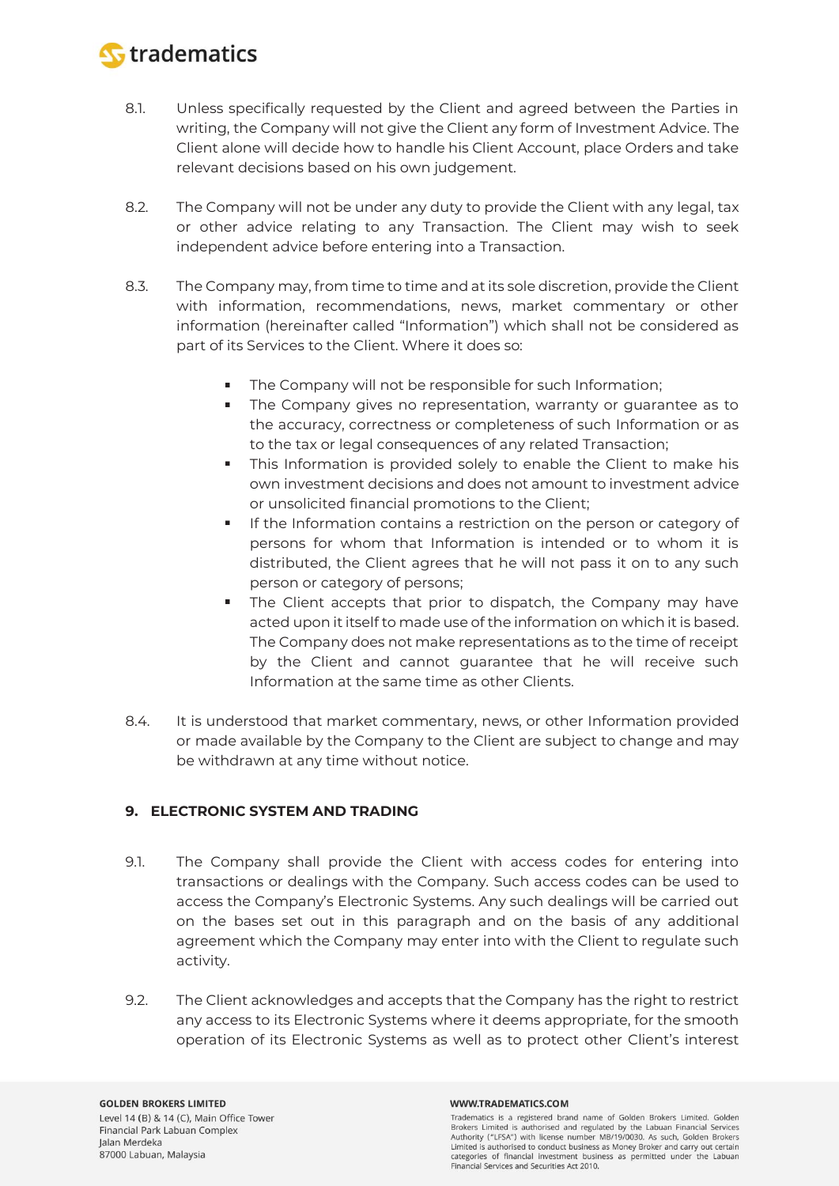8.1. Unless specifically requested by the Client and agreed between the Parties in writing, the Company will not give the Client any form of Investment Advice. The Client alone will decide how to handle his Client Account, place Orders and take relevant decisions based on his own judgement.

8.2. The Company will not be under any duty to provide the Client with any legal, tax or other advice relating to any Transaction. The Client may wish to seek independent advice before entering into a Transaction.

8.3. The Company may, from time to time and at its sole discretion, provide the Client with information, recommendations, news, market commentary or other information (hereinafter called "Information") which shall not be considered as part of its Services to the Client. Where it does so:

- The Company will not be responsible for such Information;
- The Company gives no representation, warranty or guarantee as to the accuracy, correctness or completeness of such Information or as to the tax or legal consequences of any related Transaction;
- This Information is provided solely to enable the Client to make his own investment decisions and does not amount to investment advice or unsolicited financial promotions to the Client;
- If the Information contains a restriction on the person or category of persons for whom that Information is intended or to whom it is distributed, the Client agrees that he will not pass it on to any such person or category of persons;
- The Client accepts that prior to dispatch, the Company may have acted upon it itself to made use of the information on which it is based. The Company does not make representations as to the time of receipt by the Client and cannot guarantee that he will receive such Information at the same time as other Clients.

8.4. It is understood that market commentary, news, or other Information provided or made available by the Company to the Client are subject to change and may be withdrawn at any time without notice.

## 9. ELECTRONIC SYSTEM AND TRADING

9.1. The Company shall provide the Client with access codes for entering into transactions or dealings with the Company. Such access codes can be used to access the Company's Electronic Systems. Any such dealings will be carried out on the bases set out in this paragraph and on the basis of any additional agreement which the Company may enter into with the Client to regulate such activity.

9.2. The Client acknowledges and accepts that the Company has the right to restrict any access to its Electronic Systems where it deems appropriate, for the smooth operation of its Electronic Systems as well as to protect other Client's interest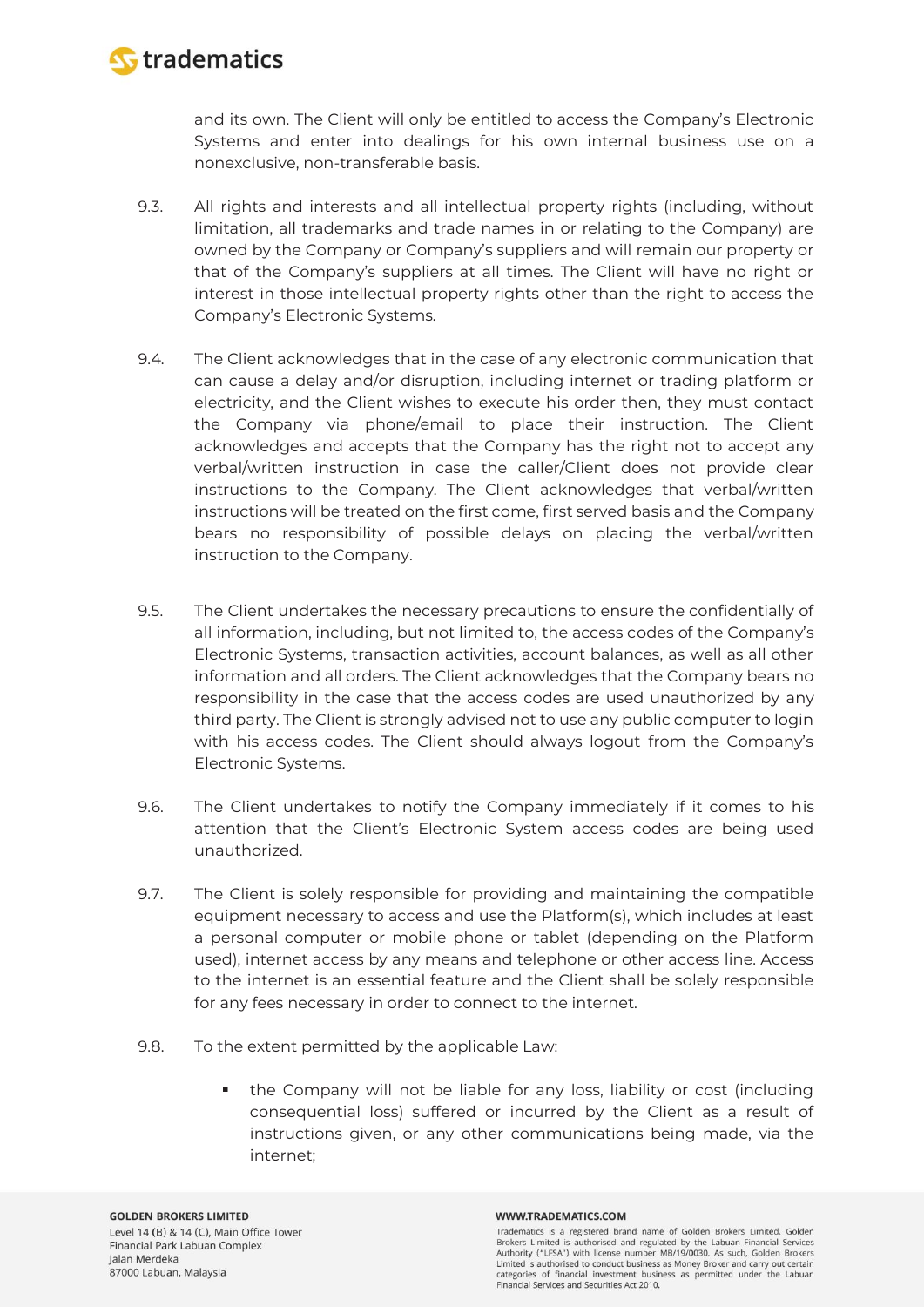and its own. The Client will only be entitled to access the Company's Electronic Systems and enter into dealings for his own internal business use on a nonexclusive, non-transferable basis.

9.3. All rights and interests and all intellectual property rights (including, without limitation, all trademarks and trade names in or relating to the Company) are owned by the Company or Company's suppliers and will remain our property or that of the Company's suppliers at all times. The Client will have no right or interest in those intellectual property rights other than the right to access the Company's Electronic Systems.

9.4. The Client acknowledges that in the case of any electronic communication that can cause a delay and/or disruption, including internet or trading platform or electricity, and the Client wishes to execute his order then, they must contact the Company via phone/email to place their instruction. The Client acknowledges and accepts that the Company has the right not to accept any verbal/written instruction in case the caller/Client does not provide clear instructions to the Company. The Client acknowledges that verbal/written instructions will be treated on the first come, first served basis and the Company bears no responsibility of possible delays on placing the verbal/written instruction to the Company.

9.5. The Client undertakes the necessary precautions to ensure the confidentially of all information, including, but not limited to, the access codes of the Company's Electronic Systems, transaction activities, account balances, as well as all other information and all orders. The Client acknowledges that the Company bears no responsibility in the case that the access codes are used unauthorized by any third party. The Client is strongly advised not to use any public computer to login with his access codes. The Client should always logout from the Company's Electronic Systems.

9.6. The Client undertakes to notify the Company immediately if it comes to his attention that the Client's Electronic System access codes are being used unauthorized.

9.7. The Client is solely responsible for providing and maintaining the compatible equipment necessary to access and use the Platform(s), which includes at least a personal computer or mobile phone or tablet (depending on the Platform used), internet access by any means and telephone or other access line. Access to the internet is an essential feature and the Client shall be solely responsible for any fees necessary in order to connect to the internet.

9.8. To the extent permitted by the applicable Law:

- the Company will not be liable for any loss, liability or cost (including consequential loss) suffered or incurred by the Client as a result of instructions given, or any other communications being made, via the internet;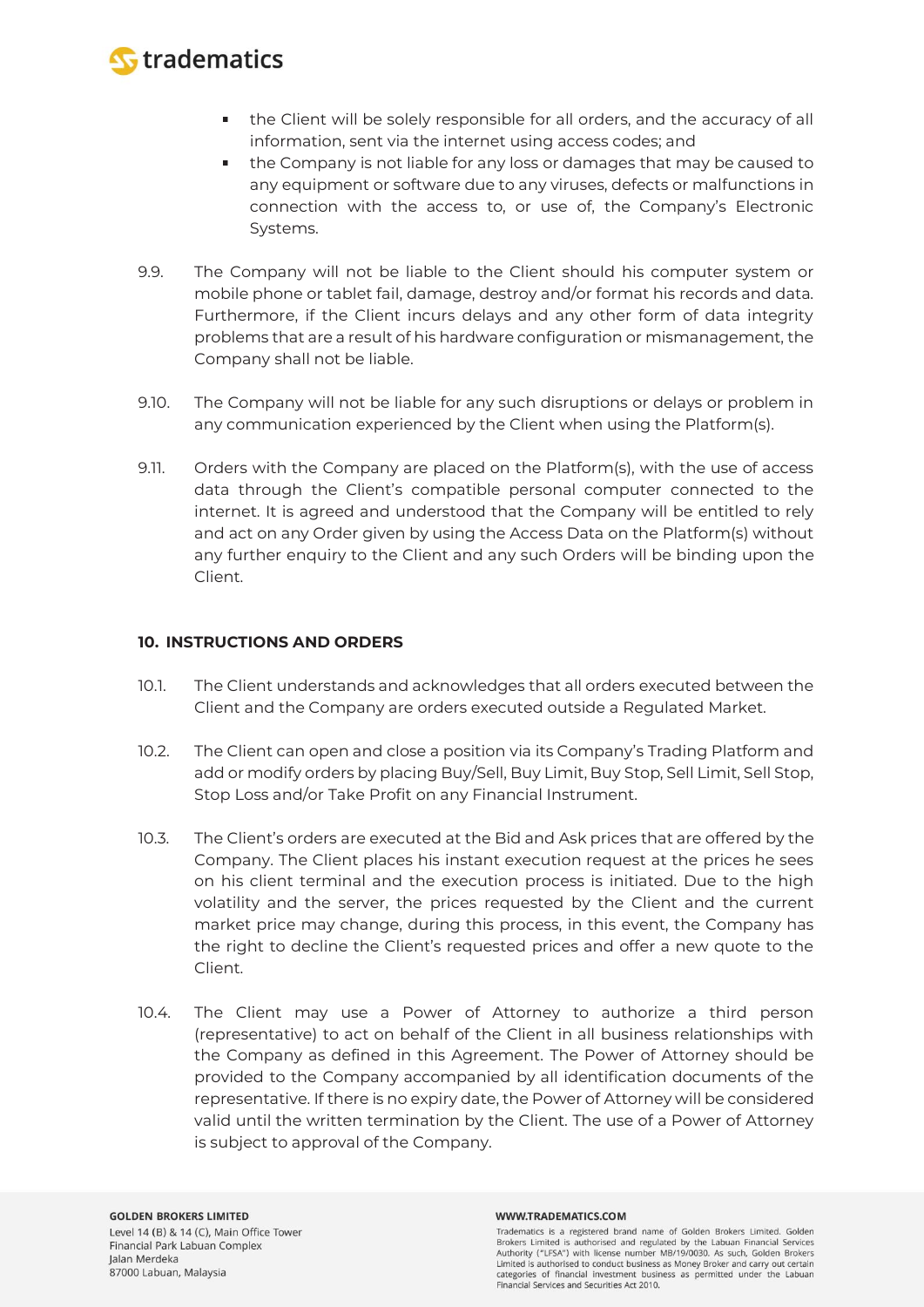- the Client will be solely responsible for all orders, and the accuracy of all information, sent via the internet using access codes; and
- the Company is not liable for any loss or damages that may be caused to any equipment or software due to any viruses, defects or malfunctions in connection with the access to, or use of, the Company's Electronic Systems.

9.9. The Company will not be liable to the Client should his computer system or mobile phone or tablet fail, damage, destroy and/or format his records and data. Furthermore, if the Client incurs delays and any other form of data integrity problems that are a result of his hardware configuration or mismanagement, the Company shall not be liable.

9.10. The Company will not be liable for any such disruptions or delays or problem in any communication experienced by the Client when using the Platform(s).

9.11. Orders with the Company are placed on the Platform(s), with the use of access data through the Client's compatible personal computer connected to the internet. It is agreed and understood that the Company will be entitled to rely and act on any Order given by using the Access Data on the Platform(s) without any further enquiry to the Client and any such Orders will be binding upon the Client.

## 10. INSTRUCTIONS AND ORDERS

10.1. The Client understands and acknowledges that all orders executed between the Client and the Company are orders executed outside a Regulated Market.

10.2. The Client can open and close a position via its Company's Trading Platform and add or modify orders by placing Buy/Sell, Buy Limit, Buy Stop, Sell Limit, Sell Stop, Stop Loss and/or Take Profit on any Financial Instrument.

10.3. The Client's orders are executed at the Bid and Ask prices that are offered by the Company. The Client places his instant execution request at the prices he sees on his client terminal and the execution process is initiated. Due to the high volatility and the server, the prices requested by the Client and the current market price may change, during this process, in this event, the Company has the right to decline the Client's requested prices and offer a new quote to the Client.

10.4. The Client may use a Power of Attorney to authorize a third person (representative) to act on behalf of the Client in all business relationships with the Company as defined in this Agreement. The Power of Attorney should be provided to the Company accompanied by all identification documents of the representative. If there is no expiry date, the Power of Attorney will be considered valid until the written termination by the Client. The use of a Power of Attorney is subject to approval of the Company.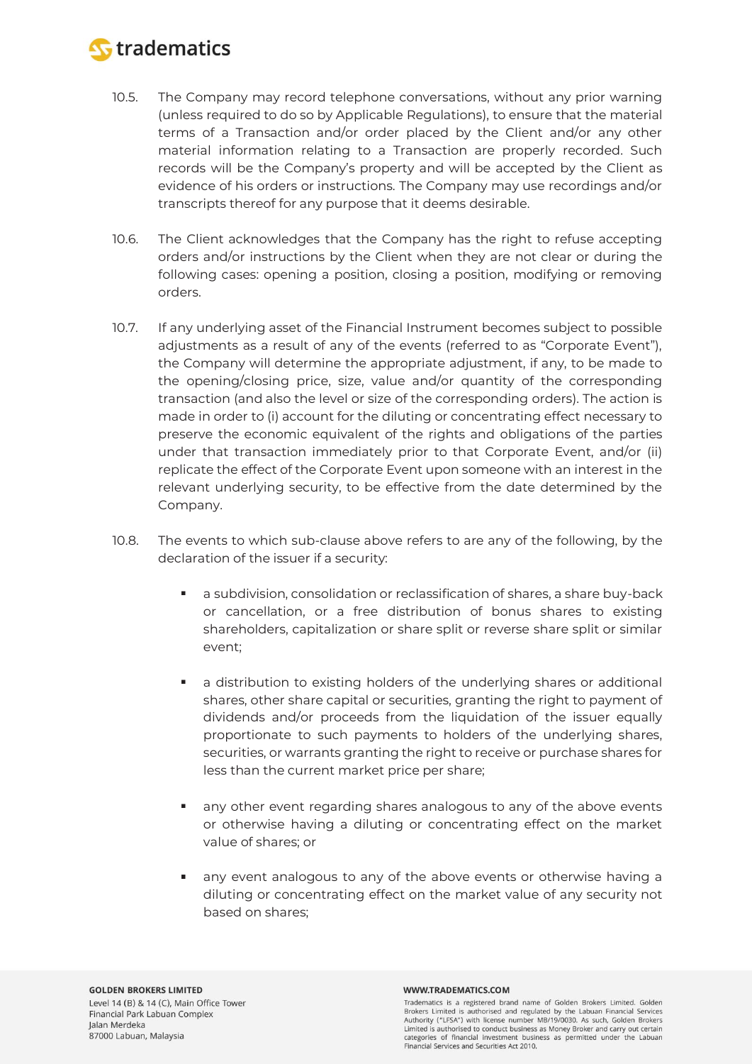10.5. The Company may record telephone conversations, without any prior warning (unless required to do so by Applicable Regulations), to ensure that the material terms of a Transaction and/or order placed by the Client and/or any other material information relating to a Transaction are properly recorded. Such records will be the Company's property and will be accepted by the Client as evidence of his orders or instructions. The Company may use recordings and/or transcripts thereof for any purpose that it deems desirable.

10.6. The Client acknowledges that the Company has the right to refuse accepting orders and/or instructions by the Client when they are not clear or during the following cases: opening a position, closing a position, modifying or removing orders.

10.7. If any underlying asset of the Financial Instrument becomes subject to possible adjustments as a result of any of the events (referred to as "Corporate Event"), the Company will determine the appropriate adjustment, if any, to be made to the opening/closing price, size, value and/or quantity of the corresponding transaction (and also the level or size of the corresponding orders). The action is made in order to (i) account for the diluting or concentrating effect necessary to preserve the economic equivalent of the rights and obligations of the parties under that transaction immediately prior to that Corporate Event, and/or (ii) replicate the effect of the Corporate Event upon someone with an interest in the relevant underlying security, to be effective from the date determined by the Company.

10.8. The events to which sub-clause above refers to are any of the following, by the declaration of the issuer if a security:

- a subdivision, consolidation or reclassification of shares, a share buy-back or cancellation, or a free distribution of bonus shares to existing shareholders, capitalization or share split or reverse share split or similar event;
- a distribution to existing holders of the underlying shares or additional shares, other share capital or securities, granting the right to payment of dividends and/or proceeds from the liquidation of the issuer equally proportionate to such payments to holders of the underlying shares, securities, or warrants granting the right to receive or purchase shares for less than the current market price per share;
- any other event regarding shares analogous to any of the above events or otherwise having a diluting or concentrating effect on the market value of shares; or
- any event analogous to any of the above events or otherwise having a diluting or concentrating effect on the market value of any security not based on shares;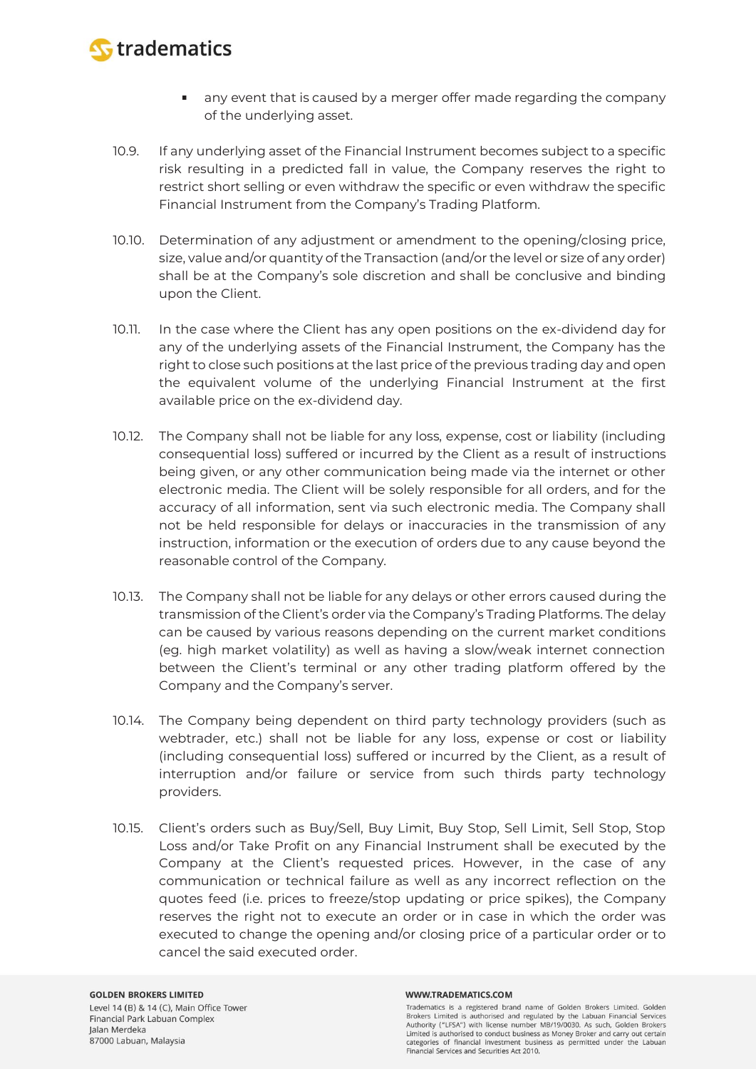- any event that is caused by a merger offer made regarding the company of the underlying asset.

10.9. If any underlying asset of the Financial Instrument becomes subject to a specific risk resulting in a predicted fall in value, the Company reserves the right to restrict short selling or even withdraw the specific or even withdraw the specific Financial Instrument from the Company's Trading Platform.

10.10. Determination of any adjustment or amendment to the opening/closing price, size, value and/or quantity of the Transaction (and/or the level or size of any order) shall be at the Company's sole discretion and shall be conclusive and binding upon the Client.

10.11. In the case where the Client has any open positions on the ex-dividend day for any of the underlying assets of the Financial Instrument, the Company has the right to close such positions at the last price of the previous trading day and open the equivalent volume of the underlying Financial Instrument at the first available price on the ex-dividend day.

10.12. The Company shall not be liable for any loss, expense, cost or liability (including consequential loss) suffered or incurred by the Client as a result of instructions being given, or any other communication being made via the internet or other electronic media. The Client will be solely responsible for all orders, and for the accuracy of all information, sent via such electronic media. The Company shall not be held responsible for delays or inaccuracies in the transmission of any instruction, information or the execution of orders due to any cause beyond the reasonable control of the Company.

10.13. The Company shall not be liable for any delays or other errors caused during the transmission of the Client's order via the Company's Trading Platforms. The delay can be caused by various reasons depending on the current market conditions (eg. high market volatility) as well as having a slow/weak internet connection between the Client's terminal or any other trading platform offered by the Company and the Company's server.

10.14. The Company being dependent on third party technology providers (such as webtrader, etc.) shall not be liable for any loss, expense or cost or liability (including consequential loss) suffered or incurred by the Client, as a result of interruption and/or failure or service from such thirds party technology providers.

10.15. Client's orders such as Buy/Sell, Buy Limit, Buy Stop, Sell Limit, Sell Stop, Stop Loss and/or Take Profit on any Financial Instrument shall be executed by the Company at the Client's requested prices. However, in the case of any communication or technical failure as well as any incorrect reflection on the quotes feed (i.e. prices to freeze/stop updating or price spikes), the Company reserves the right not to execute an order or in case in which the order was executed to change the opening and/or closing price of a particular order or to cancel the said executed order.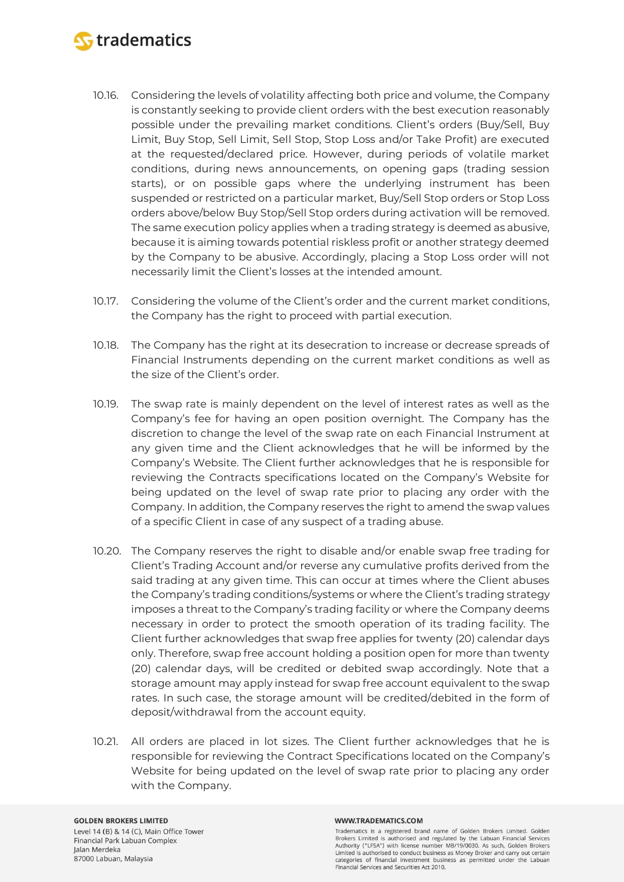10.16. Considering the levels of volatility affecting both price and volume, the Company is constantly seeking to provide client orders with the best execution reasonably possible under the prevailing market conditions. Client's orders (Buy/Sell, Buy Limit, Buy Stop, Sell Limit, Sell Stop, Stop Loss and/or Take Profit) are executed at the requested/declared price. However, during periods of volatile market conditions, during news announcements, on opening gaps (trading session starts), or on possible gaps where the underlying instrument has been suspended or restricted on a particular market, Buy/Sell Stop orders or Stop Loss orders above/below Buy Stop/Sell Stop orders during activation will be removed. The same execution policy applies when a trading strategy is deemed as abusive, because it is aiming towards potential riskless profit or another strategy deemed by the Company to be abusive. Accordingly, placing a Stop Loss order will not necessarily limit the Client's losses at the intended amount.

10.17. Considering the volume of the Client's order and the current market conditions, the Company has the right to proceed with partial execution.

10.18. The Company has the right at its desecration to increase or decrease spreads of Financial Instruments depending on the current market conditions as well as the size of the Client's order.

10.19. The swap rate is mainly dependent on the level of interest rates as well as the Company's fee for having an open position overnight. The Company has the discretion to change the level of the swap rate on each Financial Instrument at any given time and the Client acknowledges that he will be informed by the Company's Website. The Client further acknowledges that he is responsible for reviewing the Contracts specifications located on the Company's Website for being updated on the level of swap rate prior to placing any order with the Company. In addition, the Company reserves the right to amend the swap values of a specific Client in case of any suspect of a trading abuse.

10.20. The Company reserves the right to disable and/or enable swap free trading for Client's Trading Account and/or reverse any cumulative profits derived from the said trading at any given time. This can occur at times where the Client abuses the Company's trading conditions/systems or where the Client's trading strategy imposes a threat to the Company's trading facility or where the Company deems necessary in order to protect the smooth operation of its trading facility. The Client further acknowledges that swap free applies for twenty (20) calendar days only. Therefore, swap free account holding a position open for more than twenty (20) calendar days, will be credited or debited swap accordingly. Note that a storage amount may apply instead for swap free account equivalent to the swap rates. In such case, the storage amount will be credited/debited in the form of deposit/withdrawal from the account equity.

10.21. All orders are placed in lot sizes. The Client further acknowledges that he is responsible for reviewing the Contract Specifications located on the Company's Website for being updated on the level of swap rate prior to placing any order with the Company.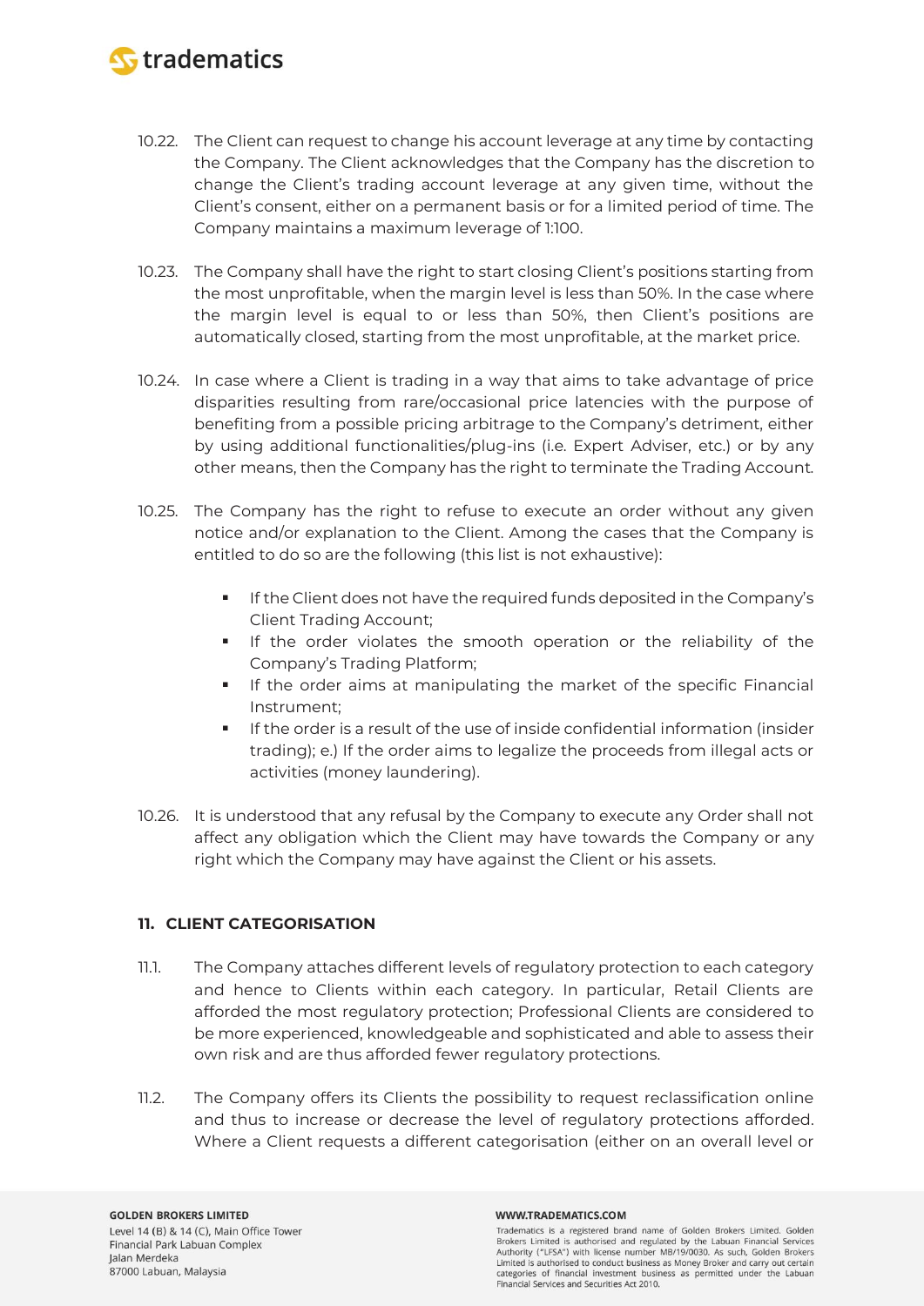10.22. The Client can request to change his account leverage at any time by contacting the Company. The Client acknowledges that the Company has the discretion to change the Client's trading account leverage at any given time, without the Client's consent, either on a permanent basis or for a limited period of time. The Company maintains a maximum leverage of 1:100.

10.23. The Company shall have the right to start closing Client's positions starting from the most unprofitable, when the margin level is less than 50%. In the case where the margin level is equal to or less than 50%, then Client's positions are automatically closed, starting from the most unprofitable, at the market price.

10.24. In case where a Client is trading in a way that aims to take advantage of price disparities resulting from rare/occasional price latencies with the purpose of benefiting from a possible pricing arbitrage to the Company's detriment, either by using additional functionalities/plug-ins (i.e. Expert Adviser, etc.) or by any other means, then the Company has the right to terminate the Trading Account.

10.25. The Company has the right to refuse to execute an order without any given notice and/or explanation to the Client. Among the cases that the Company is entitled to do so are the following (this list is not exhaustive):

- If the Client does not have the required funds deposited in the Company's Client Trading Account;
- If the order violates the smooth operation or the reliability of the Company's Trading Platform;
- If the order aims at manipulating the market of the specific Financial Instrument;
- If the order is a result of the use of inside confidential information (insider trading); e.) If the order aims to legalize the proceeds from illegal acts or activities (money laundering).

10.26. It is understood that any refusal by the Company to execute any Order shall not affect any obligation which the Client may have towards the Company or any right which the Company may have against the Client or his assets.

## 11. CLIENT CATEGORISATION

11.1. The Company attaches different levels of regulatory protection to each category and hence to Clients within each category. In particular, Retail Clients are afforded the most regulatory protection; Professional Clients are considered to be more experienced, knowledgeable and sophisticated and able to assess their own risk and are thus afforded fewer regulatory protections.

11.2. The Company offers its Clients the possibility to request reclassification online and thus to increase or decrease the level of regulatory protections afforded. Where a Client requests a different categorisation (either on an overall level or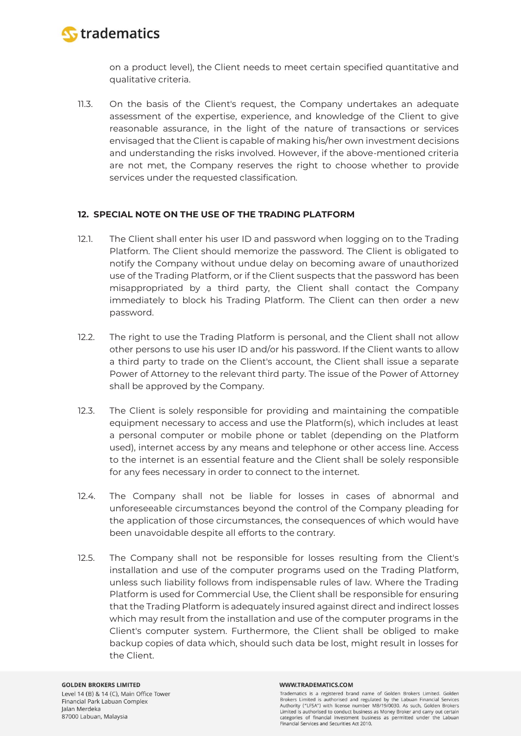on a product level), the Client needs to meet certain specified quantitative and qualitative criteria.

11.3. On the basis of the Client's request, the Company undertakes an adequate assessment of the expertise, experience, and knowledge of the Client to give reasonable assurance, in the light of the nature of transactions or services envisaged that the Client is capable of making his/her own investment decisions and understanding the risks involved. However, if the above-mentioned criteria are not met, the Company reserves the right to choose whether to provide services under the requested classification.

## 12. SPECIAL NOTE ON THE USE OF THE TRADING PLATFORM

12.1. The Client shall enter his user ID and password when logging on to the Trading Platform. The Client should memorize the password. The Client is obligated to notify the Company without undue delay on becoming aware of unauthorized use of the Trading Platform, or if the Client suspects that the password has been misappropriated by a third party, the Client shall contact the Company immediately to block his Trading Platform. The Client can then order a new password.

12.2. The right to use the Trading Platform is personal, and the Client shall not allow other persons to use his user ID and/or his password. If the Client wants to allow a third party to trade on the Client's account, the Client shall issue a separate Power of Attorney to the relevant third party. The issue of the Power of Attorney shall be approved by the Company.

12.3. The Client is solely responsible for providing and maintaining the compatible equipment necessary to access and use the Platform(s), which includes at least a personal computer or mobile phone or tablet (depending on the Platform used), internet access by any means and telephone or other access line. Access to the internet is an essential feature and the Client shall be solely responsible for any fees necessary in order to connect to the internet.

12.4. The Company shall not be liable for losses in cases of abnormal and unforeseeable circumstances beyond the control of the Company pleading for the application of those circumstances, the consequences of which would have been unavoidable despite all efforts to the contrary.

12.5. The Company shall not be responsible for losses resulting from the Client's installation and use of the computer programs used on the Trading Platform, unless such liability follows from indispensable rules of law. Where the Trading Platform is used for Commercial Use, the Client shall be responsible for ensuring that the Trading Platform is adequately insured against direct and indirect losses which may result from the installation and use of the computer programs in the Client's computer system. Furthermore, the Client shall be obliged to make backup copies of data which, should such data be lost, might result in losses for the Client.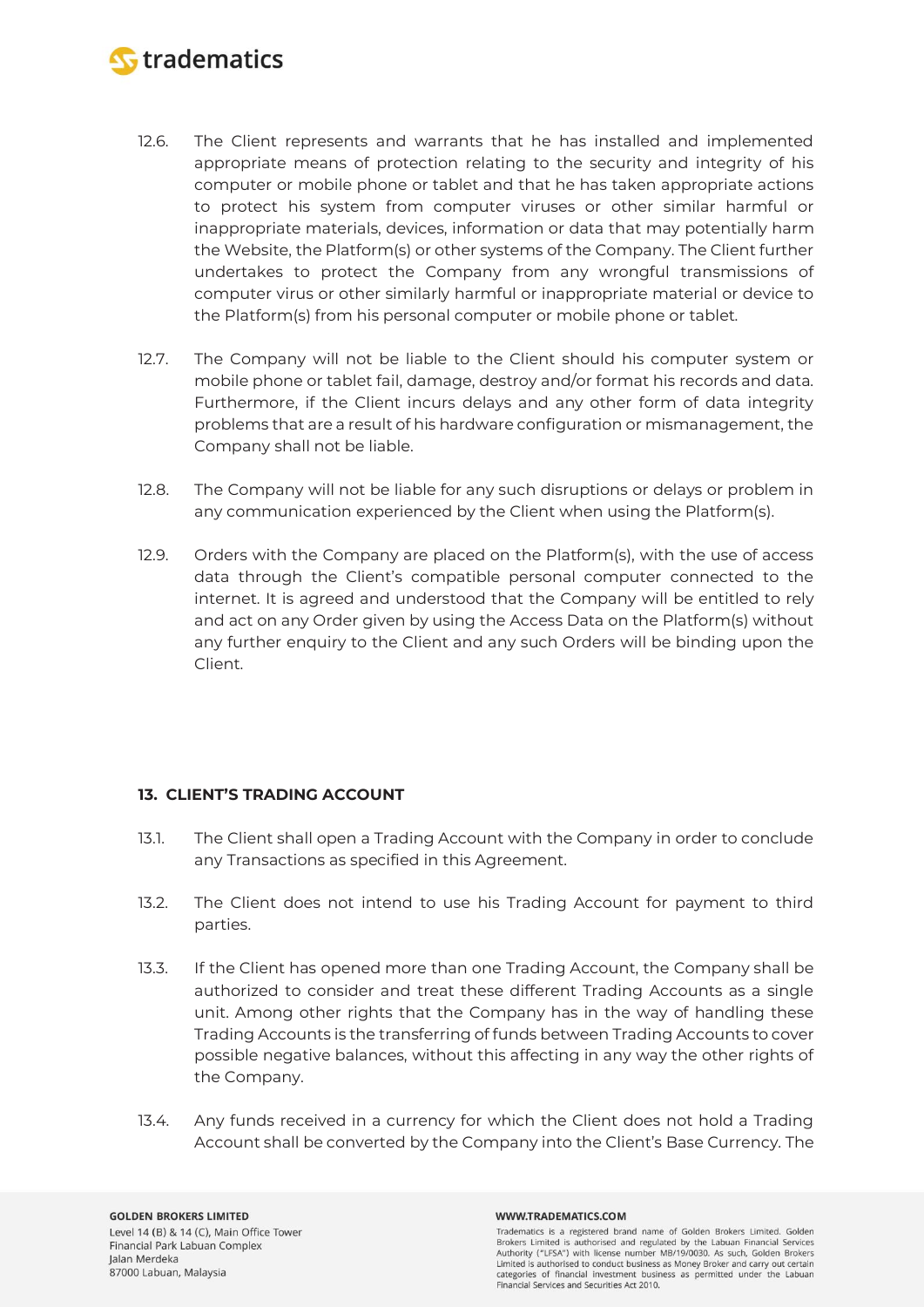12.6. The Client represents and warrants that he has installed and implemented appropriate means of protection relating to the security and integrity of his computer or mobile phone or tablet and that he has taken appropriate actions to protect his system from computer viruses or other similar harmful or inappropriate materials, devices, information or data that may potentially harm the Website, the Platform(s) or other systems of the Company. The Client further undertakes to protect the Company from any wrongful transmissions of computer virus or other similarly harmful or inappropriate material or device to the Platform(s) from his personal computer or mobile phone or tablet.

12.7. The Company will not be liable to the Client should his computer system or mobile phone or tablet fail, damage, destroy and/or format his records and data. Furthermore, if the Client incurs delays and any other form of data integrity problems that are a result of his hardware configuration or mismanagement, the Company shall not be liable.

12.8. The Company will not be liable for any such disruptions or delays or problem in any communication experienced by the Client when using the Platform(s).

12.9. Orders with the Company are placed on the Platform(s), with the use of access data through the Client's compatible personal computer connected to the internet. It is agreed and understood that the Company will be entitled to rely and act on any Order given by using the Access Data on the Platform(s) without any further enquiry to the Client and any such Orders will be binding upon the Client.

## 13. CLIENT'S TRADING ACCOUNT

13.1. The Client shall open a Trading Account with the Company in order to conclude any Transactions as specified in this Agreement.

13.2. The Client does not intend to use his Trading Account for payment to third parties.

13.3. If the Client has opened more than one Trading Account, the Company shall be authorized to consider and treat these different Trading Accounts as a single unit. Among other rights that the Company has in the way of handling these Trading Accounts is the transferring of funds between Trading Accounts to cover possible negative balances, without this affecting in any way the other rights of the Company.

13.4. Any funds received in a currency for which the Client does not hold a Trading Account shall be converted by the Company into the Client's Base Currency. The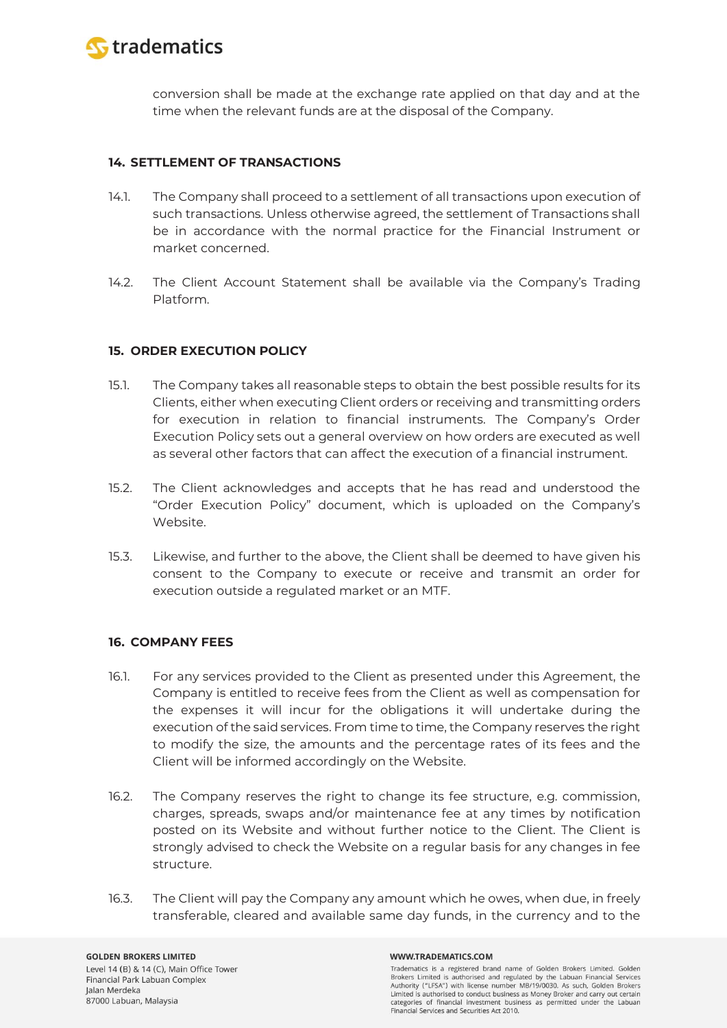conversion shall be made at the exchange rate applied on that day and at the time when the relevant funds are at the disposal of the Company.

## 14. SETTLEMENT OF TRANSACTIONS

14.1. The Company shall proceed to a settlement of all transactions upon execution of such transactions. Unless otherwise agreed, the settlement of Transactions shall be in accordance with the normal practice for the Financial Instrument or market concerned.

14.2. The Client Account Statement shall be available via the Company's Trading Platform.

## 15. ORDER EXECUTION POLICY

15.1. The Company takes all reasonable steps to obtain the best possible results for its Clients, either when executing Client orders or receiving and transmitting orders for execution in relation to financial instruments. The Company's Order Execution Policy sets out a general overview on how orders are executed as well as several other factors that can affect the execution of a financial instrument.

15.2. The Client acknowledges and accepts that he has read and understood the "Order Execution Policy" document, which is uploaded on the Company's Website.

15.3. Likewise, and further to the above, the Client shall be deemed to have given his consent to the Company to execute or receive and transmit an order for execution outside a regulated market or an MTF.

## 16. COMPANY FEES

16.1. For any services provided to the Client as presented under this Agreement, the Company is entitled to receive fees from the Client as well as compensation for the expenses it will incur for the obligations it will undertake during the execution of the said services. From time to time, the Company reserves the right to modify the size, the amounts and the percentage rates of its fees and the Client will be informed accordingly on the Website.

16.2. The Company reserves the right to change its fee structure, e.g. commission, charges, spreads, swaps and/or maintenance fee at any times by notification posted on its Website and without further notice to the Client. The Client is strongly advised to check the Website on a regular basis for any changes in fee structure.

16.3. The Client will pay the Company any amount which he owes, when due, in freely transferable, cleared and available same day funds, in the currency and to the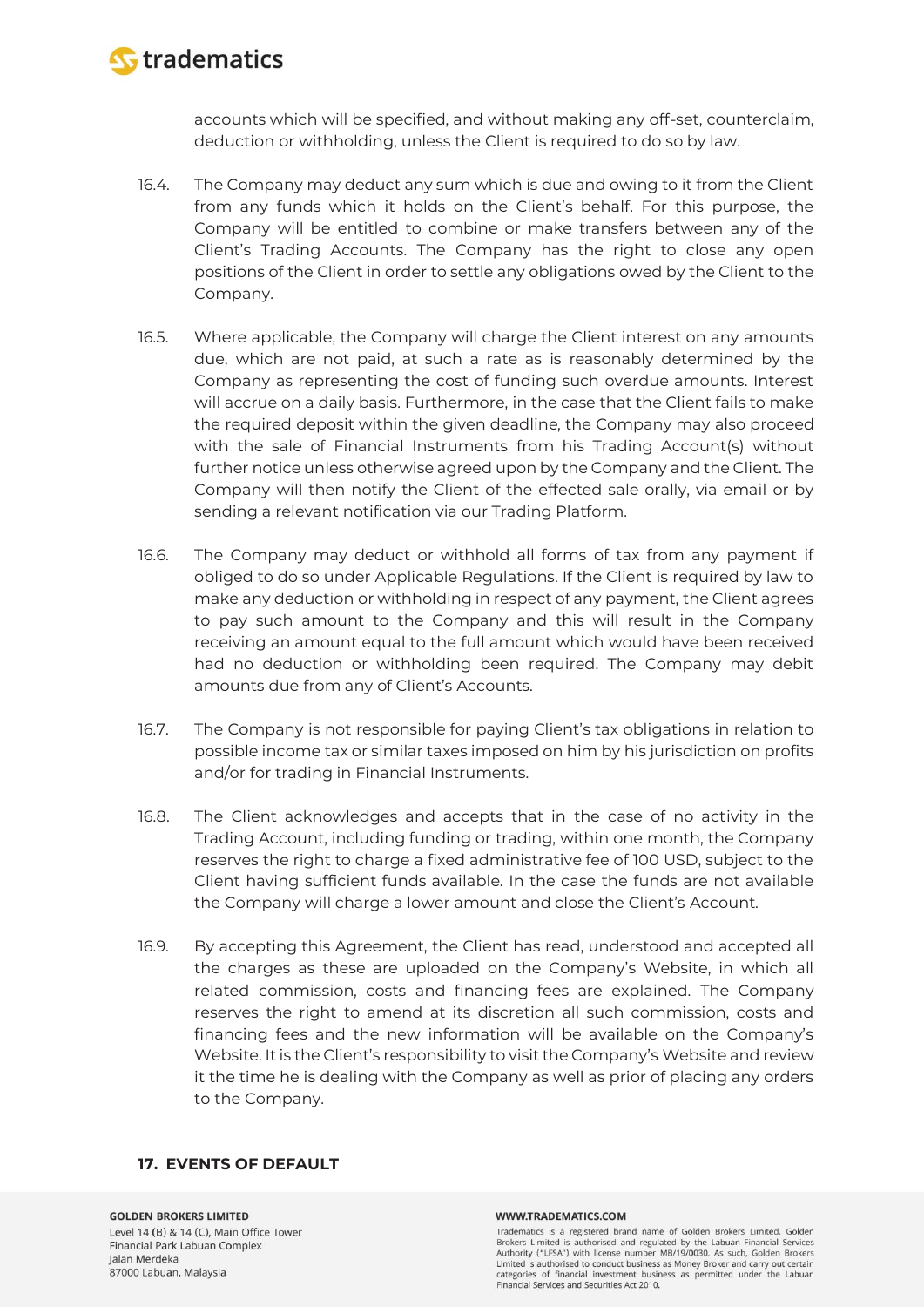accounts which will be specified, and without making any off-set, counterclaim, deduction or withholding, unless the Client is required to do so by law.

16.4. The Company may deduct any sum which is due and owing to it from the Client from any funds which it holds on the Client's behalf. For this purpose, the Company will be entitled to combine or make transfers between any of the Client's Trading Accounts. The Company has the right to close any open positions of the Client in order to settle any obligations owed by the Client to the Company.

16.5. Where applicable, the Company will charge the Client interest on any amounts due, which are not paid, at such a rate as is reasonably determined by the Company as representing the cost of funding such overdue amounts. Interest will accrue on a daily basis. Furthermore, in the case that the Client fails to make the required deposit within the given deadline, the Company may also proceed with the sale of Financial Instruments from his Trading Account(s) without further notice unless otherwise agreed upon by the Company and the Client. The Company will then notify the Client of the effected sale orally, via email or by sending a relevant notification via our Trading Platform.

16.6. The Company may deduct or withhold all forms of tax from any payment if obliged to do so under Applicable Regulations. If the Client is required by law to make any deduction or withholding in respect of any payment, the Client agrees to pay such amount to the Company and this will result in the Company receiving an amount equal to the full amount which would have been received had no deduction or withholding been required. The Company may debit amounts due from any of Client's Accounts.

16.7. The Company is not responsible for paying Client's tax obligations in relation to possible income tax or similar taxes imposed on him by his jurisdiction on profits and/or for trading in Financial Instruments.

16.8. The Client acknowledges and accepts that in the case of no activity in the Trading Account, including funding or trading, within one month, the Company reserves the right to charge a fixed administrative fee of 100 USD, subject to the Client having sufficient funds available. In the case the funds are not available the Company will charge a lower amount and close the Client's Account.

16.9. By accepting this Agreement, the Client has read, understood and accepted all the charges as these are uploaded on the Company's Website, in which all related commission, costs and financing fees are explained. The Company reserves the right to amend at its discretion all such commission, costs and financing fees and the new information will be available on the Company's Website. It is the Client's responsibility to visit the Company's Website and review it the time he is dealing with the Company as well as prior of placing any orders to the Company.

## 17. EVENTS OF DEFAULT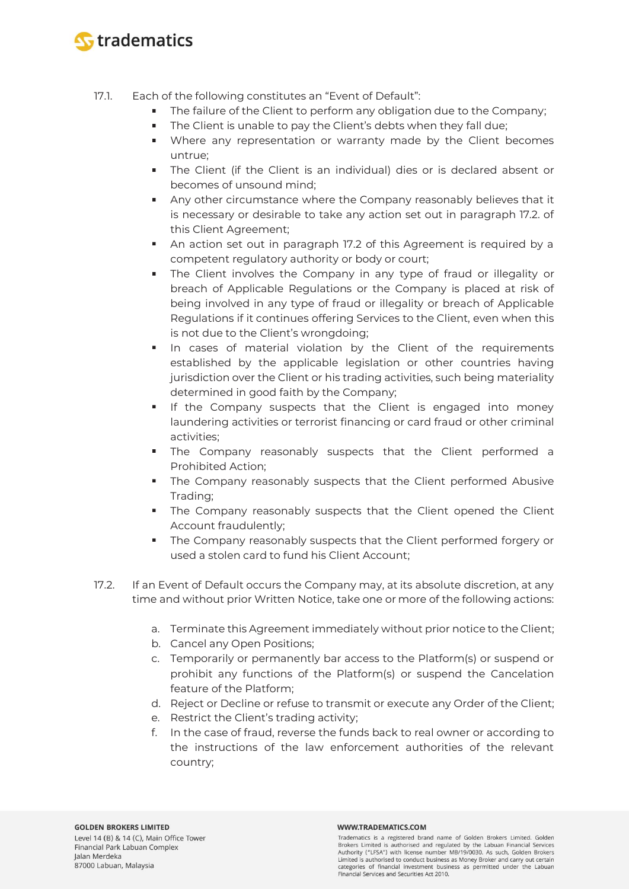17.1. Each of the following constitutes an "Event of Default":

- The failure of the Client to perform any obligation due to the Company;
- The Client is unable to pay the Client's debts when they fall due;
- Where any representation or warranty made by the Client becomes untrue;
- The Client (if the Client is an individual) dies or is declared absent or becomes of unsound mind;
- Any other circumstance where the Company reasonably believes that it is necessary or desirable to take any action set out in paragraph 17.2. of this Client Agreement;
- An action set out in paragraph 17.2 of this Agreement is required by a competent regulatory authority or body or court;
- The Client involves the Company in any type of fraud or illegality or breach of Applicable Regulations or the Company is placed at risk of being involved in any type of fraud or illegality or breach of Applicable Regulations if it continues offering Services to the Client, even when this is not due to the Client's wrongdoing;
- In cases of material violation by the Client of the requirements established by the applicable legislation or other countries having jurisdiction over the Client or his trading activities, such being materiality determined in good faith by the Company;
- If the Company suspects that the Client is engaged into money laundering activities or terrorist financing or card fraud or other criminal activities;
- The Company reasonably suspects that the Client performed a Prohibited Action;
- The Company reasonably suspects that the Client performed Abusive Trading;
- The Company reasonably suspects that the Client opened the Client Account fraudulently;
- The Company reasonably suspects that the Client performed forgery or used a stolen card to fund his Client Account;

17.2. If an Event of Default occurs the Company may, at its absolute discretion, at any time and without prior Written Notice, take one or more of the following actions:

a. Terminate this Agreement immediately without prior notice to the Client;
b. Cancel any Open Positions;
c. Temporarily or permanently bar access to the Platform(s) or suspend or prohibit any functions of the Platform(s) or suspend the Cancelation feature of the Platform;
d. Reject or Decline or refuse to transmit or execute any Order of the Client;
e. Restrict the Client's trading activity;
f. In the case of fraud, reverse the funds back to real owner or according to the instructions of the law enforcement authorities of the relevant country;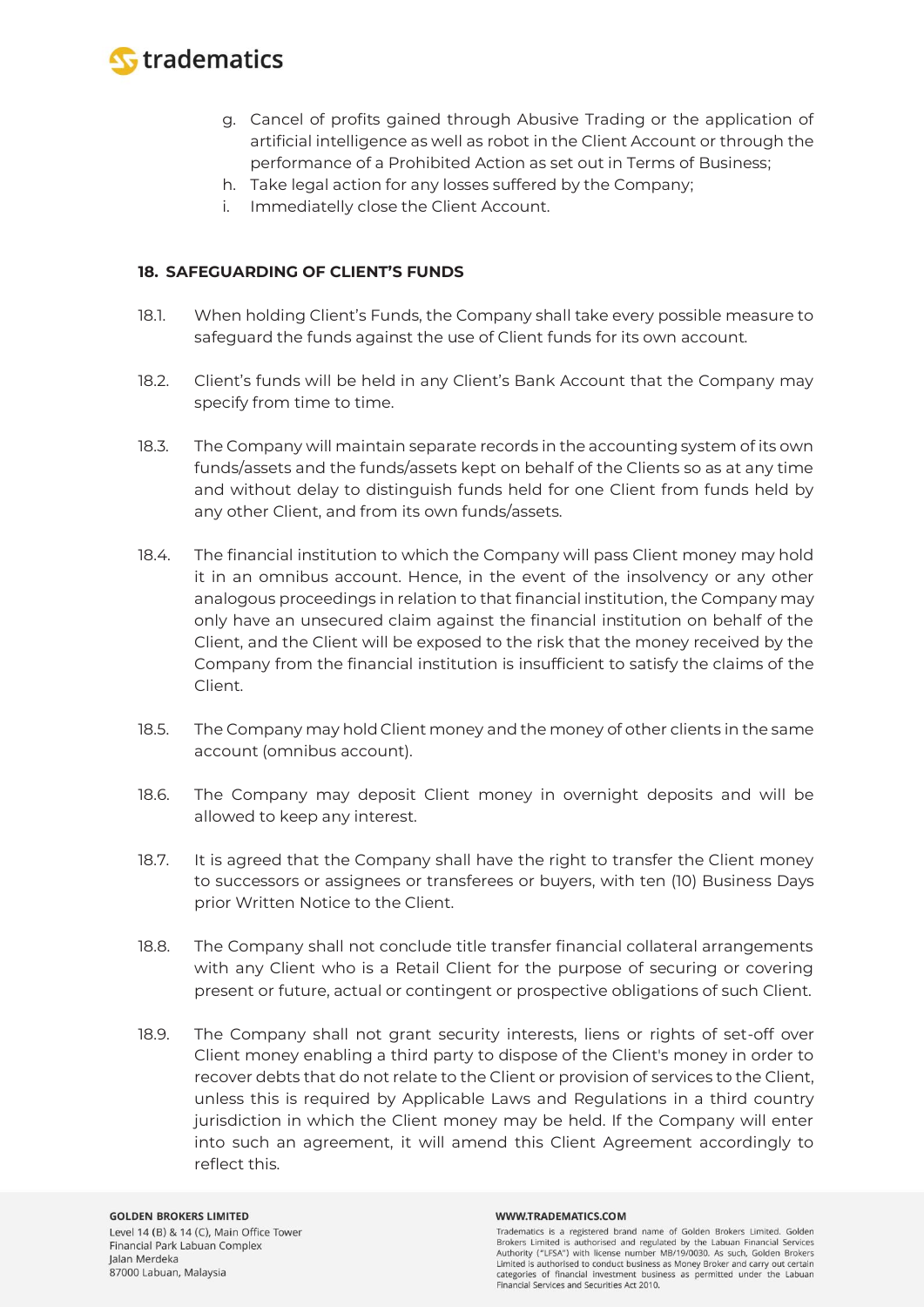g. Cancel of profits gained through Abusive Trading or the application of artificial intelligence as well as robot in the Client Account or through the performance of a Prohibited Action as set out in Terms of Business;
h. Take legal action for any losses suffered by the Company;
i. Immediately close the Client Account.

## 18. SAFEGUARDING OF CLIENT'S FUNDS

18.1. When holding Client's Funds, the Company shall take every possible measure to safeguard the funds against the use of Client funds for its own account.

18.2. Client's funds will be held in any Client's Bank Account that the Company may specify from time to time.

18.3. The Company will maintain separate records in the accounting system of its own funds/assets and the funds/assets kept on behalf of the Clients so as at any time and without delay to distinguish funds held for one Client from funds held by any other Client, and from its own funds/assets.

18.4. The financial institution to which the Company will pass Client money may hold it in an omnibus account. Hence, in the event of the insolvency or any other analogous proceedings in relation to that financial institution, the Company may only have an unsecured claim against the financial institution on behalf of the Client, and the Client will be exposed to the risk that the money received by the Company from the financial institution is insufficient to satisfy the claims of the Client.

18.5. The Company may hold Client money and the money of other clients in the same account (omnibus account).

18.6. The Company may deposit Client money in overnight deposits and will be allowed to keep any interest.

18.7. It is agreed that the Company shall have the right to transfer the Client money to successors or assignees or transferees or buyers, with ten (10) Business Days prior Written Notice to the Client.

18.8. The Company shall not conclude title transfer financial collateral arrangements with any Client who is a Retail Client for the purpose of securing or covering present or future, actual or contingent or prospective obligations of such Client.

18.9. The Company shall not grant security interests, liens or rights of set-off over Client money enabling a third party to dispose of the Client's money in order to recover debts that do not relate to the Client or provision of services to the Client, unless this is required by Applicable Laws and Regulations in a third country jurisdiction in which the Client money may be held. If the Company will enter into such an agreement, it will amend this Client Agreement accordingly to reflect this.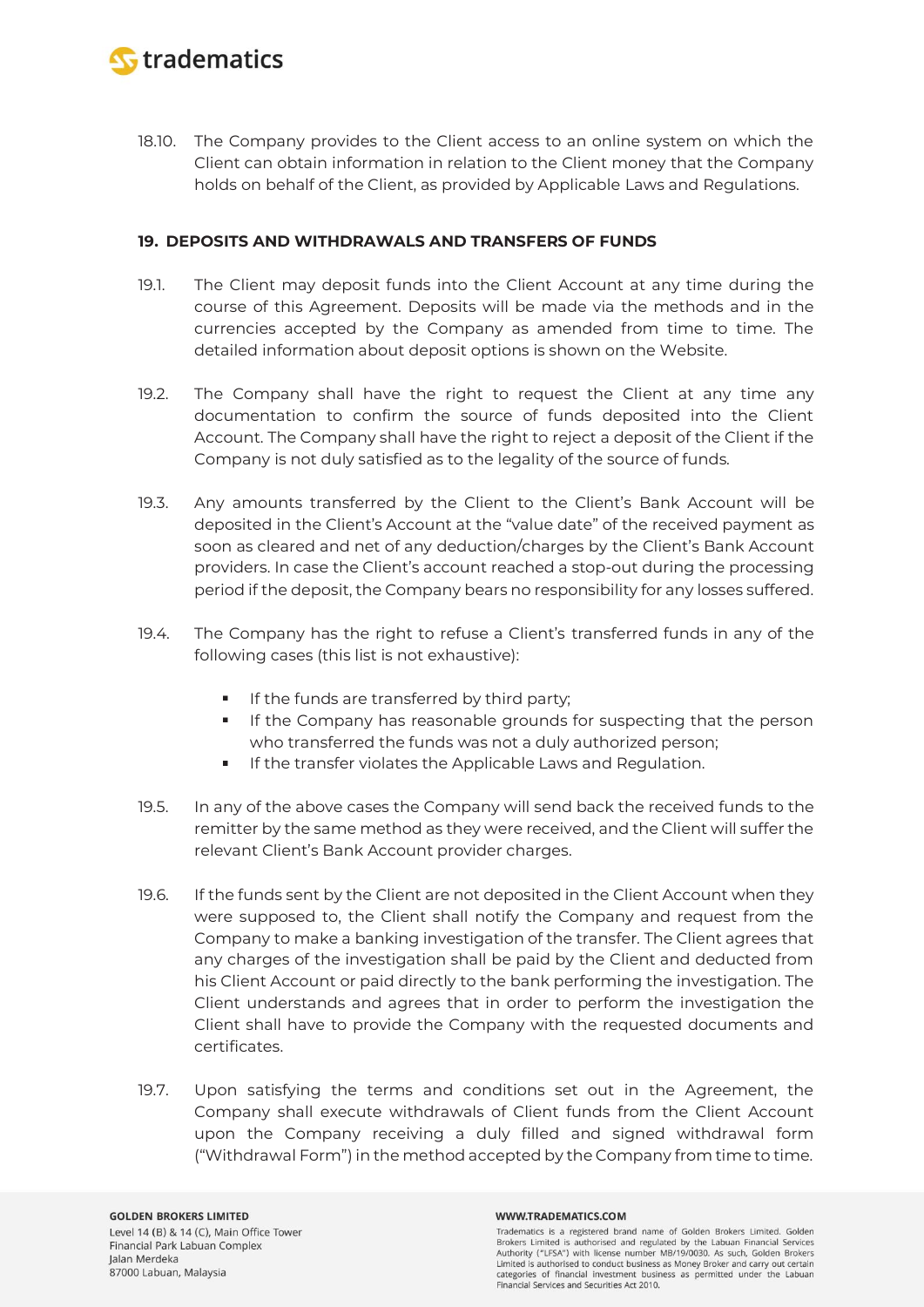18.10. The Company provides to the Client access to an online system on which the Client can obtain information in relation to the Client money that the Company holds on behalf of the Client, as provided by Applicable Laws and Regulations.

## 19. DEPOSITS AND WITHDRAWALS AND TRANSFERS OF FUNDS

19.1. The Client may deposit funds into the Client Account at any time during the course of this Agreement. Deposits will be made via the methods and in the currencies accepted by the Company as amended from time to time. The detailed information about deposit options is shown on the Website.

19.2. The Company shall have the right to request the Client at any time any documentation to confirm the source of funds deposited into the Client Account. The Company shall have the right to reject a deposit of the Client if the Company is not duly satisfied as to the legality of the source of funds.

19.3. Any amounts transferred by the Client to the Client's Bank Account will be deposited in the Client's Account at the "value date" of the received payment as soon as cleared and net of any deduction/charges by the Client's Bank Account providers. In case the Client's account reached a stop-out during the processing period if the deposit, the Company bears no responsibility for any losses suffered.

19.4. The Company has the right to refuse a Client's transferred funds in any of the following cases (this list is not exhaustive):

- If the funds are transferred by third party;
- If the Company has reasonable grounds for suspecting that the person who transferred the funds was not a duly authorized person;
- If the transfer violates the Applicable Laws and Regulation.

19.5. In any of the above cases the Company will send back the received funds to the remitter by the same method as they were received, and the Client will suffer the relevant Client's Bank Account provider charges.

19.6. If the funds sent by the Client are not deposited in the Client Account when they were supposed to, the Client shall notify the Company and request from the Company to make a banking investigation of the transfer. The Client agrees that any charges of the investigation shall be paid by the Client and deducted from his Client Account or paid directly to the bank performing the investigation. The Client understands and agrees that in order to perform the investigation the Client shall have to provide the Company with the requested documents and certificates.

19.7. Upon satisfying the terms and conditions set out in the Agreement, the Company shall execute withdrawals of Client funds from the Client Account upon the Company receiving a duly filled and signed withdrawal form ("Withdrawal Form") in the method accepted by the Company from time to time.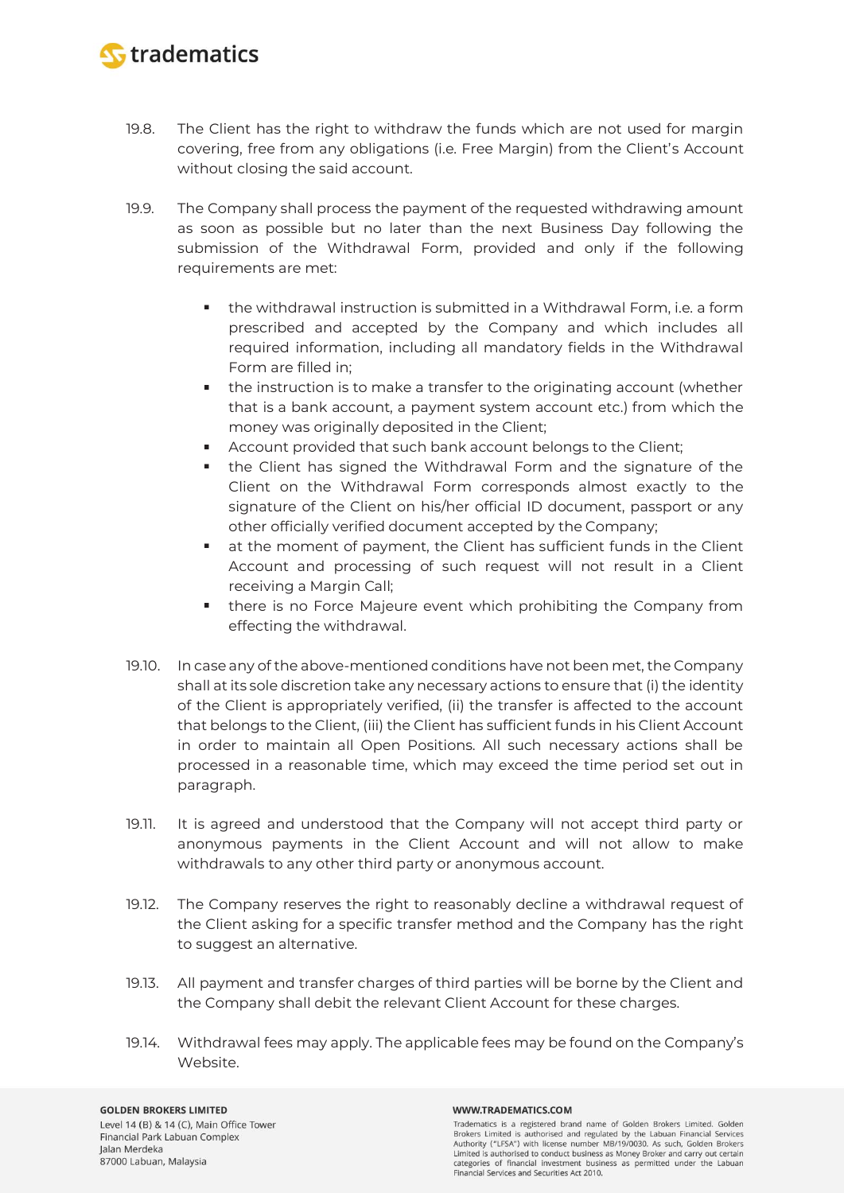19.8. The Client has the right to withdraw the funds which are not used for margin covering, free from any obligations (i.e. Free Margin) from the Client's Account without closing the said account.

19.9. The Company shall process the payment of the requested withdrawing amount as soon as possible but no later than the next Business Day following the submission of the Withdrawal Form, provided and only if the following requirements are met:

- the withdrawal instruction is submitted in a Withdrawal Form, i.e. a form prescribed and accepted by the Company and which includes all required information, including all mandatory fields in the Withdrawal Form are filled in;
- the instruction is to make a transfer to the originating account (whether that is a bank account, a payment system account etc.) from which the money was originally deposited in the Client;
- Account provided that such bank account belongs to the Client;
- the Client has signed the Withdrawal Form and the signature of the Client on the Withdrawal Form corresponds almost exactly to the signature of the Client on his/her official ID document, passport or any other officially verified document accepted by the Company;
- at the moment of payment, the Client has sufficient funds in the Client Account and processing of such request will not result in a Client receiving a Margin Call;
- there is no Force Majeure event which prohibiting the Company from effecting the withdrawal.

19.10. In case any of the above-mentioned conditions have not been met, the Company shall at its sole discretion take any necessary actions to ensure that (i) the identity of the Client is appropriately verified, (ii) the transfer is affected to the account that belongs to the Client, (iii) the Client has sufficient funds in his Client Account in order to maintain all Open Positions. All such necessary actions shall be processed in a reasonable time, which may exceed the time period set out in paragraph.

19.11. It is agreed and understood that the Company will not accept third party or anonymous payments in the Client Account and will not allow to make withdrawals to any other third party or anonymous account.

19.12. The Company reserves the right to reasonably decline a withdrawal request of the Client asking for a specific transfer method and the Company has the right to suggest an alternative.

19.13. All payment and transfer charges of third parties will be borne by the Client and the Company shall debit the relevant Client Account for these charges.

19.14. Withdrawal fees may apply. The applicable fees may be found on the Company's Website.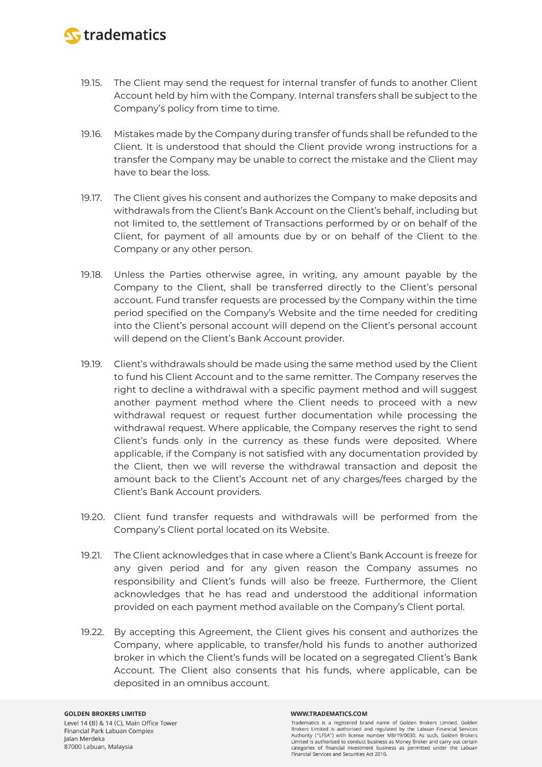19.15. The Client may send the request for internal transfer of funds to another Client Account held by him with the Company. Internal transfers shall be subject to the Company's policy from time to time.

19.16. Mistakes made by the Company during transfer of funds shall be refunded to the Client. It is understood that should the Client provide wrong instructions for a transfer the Company may be unable to correct the mistake and the Client may have to bear the loss.

19.17. The Client gives his consent and authorizes the Company to make deposits and withdrawals from the Client's Bank Account on the Client's behalf, including but not limited to, the settlement of Transactions performed by or on behalf of the Client, for payment of all amounts due by or on behalf of the Client to the Company or any other person.

19.18. Unless the Parties otherwise agree, in writing, any amount payable by the Company to the Client, shall be transferred directly to the Client's personal account. Fund transfer requests are processed by the Company within the time period specified on the Company's Website and the time needed for crediting into the Client's personal account will depend on the Client's personal account will depend on the Client's Bank Account provider.

19.19. Client's withdrawals should be made using the same method used by the Client to fund his Client Account and to the same remitter. The Company reserves the right to decline a withdrawal with a specific payment method and will suggest another payment method where the Client needs to proceed with a new withdrawal request or request further documentation while processing the withdrawal request. Where applicable, the Company reserves the right to send Client's funds only in the currency as these funds were deposited. Where applicable, if the Company is not satisfied with any documentation provided by the Client, then we will reverse the withdrawal transaction and deposit the amount back to the Client's Account net of any charges/fees charged by the Client's Bank Account providers.

19.20. Client fund transfer requests and withdrawals will be performed from the Company's Client portal located on its Website.

19.21. The Client acknowledges that in case where a Client's Bank Account is freeze for any given period and for any given reason the Company assumes no responsibility and Client's funds will also be freeze. Furthermore, the Client acknowledges that he has read and understood the additional information provided on each payment method available on the Company's Client portal.

19.22. By accepting this Agreement, the Client gives his consent and authorizes the Company, where applicable, to transfer/hold his funds to another authorized broker in which the Client's funds will be located on a segregated Client's Bank Account. The Client also consents that his funds, where applicable, can be deposited in an omnibus account.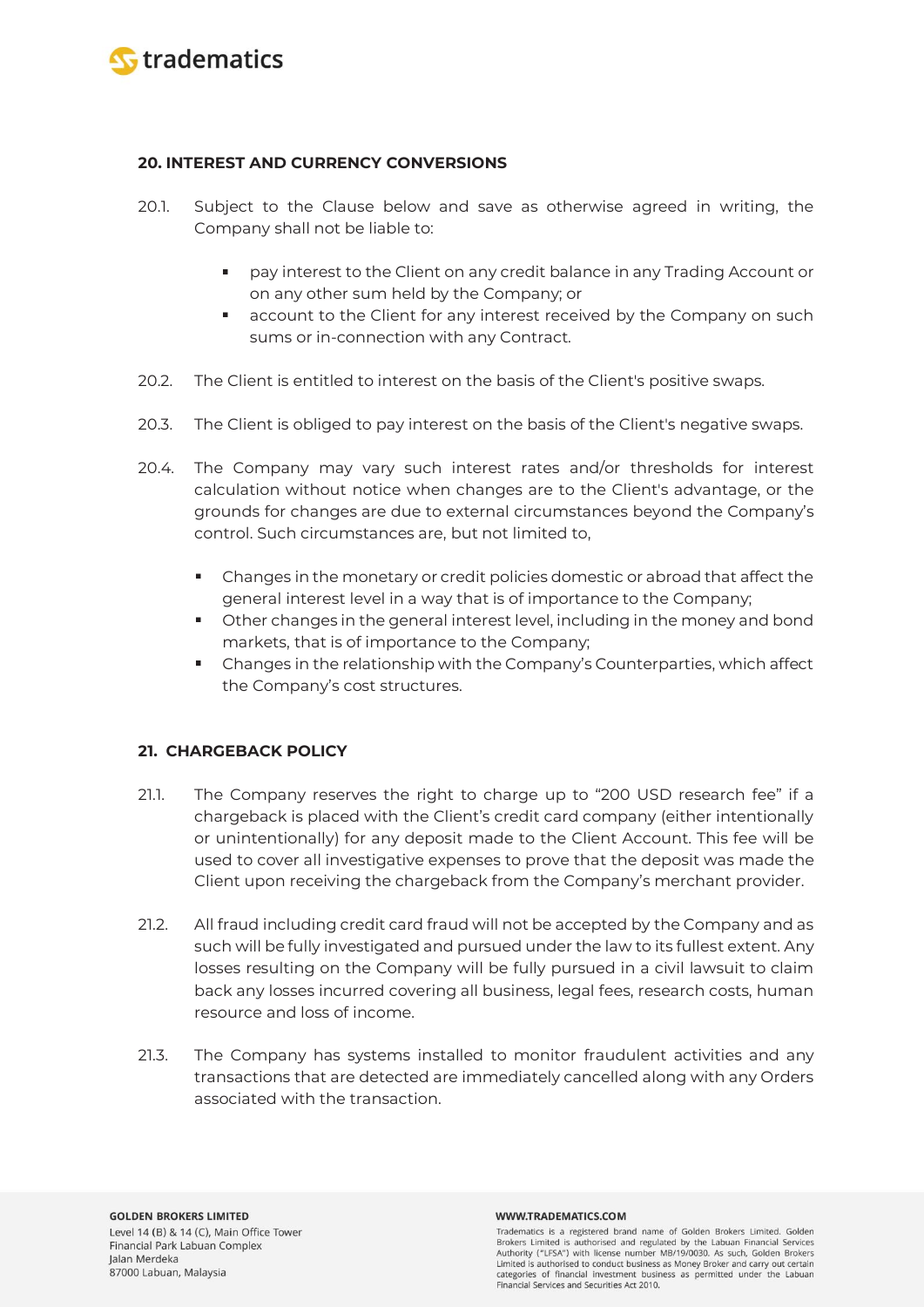## 20. INTEREST AND CURRENCY CONVERSIONS

20.1. Subject to the Clause below and save as otherwise agreed in writing, the Company shall not be liable to:

- pay interest to the Client on any credit balance in any Trading Account or on any other sum held by the Company; or
- account to the Client for any interest received by the Company on such sums or in-connection with any Contract.

20.2. The Client is entitled to interest on the basis of the Client's positive swaps.

20.3. The Client is obliged to pay interest on the basis of the Client's negative swaps.

20.4. The Company may vary such interest rates and/or thresholds for interest calculation without notice when changes are to the Client's advantage, or the grounds for changes are due to external circumstances beyond the Company's control. Such circumstances are, but not limited to,

- Changes in the monetary or credit policies domestic or abroad that affect the general interest level in a way that is of importance to the Company;
- Other changes in the general interest level, including in the money and bond markets, that is of importance to the Company;
- Changes in the relationship with the Company's Counterparties, which affect the Company's cost structures.

## 21. CHARGEBACK POLICY

21.1. The Company reserves the right to charge up to "200 USD research fee" if a chargeback is placed with the Client's credit card company (either intentionally or unintentionally) for any deposit made to the Client Account. This fee will be used to cover all investigative expenses to prove that the deposit was made the Client upon receiving the chargeback from the Company's merchant provider.

21.2. All fraud including credit card fraud will not be accepted by the Company and as such will be fully investigated and pursued under the law to its fullest extent. Any losses resulting on the Company will be fully pursued in a civil lawsuit to claim back any losses incurred covering all business, legal fees, research costs, human resource and loss of income.

21.3. The Company has systems installed to monitor fraudulent activities and any transactions that are detected are immediately cancelled along with any Orders associated with the transaction.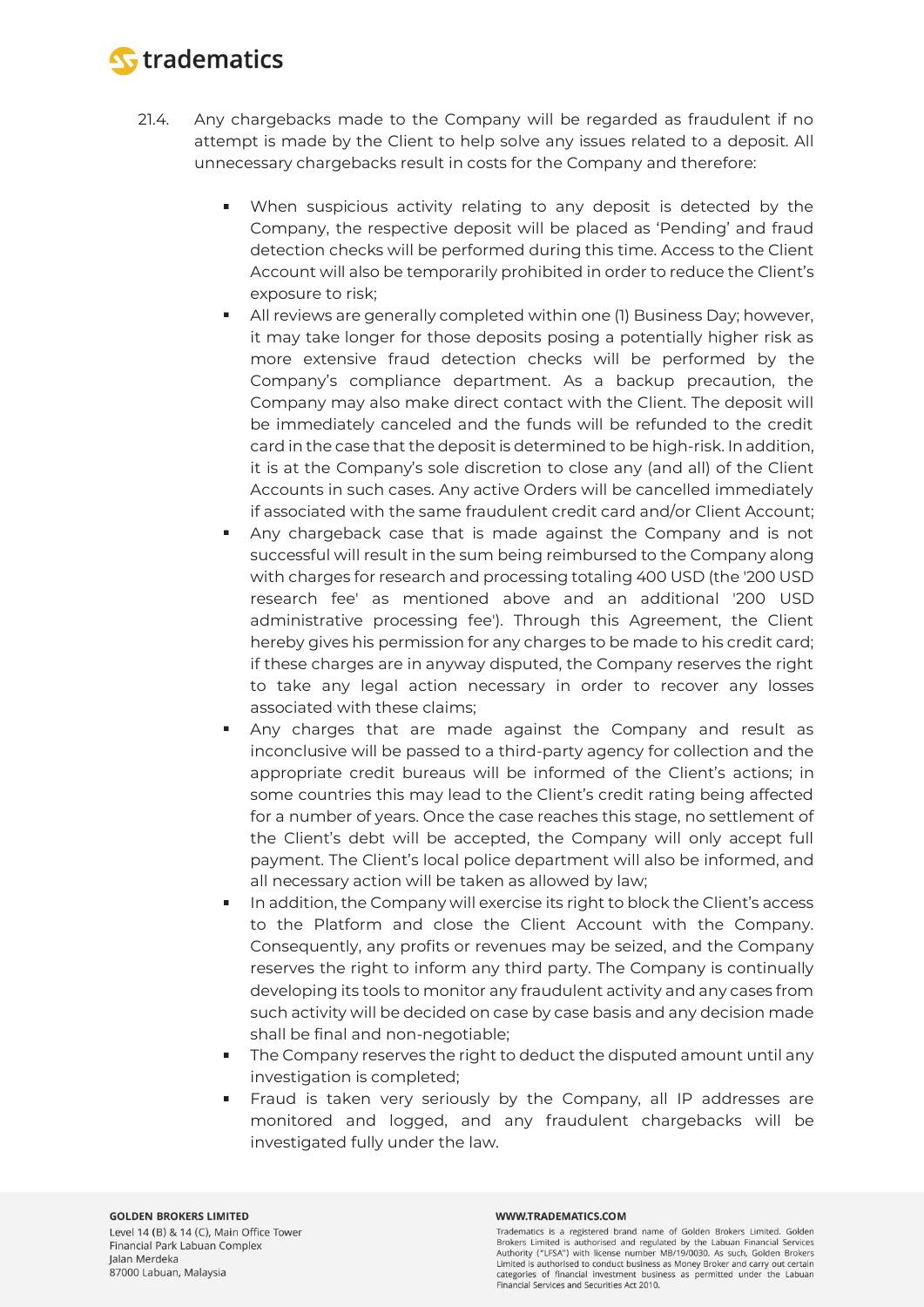21.4. Any chargebacks made to the Company will be regarded as fraudulent if no attempt is made by the Client to help solve any issues related to a deposit. All unnecessary chargebacks result in costs for the Company and therefore:

- When suspicious activity relating to any deposit is detected by the Company, the respective deposit will be placed as 'Pending' and fraud detection checks will be performed during this time. Access to the Client Account will also be temporarily prohibited in order to reduce the Client's exposure to risk;
- All reviews are generally completed within one (1) Business Day; however, it may take longer for those deposits posing a potentially higher risk as more extensive fraud detection checks will be performed by the Company's compliance department. As a backup precaution, the Company may also make direct contact with the Client. The deposit will be immediately canceled and the funds will be refunded to the credit card in the case that the deposit is determined to be high-risk. In addition, it is at the Company's sole discretion to close any (and all) of the Client Accounts in such cases. Any active Orders will be cancelled immediately if associated with the same fraudulent credit card and/or Client Account;
- Any chargeback case that is made against the Company and is not successful will result in the sum being reimbursed to the Company along with charges for research and processing totaling 400 USD (the '200 USD research fee' as mentioned above and an additional '200 USD administrative processing fee'). Through this Agreement, the Client hereby gives his permission for any charges to be made to his credit card; if these charges are in anyway disputed, the Company reserves the right to take any legal action necessary in order to recover any losses associated with these claims;
- Any charges that are made against the Company and result as inconclusive will be passed to a third-party agency for collection and the appropriate credit bureaus will be informed of the Client's actions; in some countries this may lead to the Client's credit rating being affected for a number of years. Once the case reaches this stage, no settlement of the Client's debt will be accepted, the Company will only accept full payment. The Client's local police department will also be informed, and all necessary action will be taken as allowed by law;
- In addition, the Company will exercise its right to block the Client's access to the Platform and close the Client Account with the Company. Consequently, any profits or revenues may be seized, and the Company reserves the right to inform any third party. The Company is continually developing its tools to monitor any fraudulent activity and any cases from such activity will be decided on case by case basis and any decision made shall be final and non-negotiable;
- The Company reserves the right to deduct the disputed amount until any investigation is completed;
- Fraud is taken very seriously by the Company, all IP addresses are monitored and logged, and any fraudulent chargebacks will be investigated fully under the law.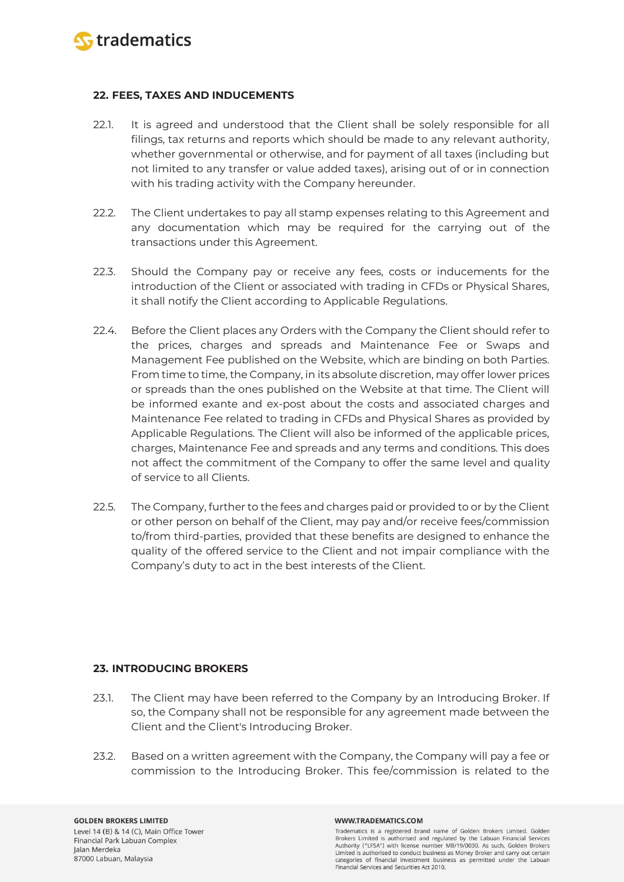## 22. FEES, TAXES AND INDUCEMENTS

22.1. It is agreed and understood that the Client shall be solely responsible for all filings, tax returns and reports which should be made to any relevant authority, whether governmental or otherwise, and for payment of all taxes (including but not limited to any transfer or value added taxes), arising out of or in connection with his trading activity with the Company hereunder.

22.2. The Client undertakes to pay all stamp expenses relating to this Agreement and any documentation which may be required for the carrying out of the transactions under this Agreement.

22.3. Should the Company pay or receive any fees, costs or inducements for the introduction of the Client or associated with trading in CFDs or Physical Shares, it shall notify the Client according to Applicable Regulations.

22.4. Before the Client places any Orders with the Company the Client should refer to the prices, charges and spreads and Maintenance Fee or Swaps and Management Fee published on the Website, which are binding on both Parties. From time to time, the Company, in its absolute discretion, may offer lower prices or spreads than the ones published on the Website at that time. The Client will be informed exante and ex-post about the costs and associated charges and Maintenance Fee related to trading in CFDs and Physical Shares as provided by Applicable Regulations. The Client will also be informed of the applicable prices, charges, Maintenance Fee and spreads and any terms and conditions. This does not affect the commitment of the Company to offer the same level and quality of service to all Clients.

22.5. The Company, further to the fees and charges paid or provided to or by the Client or other person on behalf of the Client, may pay and/or receive fees/commission to/from third-parties, provided that these benefits are designed to enhance the quality of the offered service to the Client and not impair compliance with the Company's duty to act in the best interests of the Client.

## 23. INTRODUCING BROKERS

23.1. The Client may have been referred to the Company by an Introducing Broker. If so, the Company shall not be responsible for any agreement made between the Client and the Client's Introducing Broker.

23.2. Based on a written agreement with the Company, the Company will pay a fee or commission to the Introducing Broker. This fee/commission is related to the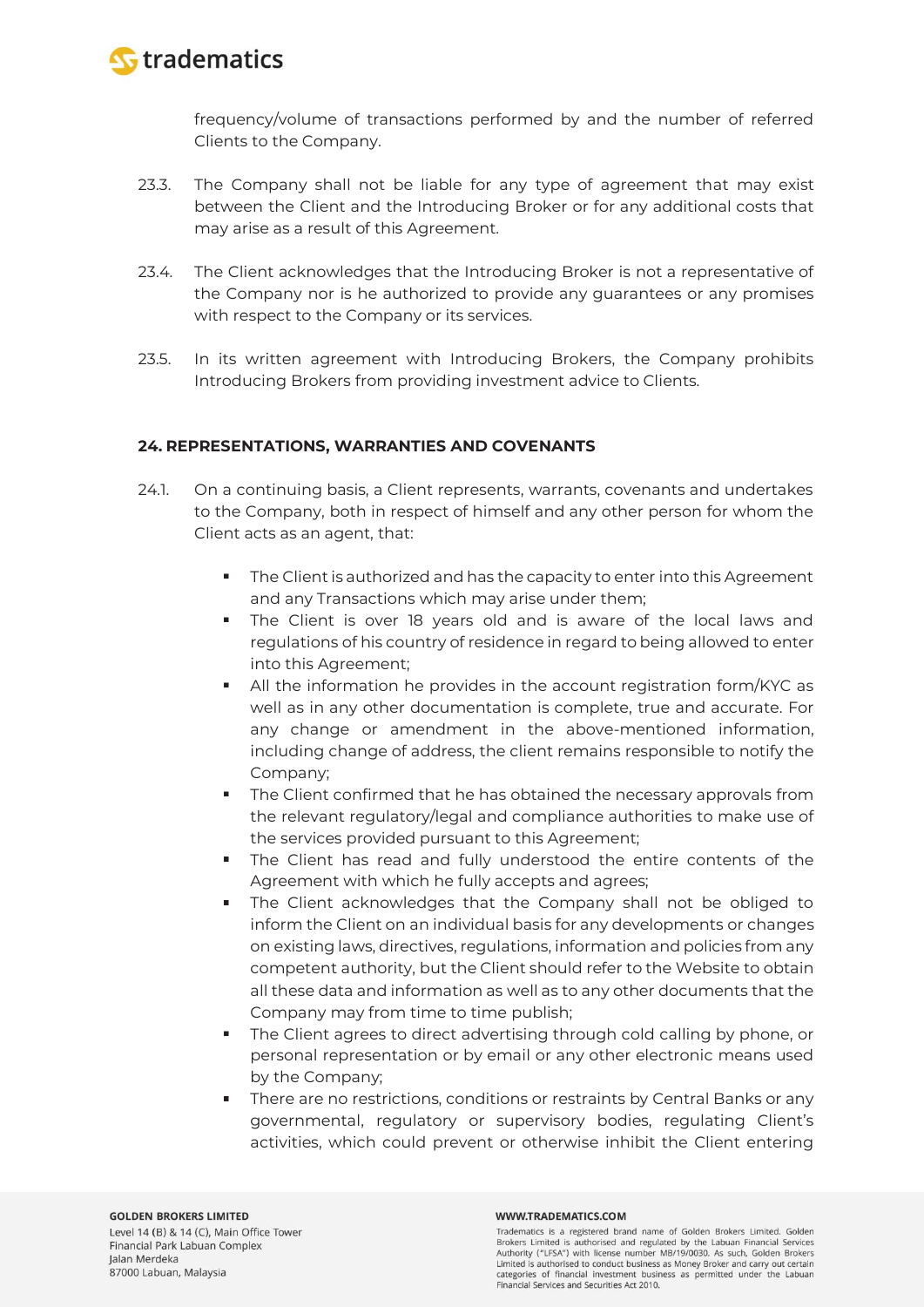frequency/volume of transactions performed by and the number of referred Clients to the Company.

23.3. The Company shall not be liable for any type of agreement that may exist between the Client and the Introducing Broker or for any additional costs that may arise as a result of this Agreement.

23.4. The Client acknowledges that the Introducing Broker is not a representative of the Company nor is he authorized to provide any guarantees or any promises with respect to the Company or its services.

23.5. In its written agreement with Introducing Brokers, the Company prohibits Introducing Brokers from providing investment advice to Clients.

## 24. REPRESENTATIONS, WARRANTIES AND COVENANTS

24.1. On a continuing basis, a Client represents, warrants, covenants and undertakes to the Company, both in respect of himself and any other person for whom the Client acts as an agent, that:

- The Client is authorized and has the capacity to enter into this Agreement and any Transactions which may arise under them;
- The Client is over 18 years old and is aware of the local laws and regulations of his country of residence in regard to being allowed to enter into this Agreement;
- All the information he provides in the account registration form/KYC as well as in any other documentation is complete, true and accurate. For any change or amendment in the above-mentioned information, including change of address, the client remains responsible to notify the Company;
- The Client confirmed that he has obtained the necessary approvals from the relevant regulatory/legal and compliance authorities to make use of the services provided pursuant to this Agreement;
- The Client has read and fully understood the entire contents of the Agreement with which he fully accepts and agrees;
- The Client acknowledges that the Company shall not be obliged to inform the Client on an individual basis for any developments or changes on existing laws, directives, regulations, information and policies from any competent authority, but the Client should refer to the Website to obtain all these data and information as well as to any other documents that the Company may from time to time publish;
- The Client agrees to direct advertising through cold calling by phone, or personal representation or by email or any other electronic means used by the Company;
- There are no restrictions, conditions or restraints by Central Banks or any governmental, regulatory or supervisory bodies, regulating Client's activities, which could prevent or otherwise inhibit the Client entering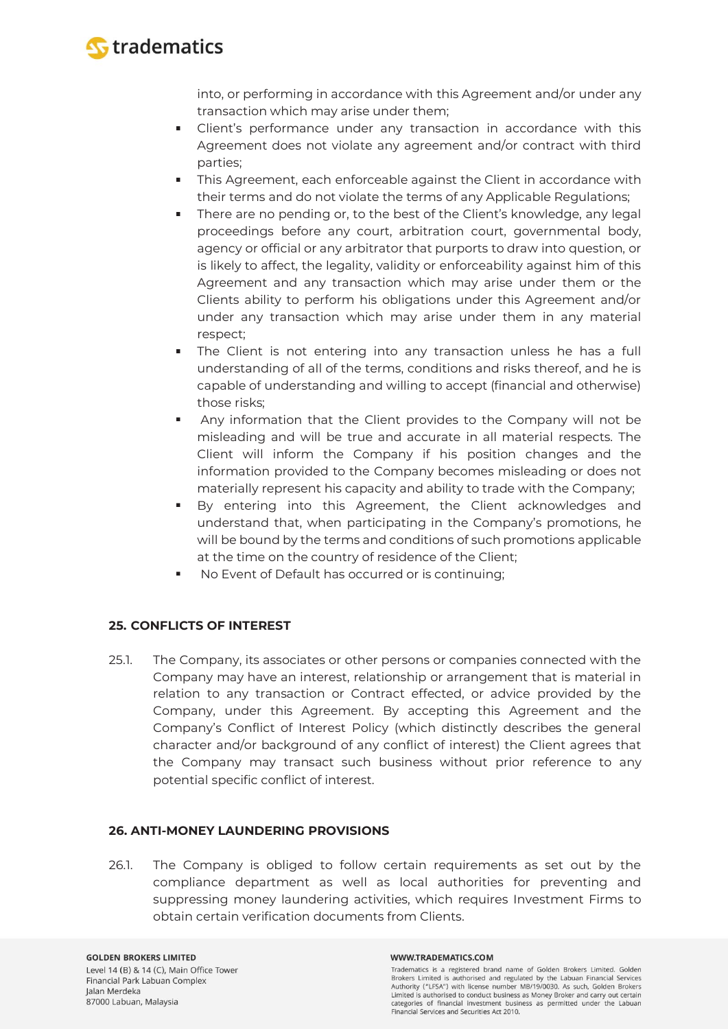into, or performing in accordance with this Agreement and/or under any transaction which may arise under them;

- Client's performance under any transaction in accordance with this Agreement does not violate any agreement and/or contract with third parties;
- This Agreement, each enforceable against the Client in accordance with their terms and do not violate the terms of any Applicable Regulations;
- There are no pending or, to the best of the Client's knowledge, any legal proceedings before any court, arbitration court, governmental body, agency or official or any arbitrator that purports to draw into question, or is likely to affect, the legality, validity or enforceability against him of this Agreement and any transaction which may arise under them or the Clients ability to perform his obligations under this Agreement and/or under any transaction which may arise under them in any material respect;
- The Client is not entering into any transaction unless he has a full understanding of all of the terms, conditions and risks thereof, and he is capable of understanding and willing to accept (financial and otherwise) those risks;
- Any information that the Client provides to the Company will not be misleading and will be true and accurate in all material respects. The Client will inform the Company if his position changes and the information provided to the Company becomes misleading or does not materially represent his capacity and ability to trade with the Company;
- By entering into this Agreement, the Client acknowledges and understand that, when participating in the Company's promotions, he will be bound by the terms and conditions of such promotions applicable at the time on the country of residence of the Client;
- No Event of Default has occurred or is continuing;

## 25. CONFLICTS OF INTEREST

25.1. The Company, its associates or other persons or companies connected with the Company may have an interest, relationship or arrangement that is material in relation to any transaction or Contract effected, or advice provided by the Company, under this Agreement. By accepting this Agreement and the Company's Conflict of Interest Policy (which distinctly describes the general character and/or background of any conflict of interest) the Client agrees that the Company may transact such business without prior reference to any potential specific conflict of interest.

## 26. ANTI-MONEY LAUNDERING PROVISIONS

26.1. The Company is obliged to follow certain requirements as set out by the compliance department as well as local authorities for preventing and suppressing money laundering activities, which requires Investment Firms to obtain certain verification documents from Clients.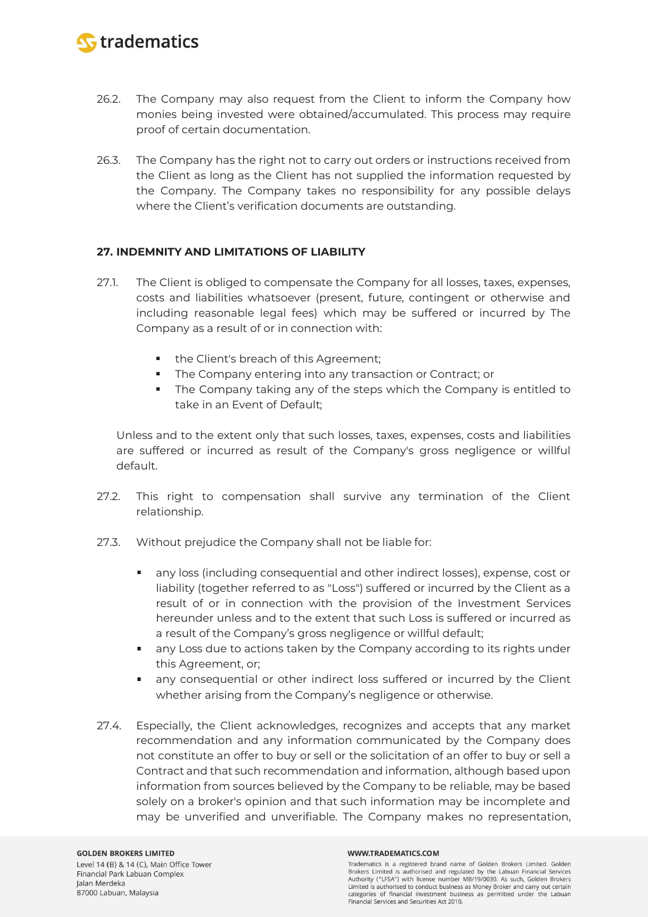26.2. The Company may also request from the Client to inform the Company how monies being invested were obtained/accumulated. This process may require proof of certain documentation.

26.3. The Company has the right not to carry out orders or instructions received from the Client as long as the Client has not supplied the information requested by the Company. The Company takes no responsibility for any possible delays where the Client's verification documents are outstanding.

**27. INDEMNITY AND LIMITATIONS OF LIABILITY**

27.1. The Client is obliged to compensate the Company for all losses, taxes, expenses, costs and liabilities whatsoever (present, future, contingent or otherwise and including reasonable legal fees) which may be suffered or incurred by The Company as a result of or in connection with:

- the Client's breach of this Agreement;
- The Company entering into any transaction or Contract; or
- The Company taking any of the steps which the Company is entitled to take in an Event of Default;

Unless and to the extent only that such losses, taxes, expenses, costs and liabilities are suffered or incurred as result of the Company's gross negligence or willful default.

27.2. This right to compensation shall survive any termination of the Client relationship.

27.3. Without prejudice the Company shall not be liable for:

- any loss (including consequential and other indirect losses), expense, cost or liability (together referred to as "Loss") suffered or incurred by the Client as a result of or in connection with the provision of the Investment Services hereunder unless and to the extent that such Loss is suffered or incurred as a result of the Company's gross negligence or willful default;
- any Loss due to actions taken by the Company according to its rights under this Agreement, or;
- any consequential or other indirect loss suffered or incurred by the Client whether arising from the Company's negligence or otherwise.

27.4. Especially, the Client acknowledges, recognizes and accepts that any market recommendation and any information communicated by the Company does not constitute an offer to buy or sell or the solicitation of an offer to buy or sell a Contract and that such recommendation and information, although based upon information from sources believed by the Company to be reliable, may be based solely on a broker's opinion and that such information may be incomplete and may be unverified and unverifiable. The Company makes no representation,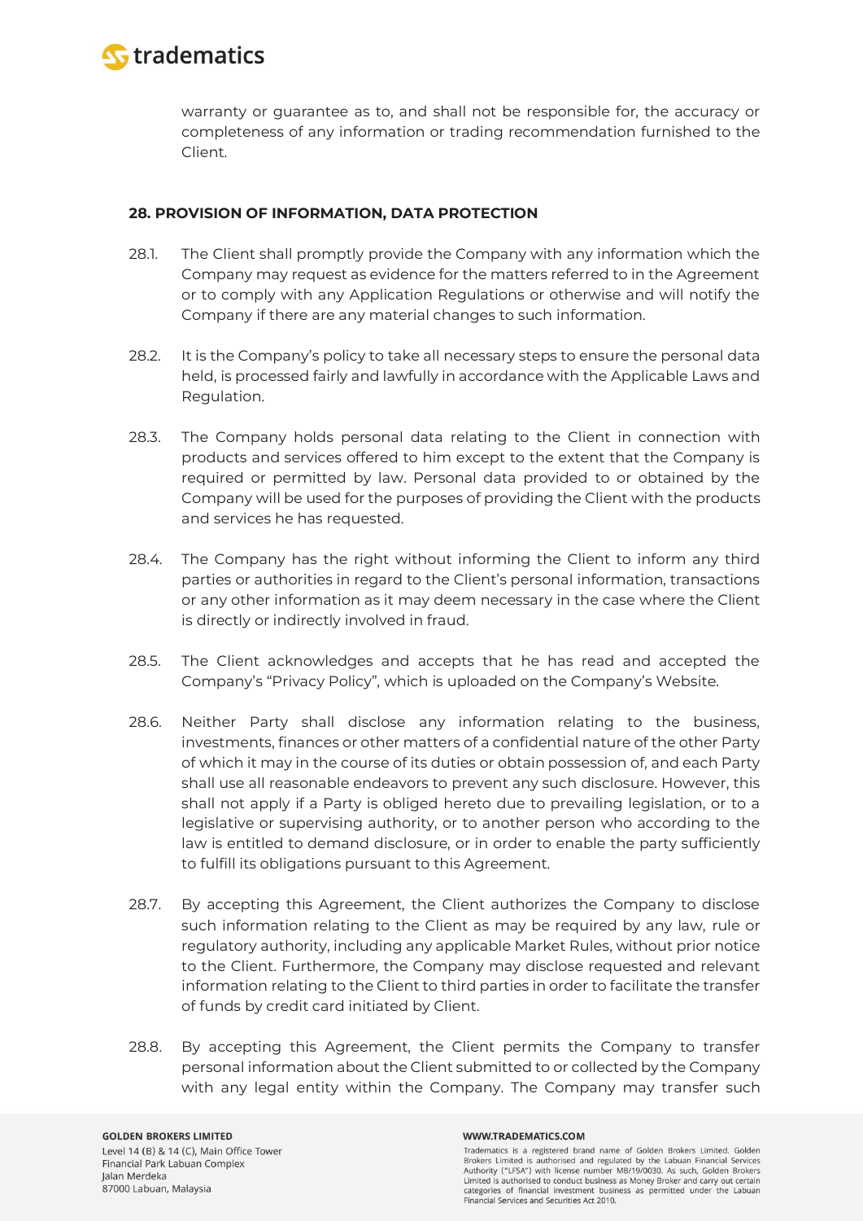warranty or guarantee as to, and shall not be responsible for, the accuracy or completeness of any information or trading recommendation furnished to the Client.

## 28. PROVISION OF INFORMATION, DATA PROTECTION

28.1. The Client shall promptly provide the Company with any information which the Company may request as evidence for the matters referred to in the Agreement or to comply with any Application Regulations or otherwise and will notify the Company if there are any material changes to such information.

28.2. It is the Company's policy to take all necessary steps to ensure the personal data held, is processed fairly and lawfully in accordance with the Applicable Laws and Regulation.

28.3. The Company holds personal data relating to the Client in connection with products and services offered to him except to the extent that the Company is required or permitted by law. Personal data provided to or obtained by the Company will be used for the purposes of providing the Client with the products and services he has requested.

28.4. The Company has the right without informing the Client to inform any third parties or authorities in regard to the Client's personal information, transactions or any other information as it may deem necessary in the case where the Client is directly or indirectly involved in fraud.

28.5. The Client acknowledges and accepts that he has read and accepted the Company's "Privacy Policy", which is uploaded on the Company's Website.

28.6. Neither Party shall disclose any information relating to the business, investments, finances or other matters of a confidential nature of the other Party of which it may in the course of its duties or obtain possession of, and each Party shall use all reasonable endeavors to prevent any such disclosure. However, this shall not apply if a Party is obliged hereto due to prevailing legislation, or to a legislative or supervising authority, or to another person who according to the law is entitled to demand disclosure, or in order to enable the party sufficiently to fulfill its obligations pursuant to this Agreement.

28.7. By accepting this Agreement, the Client authorizes the Company to disclose such information relating to the Client as may be required by any law, rule or regulatory authority, including any applicable Market Rules, without prior notice to the Client. Furthermore, the Company may disclose requested and relevant information relating to the Client to third parties in order to facilitate the transfer of funds by credit card initiated by Client.

28.8. By accepting this Agreement, the Client permits the Company to transfer personal information about the Client submitted to or collected by the Company with any legal entity within the Company. The Company may transfer such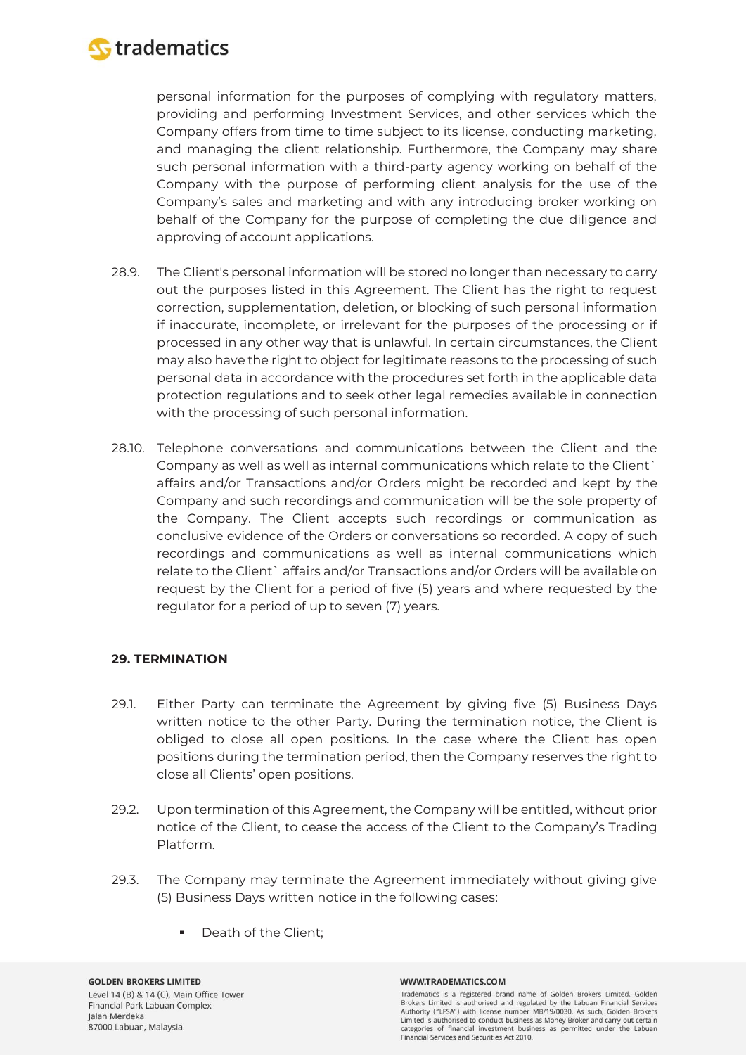personal information for the purposes of complying with regulatory matters, providing and performing Investment Services, and other services which the Company offers from time to time subject to its license, conducting marketing, and managing the client relationship. Furthermore, the Company may share such personal information with a third-party agency working on behalf of the Company with the purpose of performing client analysis for the use of the Company's sales and marketing and with any introducing broker working on behalf of the Company for the purpose of completing the due diligence and approving of account applications.

28.9. The Client's personal information will be stored no longer than necessary to carry out the purposes listed in this Agreement. The Client has the right to request correction, supplementation, deletion, or blocking of such personal information if inaccurate, incomplete, or irrelevant for the purposes of the processing or if processed in any other way that is unlawful. In certain circumstances, the Client may also have the right to object for legitimate reasons to the processing of such personal data in accordance with the procedures set forth in the applicable data protection regulations and to seek other legal remedies available in connection with the processing of such personal information.

28.10. Telephone conversations and communications between the Client and the Company as well as well as internal communications which relate to the Client` affairs and/or Transactions and/or Orders might be recorded and kept by the Company and such recordings and communication will be the sole property of the Company. The Client accepts such recordings or communication as conclusive evidence of the Orders or conversations so recorded. A copy of such recordings and communications as well as internal communications which relate to the Client` affairs and/or Transactions and/or Orders will be available on request by the Client for a period of five (5) years and where requested by the regulator for a period of up to seven (7) years.

## 29. TERMINATION

29.1. Either Party can terminate the Agreement by giving five (5) Business Days written notice to the other Party. During the termination notice, the Client is obliged to close all open positions. In the case where the Client has open positions during the termination period, then the Company reserves the right to close all Clients' open positions.

29.2. Upon termination of this Agreement, the Company will be entitled, without prior notice of the Client, to cease the access of the Client to the Company's Trading Platform.

29.3. The Company may terminate the Agreement immediately without giving give (5) Business Days written notice in the following cases:

- Death of the Client;

GOLDEN BROKERS LIMITED
Level 14 (B) & 14 (C), Main Office Tower
Financial Park Labuan Complex
Jalan Merdeka
87000 Labuan, Malaysia

WWW.TRADEMATICS.COM
Tradematics is a registered brand name of Golden Brokers Limited. Golden Brokers Limited is authorised and regulated by the Labuan Financial Services Authority ("LFSA") with license number MB/19/0030. As such, Golden Brokers Limited is authorised to conduct business as Money Broker and carry out certain categories of financial investment business as permitted under the Labuan Financial Services and Securities Act 2010.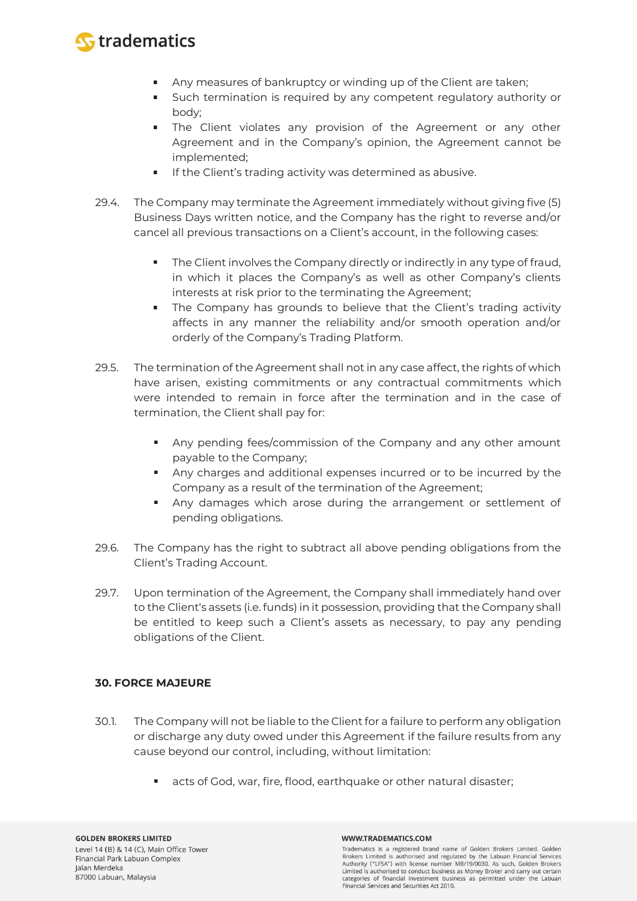- Any measures of bankruptcy or winding up of the Client are taken;
- Such termination is required by any competent regulatory authority or body;
- The Client violates any provision of the Agreement or any other Agreement and in the Company's opinion, the Agreement cannot be implemented;
- If the Client's trading activity was determined as abusive.

29.4. The Company may terminate the Agreement immediately without giving five (5) Business Days written notice, and the Company has the right to reverse and/or cancel all previous transactions on a Client's account, in the following cases:

- The Client involves the Company directly or indirectly in any type of fraud, in which it places the Company's as well as other Company's clients interests at risk prior to the terminating the Agreement;
- The Company has grounds to believe that the Client's trading activity affects in any manner the reliability and/or smooth operation and/or orderly of the Company's Trading Platform.

29.5. The termination of the Agreement shall not in any case affect, the rights of which have arisen, existing commitments or any contractual commitments which were intended to remain in force after the termination and in the case of termination, the Client shall pay for:

- Any pending fees/commission of the Company and any other amount payable to the Company;
- Any charges and additional expenses incurred or to be incurred by the Company as a result of the termination of the Agreement;
- Any damages which arose during the arrangement or settlement of pending obligations.

29.6. The Company has the right to subtract all above pending obligations from the Client's Trading Account.

29.7. Upon termination of the Agreement, the Company shall immediately hand over to the Client's assets (i.e. funds) in it possession, providing that the Company shall be entitled to keep such a Client's assets as necessary, to pay any pending obligations of the Client.

## 30. FORCE MAJEURE

30.1. The Company will not be liable to the Client for a failure to perform any obligation or discharge any duty owed under this Agreement if the failure results from any cause beyond our control, including, without limitation:

- acts of God, war, fire, flood, earthquake or other natural disaster;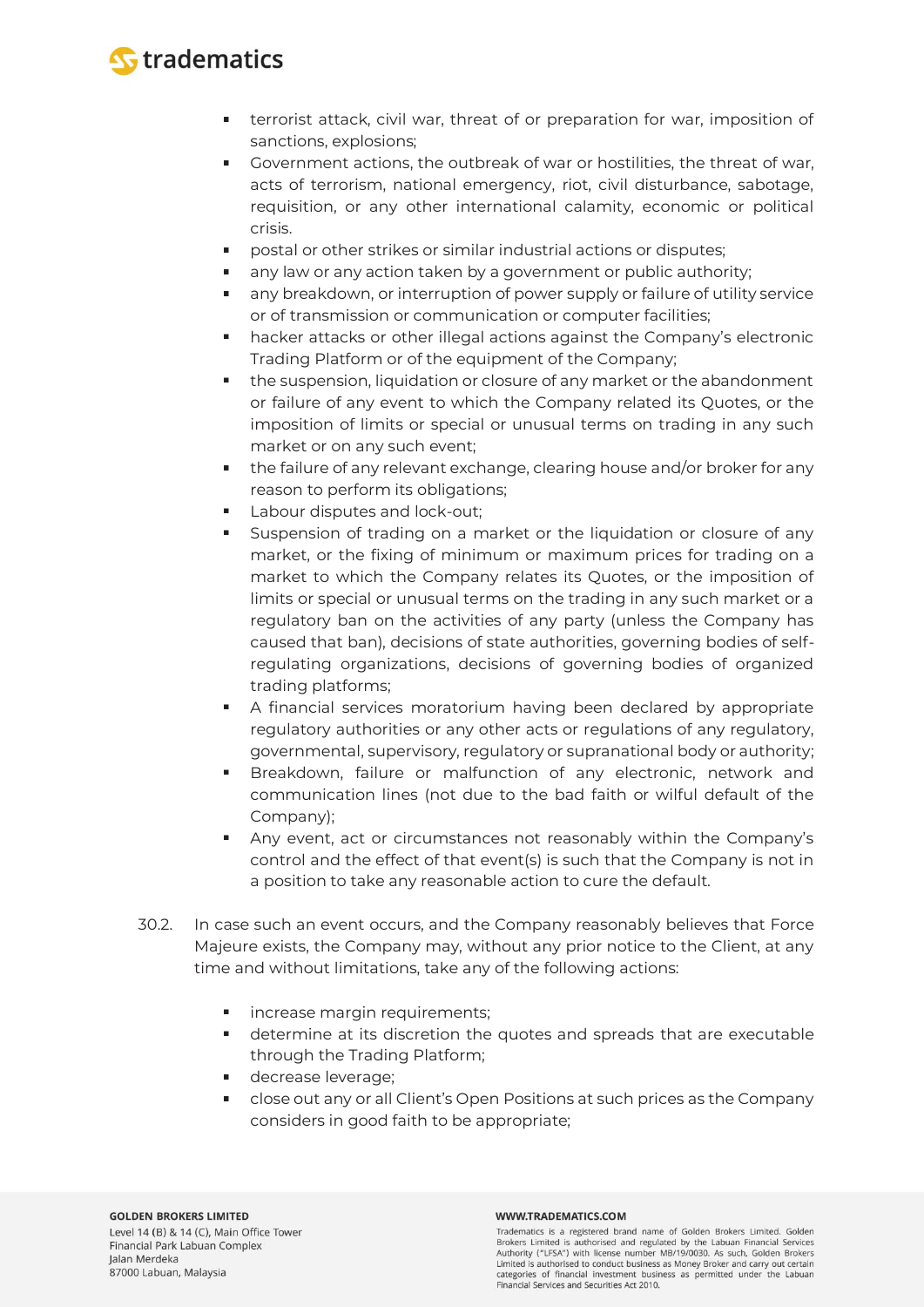- terrorist attack, civil war, threat of or preparation for war, imposition of sanctions, explosions;
- Government actions, the outbreak of war or hostilities, the threat of war, acts of terrorism, national emergency, riot, civil disturbance, sabotage, requisition, or any other international calamity, economic or political crisis.
- postal or other strikes or similar industrial actions or disputes;
- any law or any action taken by a government or public authority;
- any breakdown, or interruption of power supply or failure of utility service or of transmission or communication or computer facilities;
- hacker attacks or other illegal actions against the Company's electronic Trading Platform or of the equipment of the Company;
- the suspension, liquidation or closure of any market or the abandonment or failure of any event to which the Company related its Quotes, or the imposition of limits or special or unusual terms on trading in any such market or on any such event;
- the failure of any relevant exchange, clearing house and/or broker for any reason to perform its obligations;
- Labour disputes and lock-out;
- Suspension of trading on a market or the liquidation or closure of any market, or the fixing of minimum or maximum prices for trading on a market to which the Company relates its Quotes, or the imposition of limits or special or unusual terms on the trading in any such market or a regulatory ban on the activities of any party (unless the Company has caused that ban), decisions of state authorities, governing bodies of self-regulating organizations, decisions of governing bodies of organized trading platforms;
- A financial services moratorium having been declared by appropriate regulatory authorities or any other acts or regulations of any regulatory, governmental, supervisory, regulatory or supranational body or authority;
- Breakdown, failure or malfunction of any electronic, network and communication lines (not due to the bad faith or wilful default of the Company);
- Any event, act or circumstances not reasonably within the Company's control and the effect of that event(s) is such that the Company is not in a position to take any reasonable action to cure the default.

30.2. In case such an event occurs, and the Company reasonably believes that Force Majeure exists, the Company may, without any prior notice to the Client, at any time and without limitations, take any of the following actions:

- increase margin requirements;
- determine at its discretion the quotes and spreads that are executable through the Trading Platform;
- decrease leverage;
- close out any or all Client's Open Positions at such prices as the Company considers in good faith to be appropriate;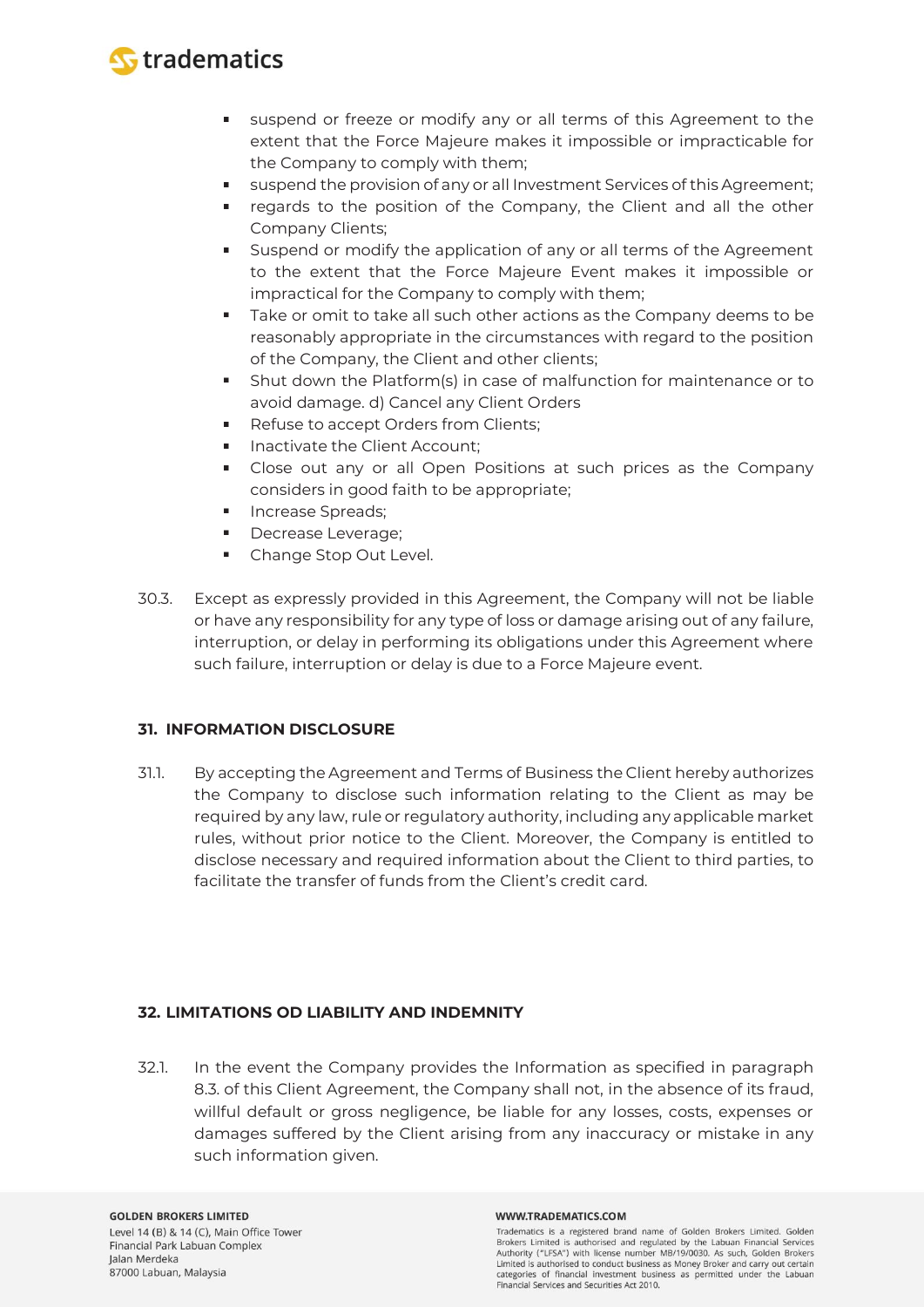- suspend or freeze or modify any or all terms of this Agreement to the extent that the Force Majeure makes it impossible or impracticable for the Company to comply with them;
- suspend the provision of any or all Investment Services of this Agreement;
- regards to the position of the Company, the Client and all the other Company Clients;
- Suspend or modify the application of any or all terms of the Agreement to the extent that the Force Majeure Event makes it impossible or impractical for the Company to comply with them;
- Take or omit to take all such other actions as the Company deems to be reasonably appropriate in the circumstances with regard to the position of the Company, the Client and other clients;
- Shut down the Platform(s) in case of malfunction for maintenance or to avoid damage. d) Cancel any Client Orders
- Refuse to accept Orders from Clients;
- Inactivate the Client Account;
- Close out any or all Open Positions at such prices as the Company considers in good faith to be appropriate;
- Increase Spreads;
- Decrease Leverage;
- Change Stop Out Level.

30.3. Except as expressly provided in this Agreement, the Company will not be liable or have any responsibility for any type of loss or damage arising out of any failure, interruption, or delay in performing its obligations under this Agreement where such failure, interruption or delay is due to a Force Majeure event.

## 31. INFORMATION DISCLOSURE

31.1. By accepting the Agreement and Terms of Business the Client hereby authorizes the Company to disclose such information relating to the Client as may be required by any law, rule or regulatory authority, including any applicable market rules, without prior notice to the Client. Moreover, the Company is entitled to disclose necessary and required information about the Client to third parties, to facilitate the transfer of funds from the Client's credit card.

## 32. LIMITATIONS OD LIABILITY AND INDEMNITY

32.1. In the event the Company provides the Information as specified in paragraph 8.3. of this Client Agreement, the Company shall not, in the absence of its fraud, willful default or gross negligence, be liable for any losses, costs, expenses or damages suffered by the Client arising from any inaccuracy or mistake in any such information given.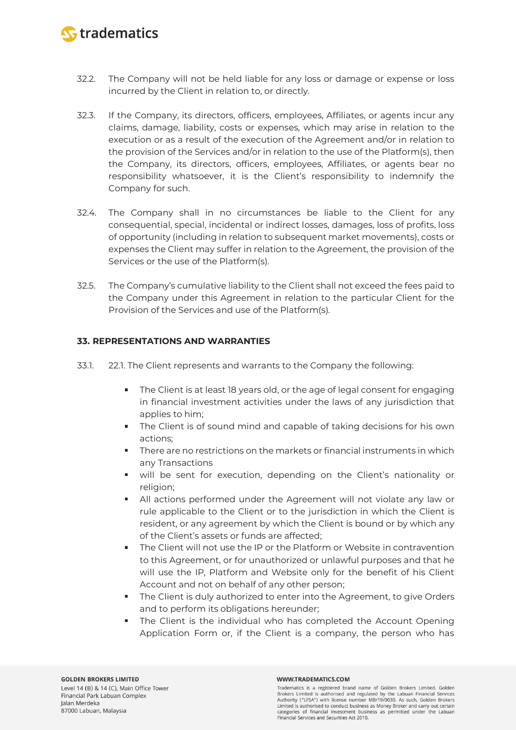32.2. The Company will not be held liable for any loss or damage or expense or loss incurred by the Client in relation to, or directly.

32.3. If the Company, its directors, officers, employees, Affiliates, or agents incur any claims, damage, liability, costs or expenses, which may arise in relation to the execution or as a result of the execution of the Agreement and/or in relation to the provision of the Services and/or in relation to the use of the Platform(s), then the Company, its directors, officers, employees, Affiliates, or agents bear no responsibility whatsoever, it is the Client's responsibility to indemnify the Company for such.

32.4. The Company shall in no circumstances be liable to the Client for any consequential, special, incidental or indirect losses, damages, loss of profits, loss of opportunity (including in relation to subsequent market movements), costs or expenses the Client may suffer in relation to the Agreement, the provision of the Services or the use of the Platform(s).

32.5. The Company's cumulative liability to the Client shall not exceed the fees paid to the Company under this Agreement in relation to the particular Client for the Provision of the Services and use of the Platform(s).

## 33. REPRESENTATIONS AND WARRANTIES

33.1. 22.1. The Client represents and warrants to the Company the following:

- The Client is at least 18 years old, or the age of legal consent for engaging in financial investment activities under the laws of any jurisdiction that applies to him;
- The Client is of sound mind and capable of taking decisions for his own actions;
- There are no restrictions on the markets or financial instruments in which any Transactions
- will be sent for execution, depending on the Client's nationality or religion;
- All actions performed under the Agreement will not violate any law or rule applicable to the Client or to the jurisdiction in which the Client is resident, or any agreement by which the Client is bound or by which any of the Client's assets or funds are affected;
- The Client will not use the IP or the Platform or Website in contravention to this Agreement, or for unauthorized or unlawful purposes and that he will use the IP, Platform and Website only for the benefit of his Client Account and not on behalf of any other person;
- The Client is duly authorized to enter into the Agreement, to give Orders and to perform its obligations hereunder;
- The Client is the individual who has completed the Account Opening Application Form or, if the Client is a company, the person who has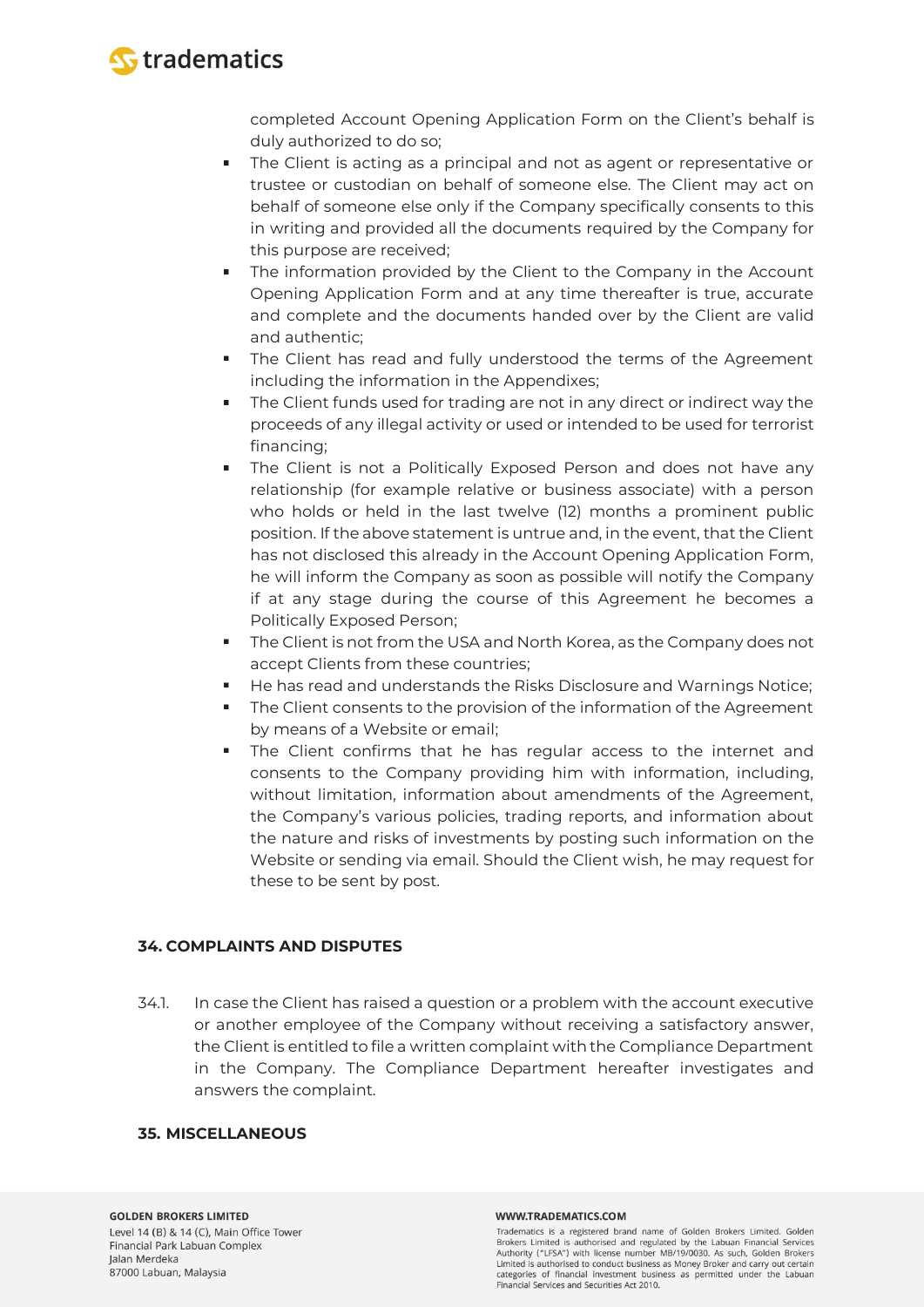completed Account Opening Application Form on the Client's behalf is duly authorized to do so;

- The Client is acting as a principal and not as agent or representative or trustee or custodian on behalf of someone else. The Client may act on behalf of someone else only if the Company specifically consents to this in writing and provided all the documents required by the Company for this purpose are received;
- The information provided by the Client to the Company in the Account Opening Application Form and at any time thereafter is true, accurate and complete and the documents handed over by the Client are valid and authentic;
- The Client has read and fully understood the terms of the Agreement including the information in the Appendixes;
- The Client funds used for trading are not in any direct or indirect way the proceeds of any illegal activity or used or intended to be used for terrorist financing;
- The Client is not a Politically Exposed Person and does not have any relationship (for example relative or business associate) with a person who holds or held in the last twelve (12) months a prominent public position. If the above statement is untrue and, in the event, that the Client has not disclosed this already in the Account Opening Application Form, he will inform the Company as soon as possible will notify the Company if at any stage during the course of this Agreement he becomes a Politically Exposed Person;
- The Client is not from the USA and North Korea, as the Company does not accept Clients from these countries;
- He has read and understands the Risks Disclosure and Warnings Notice;
- The Client consents to the provision of the information of the Agreement by means of a Website or email;
- The Client confirms that he has regular access to the internet and consents to the Company providing him with information, including, without limitation, information about amendments of the Agreement, the Company's various policies, trading reports, and information about the nature and risks of investments by posting such information on the Website or sending via email. Should the Client wish, he may request for these to be sent by post.

## 34. COMPLAINTS AND DISPUTES

34.1. In case the Client has raised a question or a problem with the account executive or another employee of the Company without receiving a satisfactory answer, the Client is entitled to file a written complaint with the Compliance Department in the Company. The Compliance Department hereafter investigates and answers the complaint.

## 35. MISCELLANEOUS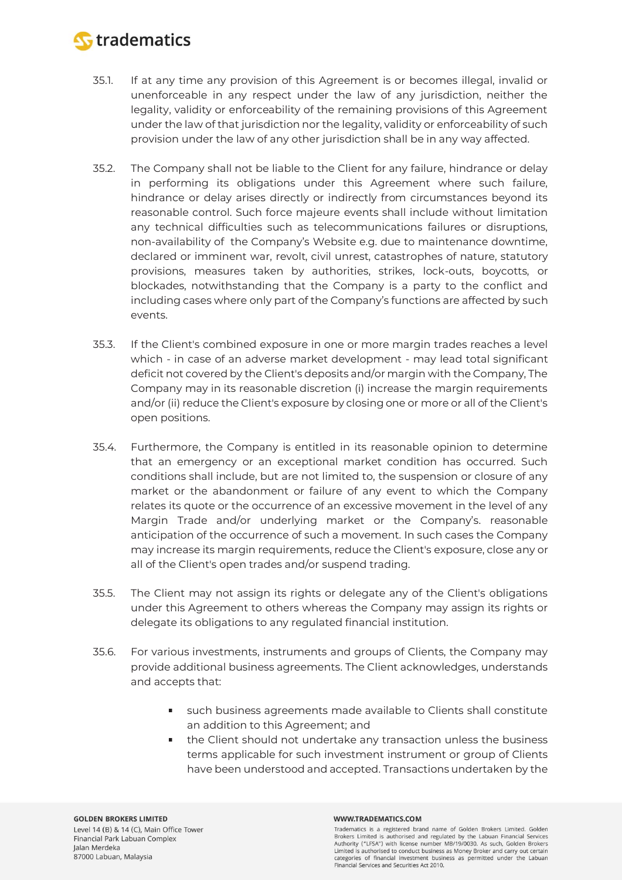35.1. If at any time any provision of this Agreement is or becomes illegal, invalid or unenforceable in any respect under the law of any jurisdiction, neither the legality, validity or enforceability of the remaining provisions of this Agreement under the law of that jurisdiction nor the legality, validity or enforceability of such provision under the law of any other jurisdiction shall be in any way affected.

35.2. The Company shall not be liable to the Client for any failure, hindrance or delay in performing its obligations under this Agreement where such failure, hindrance or delay arises directly or indirectly from circumstances beyond its reasonable control. Such force majeure events shall include without limitation any technical difficulties such as telecommunications failures or disruptions, non-availability of the Company's Website e.g. due to maintenance downtime, declared or imminent war, revolt, civil unrest, catastrophes of nature, statutory provisions, measures taken by authorities, strikes, lock-outs, boycotts, or blockades, notwithstanding that the Company is a party to the conflict and including cases where only part of the Company's functions are affected by such events.

35.3. If the Client's combined exposure in one or more margin trades reaches a level which - in case of an adverse market development - may lead total significant deficit not covered by the Client's deposits and/or margin with the Company, The Company may in its reasonable discretion (i) increase the margin requirements and/or (ii) reduce the Client's exposure by closing one or more or all of the Client's open positions.

35.4. Furthermore, the Company is entitled in its reasonable opinion to determine that an emergency or an exceptional market condition has occurred. Such conditions shall include, but are not limited to, the suspension or closure of any market or the abandonment or failure of any event to which the Company relates its quote or the occurrence of an excessive movement in the level of any Margin Trade and/or underlying market or the Company's. reasonable anticipation of the occurrence of such a movement. In such cases the Company may increase its margin requirements, reduce the Client's exposure, close any or all of the Client's open trades and/or suspend trading.

35.5. The Client may not assign its rights or delegate any of the Client's obligations under this Agreement to others whereas the Company may assign its rights or delegate its obligations to any regulated financial institution.

35.6. For various investments, instruments and groups of Clients, the Company may provide additional business agreements. The Client acknowledges, understands and accepts that:

- such business agreements made available to Clients shall constitute an addition to this Agreement; and
- the Client should not undertake any transaction unless the business terms applicable for such investment instrument or group of Clients have been understood and accepted. Transactions undertaken by the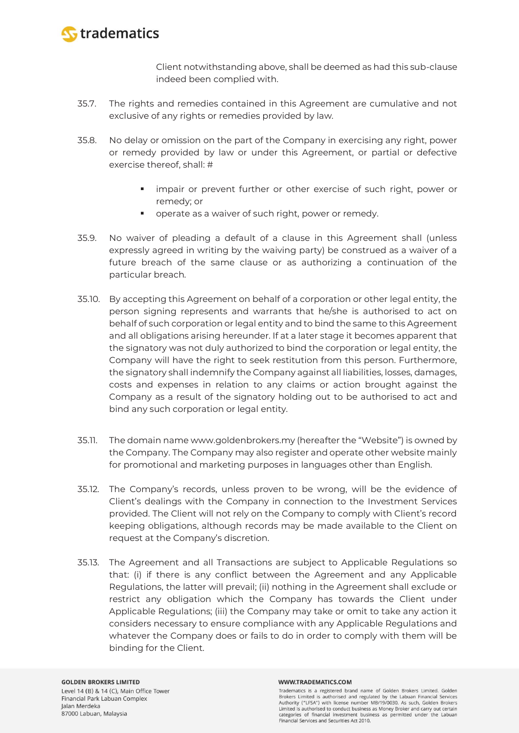Client notwithstanding above, shall be deemed as had this sub-clause indeed been complied with.

35.7. The rights and remedies contained in this Agreement are cumulative and not exclusive of any rights or remedies provided by law.

35.8. No delay or omission on the part of the Company in exercising any right, power or remedy provided by law or under this Agreement, or partial or defective exercise thereof, shall: #

- impair or prevent further or other exercise of such right, power or remedy; or
- operate as a waiver of such right, power or remedy.

35.9. No waiver of pleading a default of a clause in this Agreement shall (unless expressly agreed in writing by the waiving party) be construed as a waiver of a future breach of the same clause or as authorizing a continuation of the particular breach.

35.10. By accepting this Agreement on behalf of a corporation or other legal entity, the person signing represents and warrants that he/she is authorised to act on behalf of such corporation or legal entity and to bind the same to this Agreement and all obligations arising hereunder. If at a later stage it becomes apparent that the signatory was not duly authorized to bind the corporation or legal entity, the Company will have the right to seek restitution from this person. Furthermore, the signatory shall indemnify the Company against all liabilities, losses, damages, costs and expenses in relation to any claims or action brought against the Company as a result of the signatory holding out to be authorised to act and bind any such corporation or legal entity.

35.11. The domain name www.goldenbrokers.my (hereafter the "Website") is owned by the Company. The Company may also register and operate other website mainly for promotional and marketing purposes in languages other than English.

35.12. The Company's records, unless proven to be wrong, will be the evidence of Client's dealings with the Company in connection to the Investment Services provided. The Client will not rely on the Company to comply with Client's record keeping obligations, although records may be made available to the Client on request at the Company's discretion.

35.13. The Agreement and all Transactions are subject to Applicable Regulations so that: (i) if there is any conflict between the Agreement and any Applicable Regulations, the latter will prevail; (ii) nothing in the Agreement shall exclude or restrict any obligation which the Company has towards the Client under Applicable Regulations; (iii) the Company may take or omit to take any action it considers necessary to ensure compliance with any Applicable Regulations and whatever the Company does or fails to do in order to comply with them will be binding for the Client.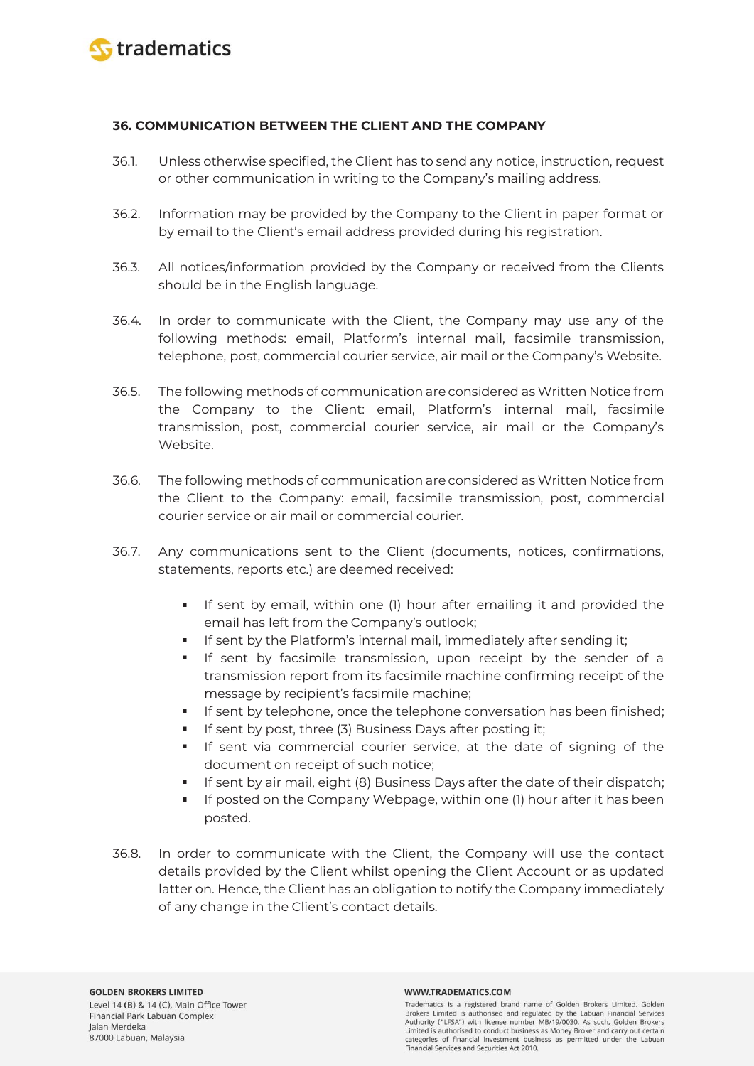### 36. COMMUNICATION BETWEEN THE CLIENT AND THE COMPANY

36.1. Unless otherwise specified, the Client has to send any notice, instruction, request or other communication in writing to the Company's mailing address.

36.2. Information may be provided by the Company to the Client in paper format or by email to the Client's email address provided during his registration.

36.3. All notices/information provided by the Company or received from the Clients should be in the English language.

36.4. In order to communicate with the Client, the Company may use any of the following methods: email, Platform's internal mail, facsimile transmission, telephone, post, commercial courier service, air mail or the Company's Website.

36.5. The following methods of communication are considered as Written Notice from the Company to the Client: email, Platform's internal mail, facsimile transmission, post, commercial courier service, air mail or the Company's Website.

36.6. The following methods of communication are considered as Written Notice from the Client to the Company: email, facsimile transmission, post, commercial courier service or air mail or commercial courier.

36.7. Any communications sent to the Client (documents, notices, confirmations, statements, reports etc.) are deemed received:

- If sent by email, within one (1) hour after emailing it and provided the email has left from the Company's outlook;
- If sent by the Platform's internal mail, immediately after sending it;
- If sent by facsimile transmission, upon receipt by the sender of a transmission report from its facsimile machine confirming receipt of the message by recipient's facsimile machine;
- If sent by telephone, once the telephone conversation has been finished;
- If sent by post, three (3) Business Days after posting it;
- If sent via commercial courier service, at the date of signing of the document on receipt of such notice;
- If sent by air mail, eight (8) Business Days after the date of their dispatch;
- If posted on the Company Webpage, within one (1) hour after it has been posted.

36.8. In order to communicate with the Client, the Company will use the contact details provided by the Client whilst opening the Client Account or as updated latter on. Hence, the Client has an obligation to notify the Company immediately of any change in the Client's contact details.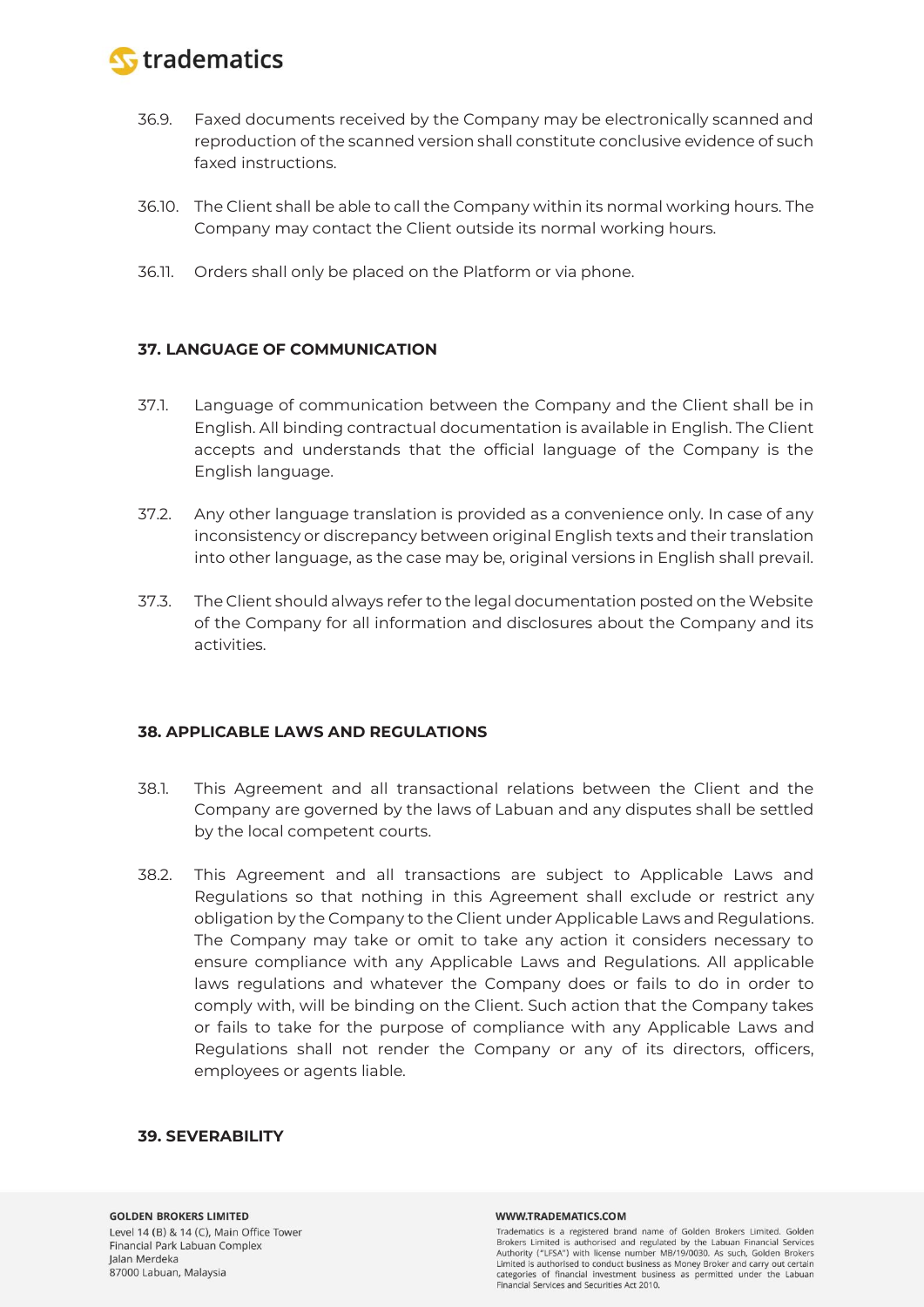36.9. Faxed documents received by the Company may be electronically scanned and reproduction of the scanned version shall constitute conclusive evidence of such faxed instructions.

36.10. The Client shall be able to call the Company within its normal working hours. The Company may contact the Client outside its normal working hours.

36.11. Orders shall only be placed on the Platform or via phone.

## 37. LANGUAGE OF COMMUNICATION

37.1. Language of communication between the Company and the Client shall be in English. All binding contractual documentation is available in English. The Client accepts and understands that the official language of the Company is the English language.

37.2. Any other language translation is provided as a convenience only. In case of any inconsistency or discrepancy between original English texts and their translation into other language, as the case may be, original versions in English shall prevail.

37.3. The Client should always refer to the legal documentation posted on the Website of the Company for all information and disclosures about the Company and its activities.

## 38. APPLICABLE LAWS AND REGULATIONS

38.1. This Agreement and all transactional relations between the Client and the Company are governed by the laws of Labuan and any disputes shall be settled by the local competent courts.

38.2. This Agreement and all transactions are subject to Applicable Laws and Regulations so that nothing in this Agreement shall exclude or restrict any obligation by the Company to the Client under Applicable Laws and Regulations. The Company may take or omit to take any action it considers necessary to ensure compliance with any Applicable Laws and Regulations. All applicable laws regulations and whatever the Company does or fails to do in order to comply with, will be binding on the Client. Such action that the Company takes or fails to take for the purpose of compliance with any Applicable Laws and Regulations shall not render the Company or any of its directors, officers, employees or agents liable.

## 39. SEVERABILITY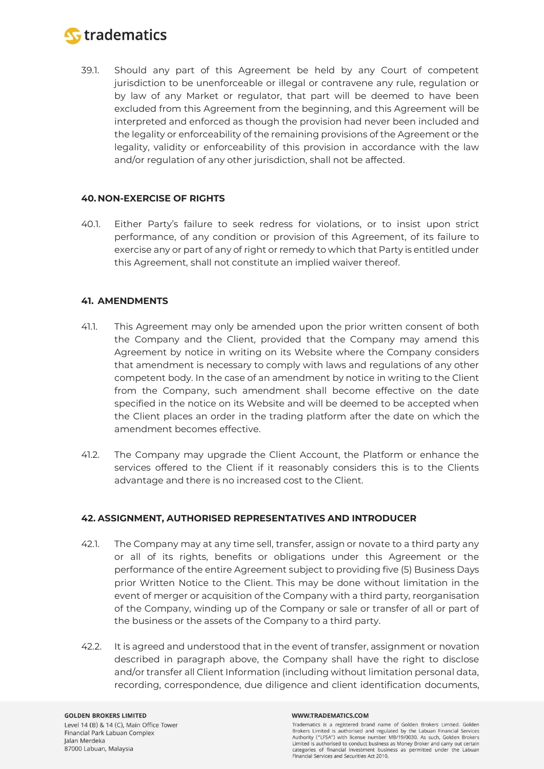39.1. Should any part of this Agreement be held by any Court of competent jurisdiction to be unenforceable or illegal or contravene any rule, regulation or by law of any Market or regulator, that part will be deemed to have been excluded from this Agreement from the beginning, and this Agreement will be interpreted and enforced as though the provision had never been included and the legality or enforceability of the remaining provisions of the Agreement or the legality, validity or enforceability of this provision in accordance with the law and/or regulation of any other jurisdiction, shall not be affected.

### 40. NON-EXERCISE OF RIGHTS

40.1. Either Party's failure to seek redress for violations, or to insist upon strict performance, of any condition or provision of this Agreement, of its failure to exercise any or part of any of right or remedy to which that Party is entitled under this Agreement, shall not constitute an implied waiver thereof.

### 41. AMENDMENTS

41.1. This Agreement may only be amended upon the prior written consent of both the Company and the Client, provided that the Company may amend this Agreement by notice in writing on its Website where the Company considers that amendment is necessary to comply with laws and regulations of any other competent body. In the case of an amendment by notice in writing to the Client from the Company, such amendment shall become effective on the date specified in the notice on its Website and will be deemed to be accepted when the Client places an order in the trading platform after the date on which the amendment becomes effective.

41.2. The Company may upgrade the Client Account, the Platform or enhance the services offered to the Client if it reasonably considers this is to the Clients advantage and there is no increased cost to the Client.

### 42. ASSIGNMENT, AUTHORISED REPRESENTATIVES AND INTRODUCER

42.1. The Company may at any time sell, transfer, assign or novate to a third party any or all of its rights, benefits or obligations under this Agreement or the performance of the entire Agreement subject to providing five (5) Business Days prior Written Notice to the Client. This may be done without limitation in the event of merger or acquisition of the Company with a third party, reorganisation of the Company, winding up of the Company or sale or transfer of all or part of the business or the assets of the Company to a third party.

42.2. It is agreed and understood that in the event of transfer, assignment or novation described in paragraph above, the Company shall have the right to disclose and/or transfer all Client Information (including without limitation personal data, recording, correspondence, due diligence and client identification documents,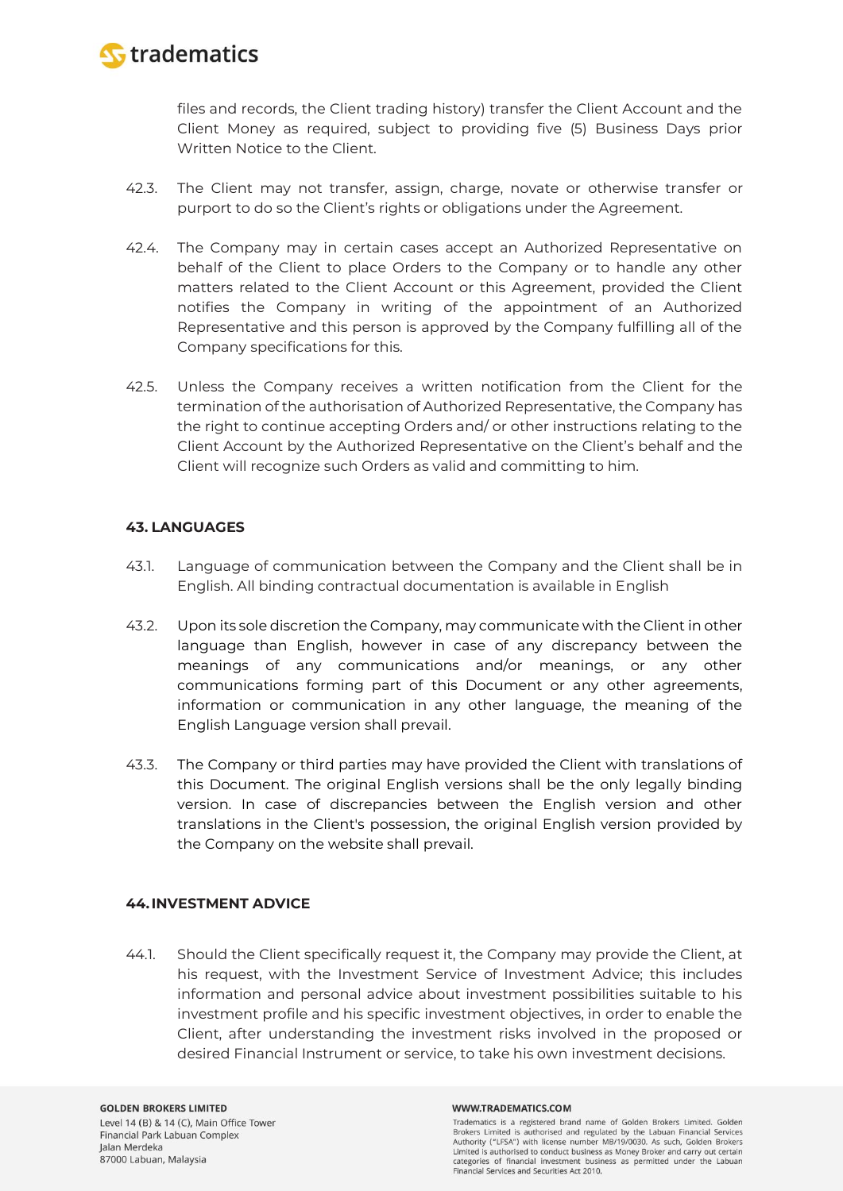files and records, the Client trading history) transfer the Client Account and the Client Money as required, subject to providing five (5) Business Days prior Written Notice to the Client.

42.3. The Client may not transfer, assign, charge, novate or otherwise transfer or purport to do so the Client's rights or obligations under the Agreement.

42.4. The Company may in certain cases accept an Authorized Representative on behalf of the Client to place Orders to the Company or to handle any other matters related to the Client Account or this Agreement, provided the Client notifies the Company in writing of the appointment of an Authorized Representative and this person is approved by the Company fulfilling all of the Company specifications for this.

42.5. Unless the Company receives a written notification from the Client for the termination of the authorisation of Authorized Representative, the Company has the right to continue accepting Orders and/ or other instructions relating to the Client Account by the Authorized Representative on the Client's behalf and the Client will recognize such Orders as valid and committing to him.

#### 43. LANGUAGES

43.1. Language of communication between the Company and the Client shall be in English. All binding contractual documentation is available in English

43.2. Upon its sole discretion the Company, may communicate with the Client in other language than English, however in case of any discrepancy between the meanings of any communications and/or meanings, or any other communications forming part of this Document or any other agreements, information or communication in any other language, the meaning of the English Language version shall prevail.

43.3. The Company or third parties may have provided the Client with translations of this Document. The original English versions shall be the only legally binding version. In case of discrepancies between the English version and other translations in the Client's possession, the original English version provided by the Company on the website shall prevail.

#### 44. INVESTMENT ADVICE

44.1. Should the Client specifically request it, the Company may provide the Client, at his request, with the Investment Service of Investment Advice; this includes information and personal advice about investment possibilities suitable to his investment profile and his specific investment objectives, in order to enable the Client, after understanding the investment risks involved in the proposed or desired Financial Instrument or service, to take his own investment decisions.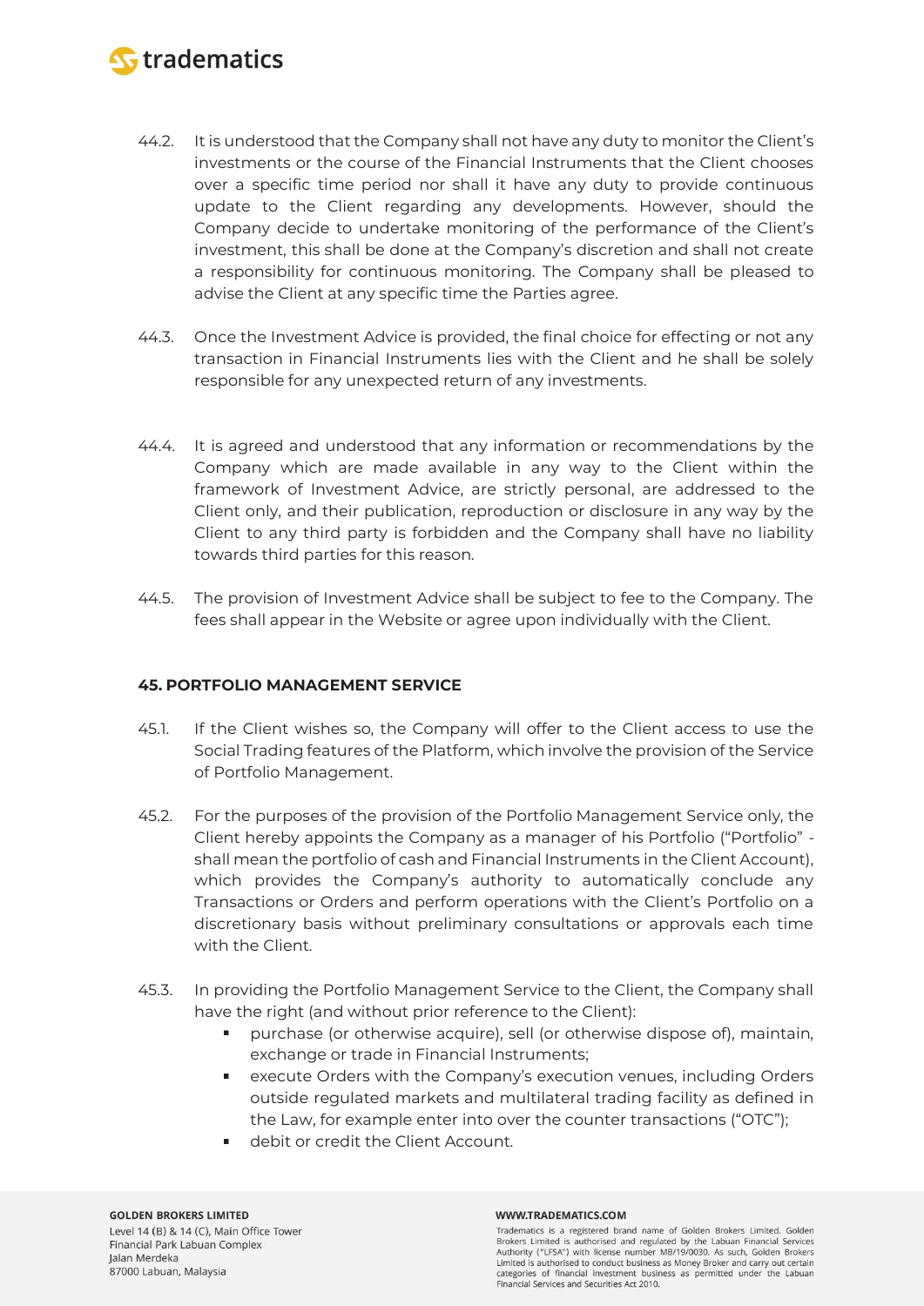44.2. It is understood that the Company shall not have any duty to monitor the Client's investments or the course of the Financial Instruments that the Client chooses over a specific time period nor shall it have any duty to provide continuous update to the Client regarding any developments. However, should the Company decide to undertake monitoring of the performance of the Client's investment, this shall be done at the Company's discretion and shall not create a responsibility for continuous monitoring. The Company shall be pleased to advise the Client at any specific time the Parties agree.

44.3. Once the Investment Advice is provided, the final choice for effecting or not any transaction in Financial Instruments lies with the Client and he shall be solely responsible for any unexpected return of any investments.

44.4. It is agreed and understood that any information or recommendations by the Company which are made available in any way to the Client within the framework of Investment Advice, are strictly personal, are addressed to the Client only, and their publication, reproduction or disclosure in any way by the Client to any third party is forbidden and the Company shall have no liability towards third parties for this reason.

44.5. The provision of Investment Advice shall be subject to fee to the Company. The fees shall appear in the Website or agree upon individually with the Client.

## 45. PORTFOLIO MANAGEMENT SERVICE

45.1. If the Client wishes so, the Company will offer to the Client access to use the Social Trading features of the Platform, which involve the provision of the Service of Portfolio Management.

45.2. For the purposes of the provision of the Portfolio Management Service only, the Client hereby appoints the Company as a manager of his Portfolio ("Portfolio" - shall mean the portfolio of cash and Financial Instruments in the Client Account), which provides the Company's authority to automatically conclude any Transactions or Orders and perform operations with the Client's Portfolio on a discretionary basis without preliminary consultations or approvals each time with the Client.

45.3. In providing the Portfolio Management Service to the Client, the Company shall have the right (and without prior reference to the Client):

- purchase (or otherwise acquire), sell (or otherwise dispose of), maintain, exchange or trade in Financial Instruments;
- execute Orders with the Company's execution venues, including Orders outside regulated markets and multilateral trading facility as defined in the Law, for example enter into over the counter transactions ("OTC");
- debit or credit the Client Account.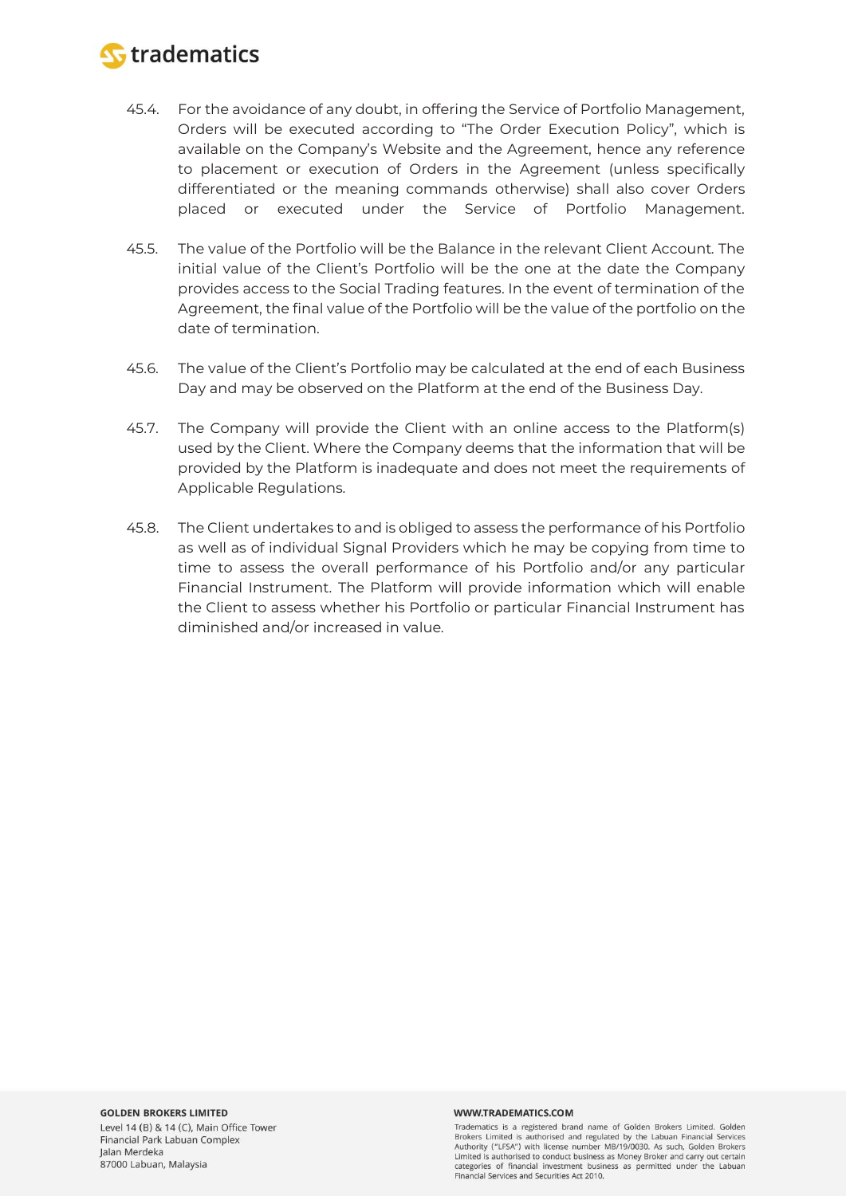45.4. For the avoidance of any doubt, in offering the Service of Portfolio Management, Orders will be executed according to "The Order Execution Policy", which is available on the Company's Website and the Agreement, hence any reference to placement or execution of Orders in the Agreement (unless specifically differentiated or the meaning commands otherwise) shall also cover Orders placed or executed under the Service of Portfolio Management.

45.5. The value of the Portfolio will be the Balance in the relevant Client Account. The initial value of the Client's Portfolio will be the one at the date the Company provides access to the Social Trading features. In the event of termination of the Agreement, the final value of the Portfolio will be the value of the portfolio on the date of termination.

45.6. The value of the Client's Portfolio may be calculated at the end of each Business Day and may be observed on the Platform at the end of the Business Day.

45.7. The Company will provide the Client with an online access to the Platform(s) used by the Client. Where the Company deems that the information that will be provided by the Platform is inadequate and does not meet the requirements of Applicable Regulations.

45.8. The Client undertakes to and is obliged to assess the performance of his Portfolio as well as of individual Signal Providers which he may be copying from time to time to assess the overall performance of his Portfolio and/or any particular Financial Instrument. The Platform will provide information which will enable the Client to assess whether his Portfolio or particular Financial Instrument has diminished and/or increased in value.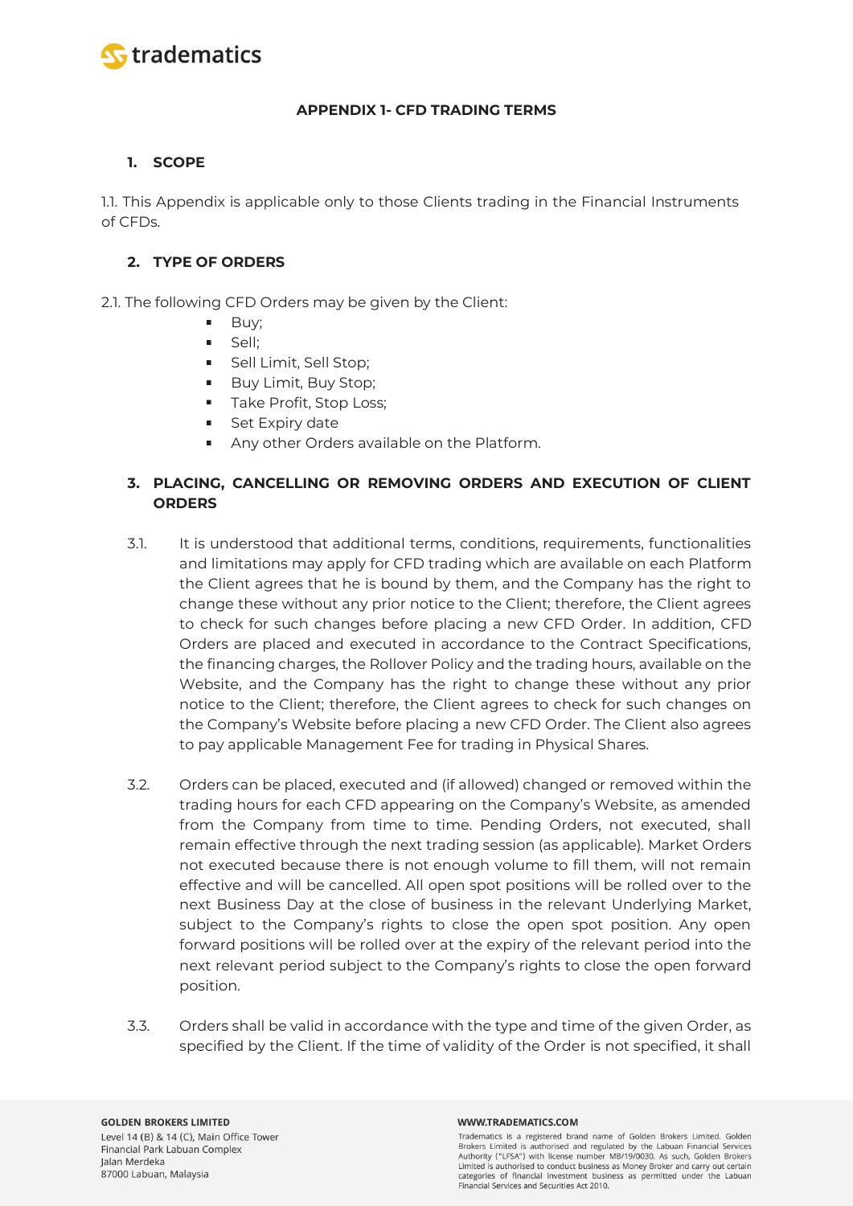## APPENDIX 1- CFD TRADING TERMS

### 1. SCOPE

1.1. This Appendix is applicable only to those Clients trading in the Financial Instruments of CFDs.

### 2. TYPE OF ORDERS

2.1. The following CFD Orders may be given by the Client:

- Buy;
- Sell;
- Sell Limit, Sell Stop;
- Buy Limit, Buy Stop;
- Take Profit, Stop Loss;
- Set Expiry date
- Any other Orders available on the Platform.

### 3. PLACING, CANCELLING OR REMOVING ORDERS AND EXECUTION OF CLIENT ORDERS

3.1. It is understood that additional terms, conditions, requirements, functionalities and limitations may apply for CFD trading which are available on each Platform the Client agrees that he is bound by them, and the Company has the right to change these without any prior notice to the Client; therefore, the Client agrees to check for such changes before placing a new CFD Order. In addition, CFD Orders are placed and executed in accordance to the Contract Specifications, the financing charges, the Rollover Policy and the trading hours, available on the Website, and the Company has the right to change these without any prior notice to the Client; therefore, the Client agrees to check for such changes on the Company's Website before placing a new CFD Order. The Client also agrees to pay applicable Management Fee for trading in Physical Shares.

3.2. Orders can be placed, executed and (if allowed) changed or removed within the trading hours for each CFD appearing on the Company's Website, as amended from the Company from time to time. Pending Orders, not executed, shall remain effective through the next trading session (as applicable). Market Orders not executed because there is not enough volume to fill them, will not remain effective and will be cancelled. All open spot positions will be rolled over to the next Business Day at the close of business in the relevant Underlying Market, subject to the Company's rights to close the open spot position. Any open forward positions will be rolled over at the expiry of the relevant period into the next relevant period subject to the Company's rights to close the open forward position.

3.3. Orders shall be valid in accordance with the type and time of the given Order, as specified by the Client. If the time of validity of the Order is not specified, it shall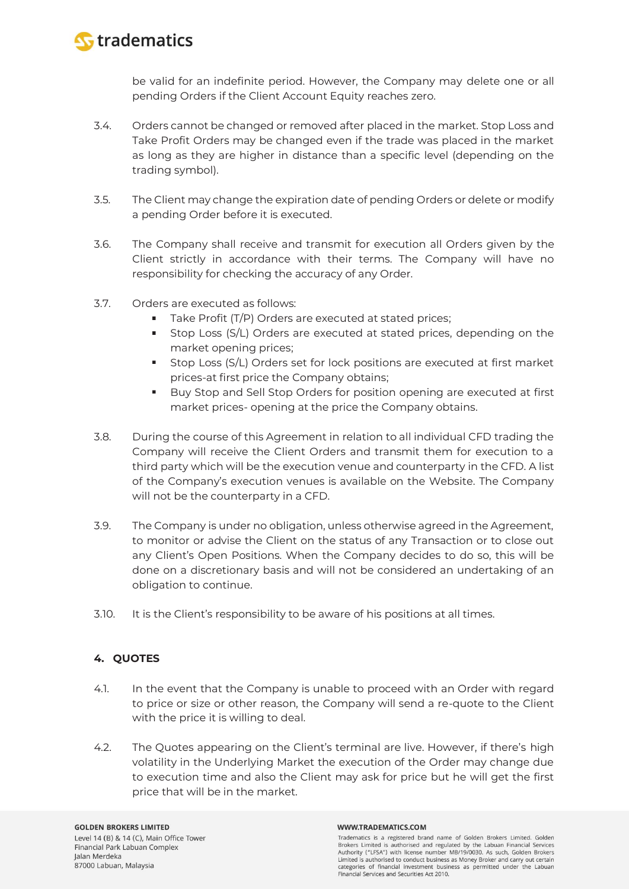be valid for an indefinite period. However, the Company may delete one or all pending Orders if the Client Account Equity reaches zero.

3.4. Orders cannot be changed or removed after placed in the market. Stop Loss and Take Profit Orders may be changed even if the trade was placed in the market as long as they are higher in distance than a specific level (depending on the trading symbol).

3.5. The Client may change the expiration date of pending Orders or delete or modify a pending Order before it is executed.

3.6. The Company shall receive and transmit for execution all Orders given by the Client strictly in accordance with their terms. The Company will have no responsibility for checking the accuracy of any Order.

3.7. Orders are executed as follows:

- Take Profit (T/P) Orders are executed at stated prices;
- Stop Loss (S/L) Orders are executed at stated prices, depending on the market opening prices;
- Stop Loss (S/L) Orders set for lock positions are executed at first market prices-at first price the Company obtains;
- Buy Stop and Sell Stop Orders for position opening are executed at first market prices- opening at the price the Company obtains.

3.8. During the course of this Agreement in relation to all individual CFD trading the Company will receive the Client Orders and transmit them for execution to a third party which will be the execution venue and counterparty in the CFD. A list of the Company's execution venues is available on the Website. The Company will not be the counterparty in a CFD.

3.9. The Company is under no obligation, unless otherwise agreed in the Agreement, to monitor or advise the Client on the status of any Transaction or to close out any Client's Open Positions. When the Company decides to do so, this will be done on a discretionary basis and will not be considered an undertaking of an obligation to continue.

3.10. It is the Client's responsibility to be aware of his positions at all times.

## 4. QUOTES

4.1. In the event that the Company is unable to proceed with an Order with regard to price or size or other reason, the Company will send a re-quote to the Client with the price it is willing to deal.

4.2. The Quotes appearing on the Client's terminal are live. However, if there's high volatility in the Underlying Market the execution of the Order may change due to execution time and also the Client may ask for price but he will get the first price that will be in the market.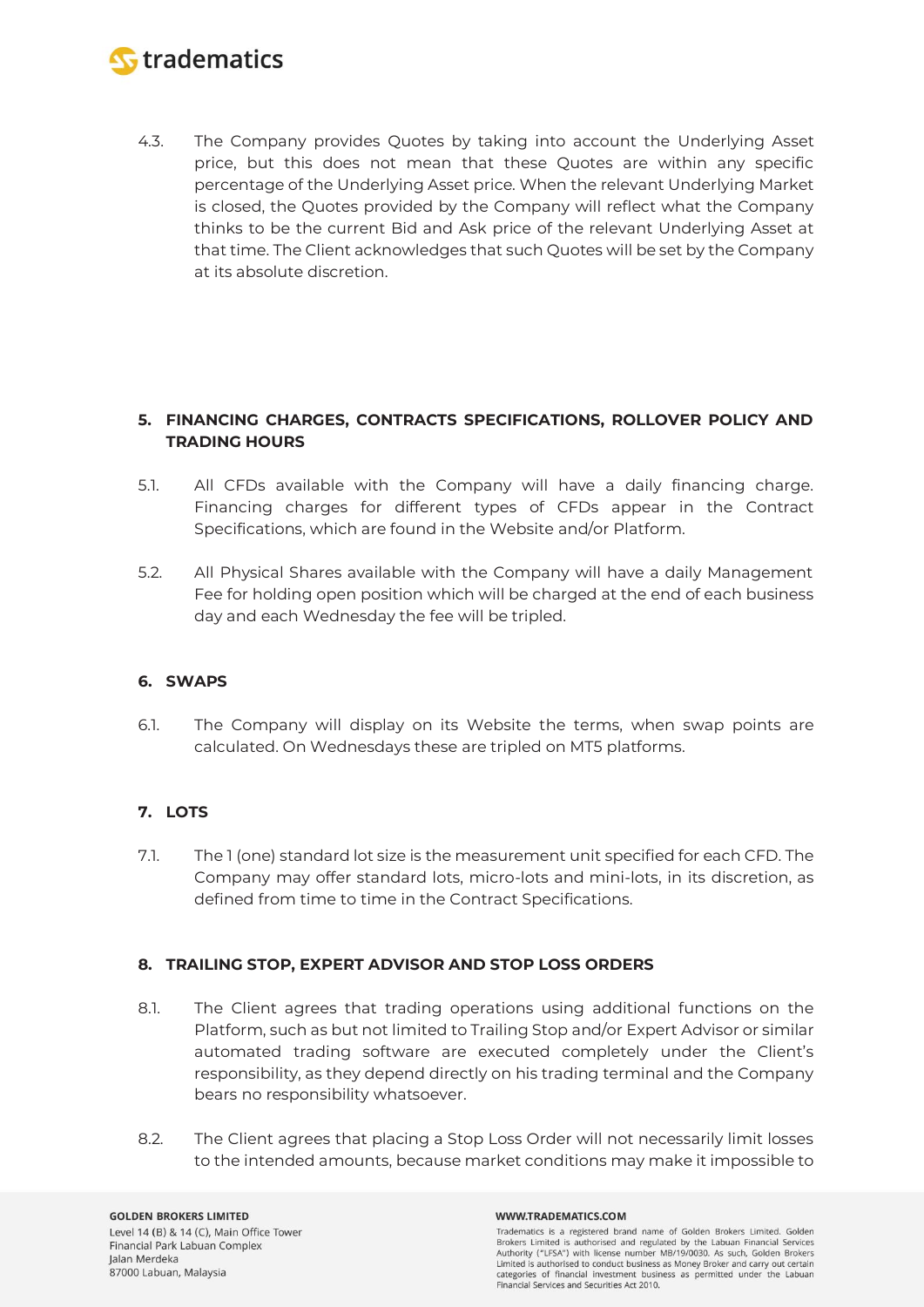4.3. The Company provides Quotes by taking into account the Underlying Asset price, but this does not mean that these Quotes are within any specific percentage of the Underlying Asset price. When the relevant Underlying Market is closed, the Quotes provided by the Company will reflect what the Company thinks to be the current Bid and Ask price of the relevant Underlying Asset at that time. The Client acknowledges that such Quotes will be set by the Company at its absolute discretion.

## 5. FINANCING CHARGES, CONTRACTS SPECIFICATIONS, ROLLOVER POLICY AND TRADING HOURS

5.1. All CFDs available with the Company will have a daily financing charge. Financing charges for different types of CFDs appear in the Contract Specifications, which are found in the Website and/or Platform.

5.2. All Physical Shares available with the Company will have a daily Management Fee for holding open position which will be charged at the end of each business day and each Wednesday the fee will be tripled.

## 6. SWAPS

6.1. The Company will display on its Website the terms, when swap points are calculated. On Wednesdays these are tripled on MT5 platforms.

## 7. LOTS

7.1. The 1 (one) standard lot size is the measurement unit specified for each CFD. The Company may offer standard lots, micro-lots and mini-lots, in its discretion, as defined from time to time in the Contract Specifications.

## 8. TRAILING STOP, EXPERT ADVISOR AND STOP LOSS ORDERS

8.1. The Client agrees that trading operations using additional functions on the Platform, such as but not limited to Trailing Stop and/or Expert Advisor or similar automated trading software are executed completely under the Client's responsibility, as they depend directly on his trading terminal and the Company bears no responsibility whatsoever.

8.2. The Client agrees that placing a Stop Loss Order will not necessarily limit losses to the intended amounts, because market conditions may make it impossible to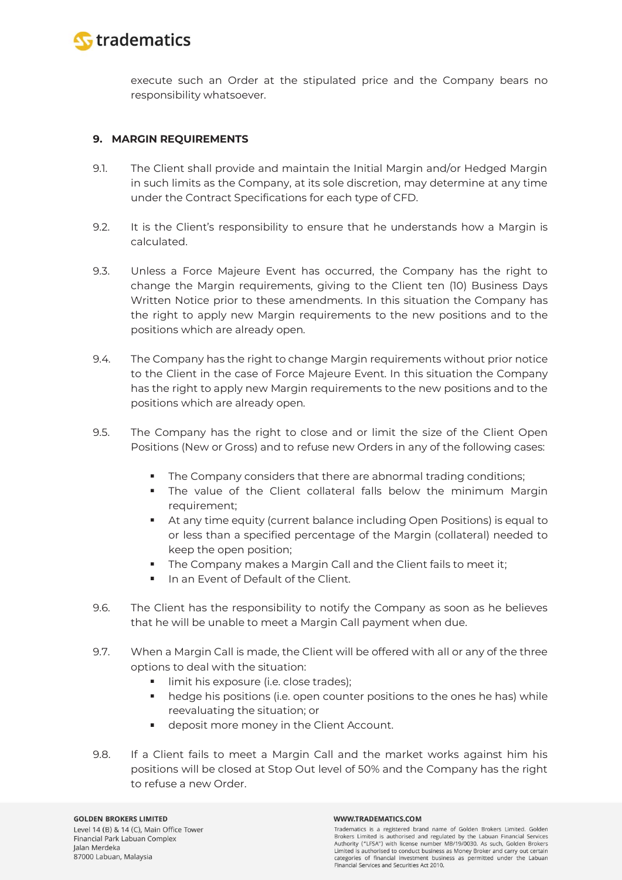execute such an Order at the stipulated price and the Company bears no responsibility whatsoever.

### 9. MARGIN REQUIREMENTS

9.1. The Client shall provide and maintain the Initial Margin and/or Hedged Margin in such limits as the Company, at its sole discretion, may determine at any time under the Contract Specifications for each type of CFD.

9.2. It is the Client's responsibility to ensure that he understands how a Margin is calculated.

9.3. Unless a Force Majeure Event has occurred, the Company has the right to change the Margin requirements, giving to the Client ten (10) Business Days Written Notice prior to these amendments. In this situation the Company has the right to apply new Margin requirements to the new positions and to the positions which are already open.

9.4. The Company has the right to change Margin requirements without prior notice to the Client in the case of Force Majeure Event. In this situation the Company has the right to apply new Margin requirements to the new positions and to the positions which are already open.

9.5. The Company has the right to close and or limit the size of the Client Open Positions (New or Gross) and to refuse new Orders in any of the following cases:

- The Company considers that there are abnormal trading conditions;
- The value of the Client collateral falls below the minimum Margin requirement;
- At any time equity (current balance including Open Positions) is equal to or less than a specified percentage of the Margin (collateral) needed to keep the open position;
- The Company makes a Margin Call and the Client fails to meet it;
- In an Event of Default of the Client.

9.6. The Client has the responsibility to notify the Company as soon as he believes that he will be unable to meet a Margin Call payment when due.

9.7. When a Margin Call is made, the Client will be offered with all or any of the three options to deal with the situation:

- limit his exposure (i.e. close trades);
- hedge his positions (i.e. open counter positions to the ones he has) while reevaluating the situation; or
- deposit more money in the Client Account.

9.8. If a Client fails to meet a Margin Call and the market works against him his positions will be closed at Stop Out level of 50% and the Company has the right to refuse a new Order.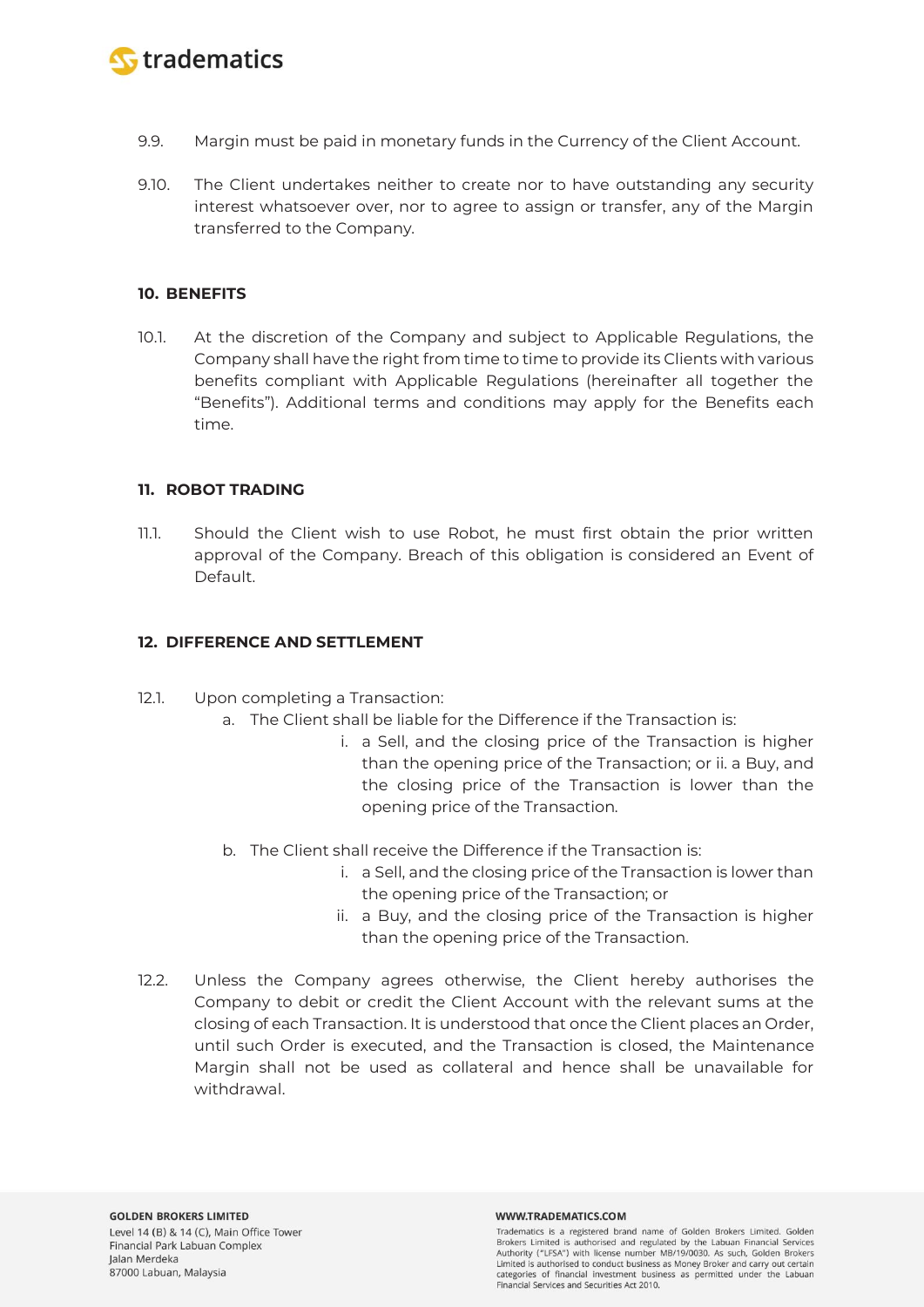9.9. Margin must be paid in monetary funds in the Currency of the Client Account.

9.10. The Client undertakes neither to create nor to have outstanding any security interest whatsoever over, nor to agree to assign or transfer, any of the Margin transferred to the Company.

## 10. BENEFITS

10.1. At the discretion of the Company and subject to Applicable Regulations, the Company shall have the right from time to time to provide its Clients with various benefits compliant with Applicable Regulations (hereinafter all together the "Benefits"). Additional terms and conditions may apply for the Benefits each time.

## 11. ROBOT TRADING

11.1. Should the Client wish to use Robot, he must first obtain the prior written approval of the Company. Breach of this obligation is considered an Event of Default.

## 12. DIFFERENCE AND SETTLEMENT

12.1. Upon completing a Transaction:

a. The Client shall be liable for the Difference if the Transaction is:

i. a Sell, and the closing price of the Transaction is higher than the opening price of the Transaction; or ii. a Buy, and the closing price of the Transaction is lower than the opening price of the Transaction.

b. The Client shall receive the Difference if the Transaction is:

i. a Sell, and the closing price of the Transaction is lower than the opening price of the Transaction; or

ii. a Buy, and the closing price of the Transaction is higher than the opening price of the Transaction.

12.2. Unless the Company agrees otherwise, the Client hereby authorises the Company to debit or credit the Client Account with the relevant sums at the closing of each Transaction. It is understood that once the Client places an Order, until such Order is executed, and the Transaction is closed, the Maintenance Margin shall not be used as collateral and hence shall be unavailable for withdrawal.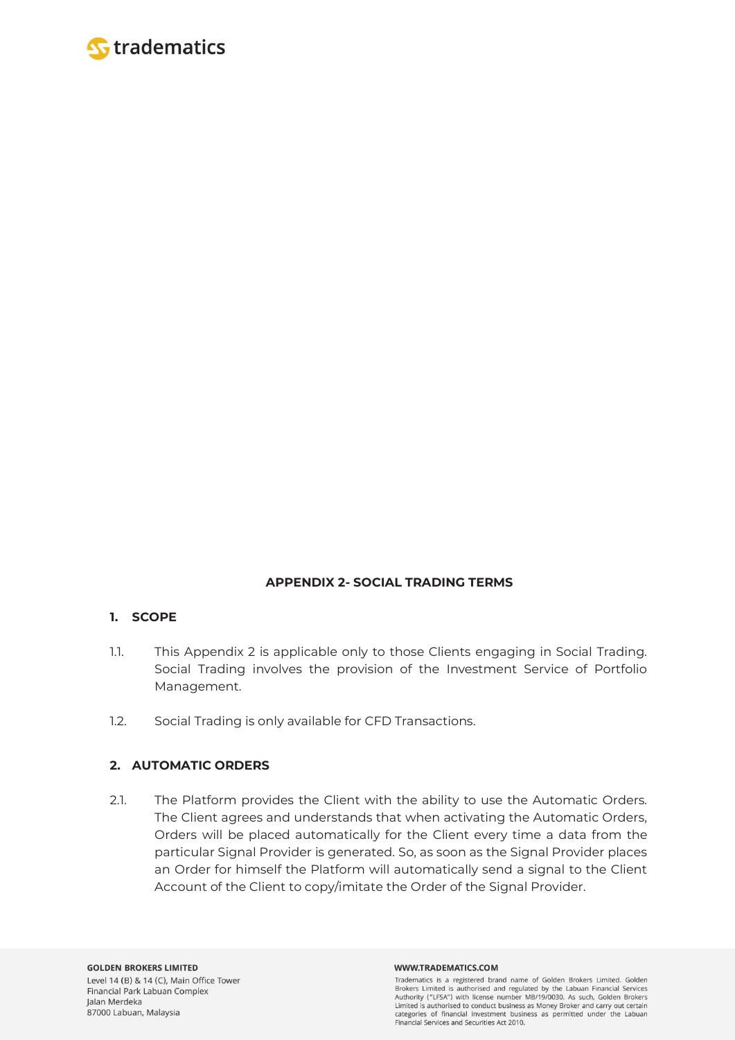**APPENDIX 2- SOCIAL TRADING TERMS**

## 1. SCOPE

1.1. This Appendix 2 is applicable only to those Clients engaging in Social Trading. Social Trading involves the provision of the Investment Service of Portfolio Management.

1.2. Social Trading is only available for CFD Transactions.

## 2. AUTOMATIC ORDERS

2.1. The Platform provides the Client with the ability to use the Automatic Orders. The Client agrees and understands that when activating the Automatic Orders, Orders will be placed automatically for the Client every time a data from the particular Signal Provider is generated. So, as soon as the Signal Provider places an Order for himself the Platform will automatically send a signal to the Client Account of the Client to copy/imitate the Order of the Signal Provider.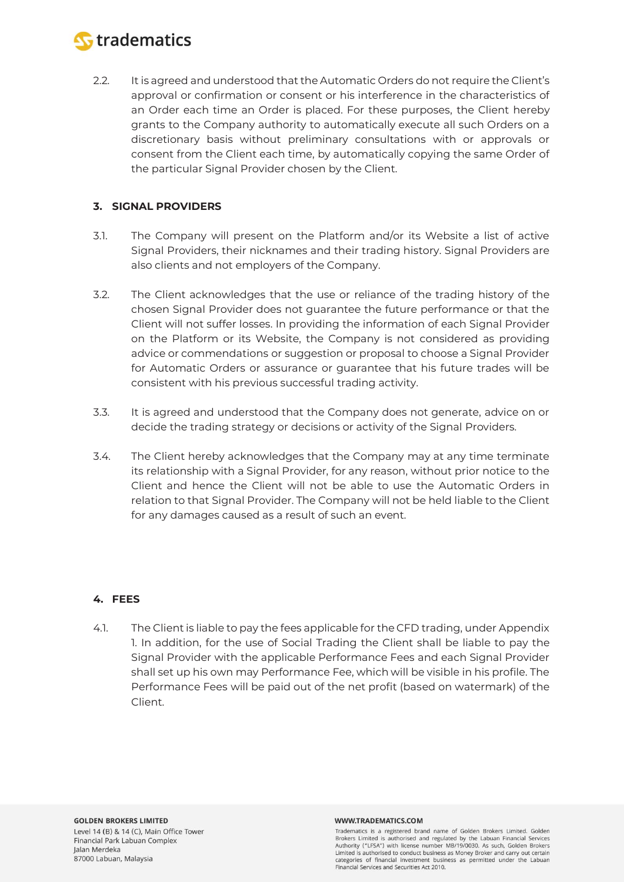2.2. It is agreed and understood that the Automatic Orders do not require the Client's approval or confirmation or consent or his interference in the characteristics of an Order each time an Order is placed. For these purposes, the Client hereby grants to the Company authority to automatically execute all such Orders on a discretionary basis without preliminary consultations with or approvals or consent from the Client each time, by automatically copying the same Order of the particular Signal Provider chosen by the Client.

## 3. SIGNAL PROVIDERS

3.1. The Company will present on the Platform and/or its Website a list of active Signal Providers, their nicknames and their trading history. Signal Providers are also clients and not employers of the Company.

3.2. The Client acknowledges that the use or reliance of the trading history of the chosen Signal Provider does not guarantee the future performance or that the Client will not suffer losses. In providing the information of each Signal Provider on the Platform or its Website, the Company is not considered as providing advice or commendations or suggestion or proposal to choose a Signal Provider for Automatic Orders or assurance or guarantee that his future trades will be consistent with his previous successful trading activity.

3.3. It is agreed and understood that the Company does not generate, advice on or decide the trading strategy or decisions or activity of the Signal Providers.

3.4. The Client hereby acknowledges that the Company may at any time terminate its relationship with a Signal Provider, for any reason, without prior notice to the Client and hence the Client will not be able to use the Automatic Orders in relation to that Signal Provider. The Company will not be held liable to the Client for any damages caused as a result of such an event.

## 4. FEES

4.1. The Client is liable to pay the fees applicable for the CFD trading, under Appendix 1. In addition, for the use of Social Trading the Client shall be liable to pay the Signal Provider with the applicable Performance Fees and each Signal Provider shall set up his own may Performance Fee, which will be visible in his profile. The Performance Fees will be paid out of the net profit (based on watermark) of the Client.